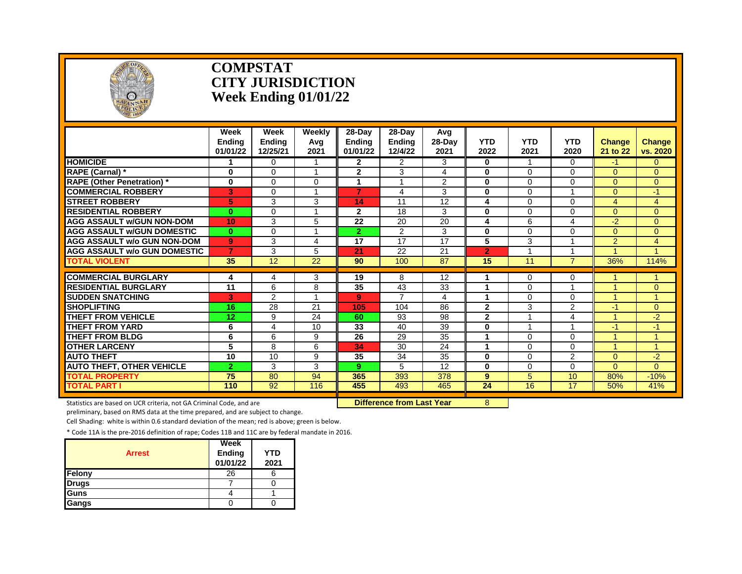# COMPSTAT
# CITY JURISDICTION
# Week Ending 01/01/22

| | Week Ending 01/01/22 | Week Ending 12/25/21 | Weekly Avg 2021 | 28-Day Ending 01/01/22 | 28-Day Ending 12/4/22 | Avg 28-Day 2021 | YTD 2022 | YTD 2021 | YTD 2020 | Change 21 to 22 | Change vs. 2020 |
|---|---|---|---|---|---|---|---|---|---|---|---|
| **HOMICIDE** | 1 | 0 | 1 | 2 | 2 | 3 | 0 | 1 | 0 | -1 | 0 |
| **RAPE (Carnal) *** | 0 | 0 | 1 | 2 | 3 | 4 | 0 | 0 | 0 | 0 | 0 |
| **RAPE (Other Penetration) *** | 0 | 0 | 0 | 1 | 1 | 2 | 0 | 0 | 0 | 0 | 0 |
| **COMMERCIAL ROBBERY** | 3 | 0 | 1 | 7 | 4 | 3 | 0 | 0 | 1 | 0 | -1 |
| **STREET ROBBERY** | 5 | 3 | 3 | 14 | 11 | 12 | 4 | 0 | 0 | 4 | 4 |
| **RESIDENTIAL ROBBERY** | 0 | 0 | 1 | 2 | 18 | 3 | 0 | 0 | 0 | 0 | 0 |
| **AGG ASSAULT w/GUN NON-DOM** | 10 | 3 | 5 | 22 | 20 | 20 | 4 | 6 | 4 | -2 | 0 |
| **AGG ASSAULT w/GUN DOMESTIC** | 0 | 0 | 1 | 2 | 2 | 3 | 0 | 0 | 0 | 0 | 0 |
| **AGG ASSAULT w/o GUN NON-DOM** | 9 | 3 | 4 | 17 | 17 | 17 | 5 | 3 | 1 | 2 | 4 |
| **AGG ASSAULT w/o GUN DOMESTIC** | 7 | 3 | 5 | 21 | 22 | 21 | 2 | 1 | 1 | 1 | 1 |
| **TOTAL VIOLENT** | 35 | 12 | 22 | 90 | 100 | 87 | 15 | 11 | 7 | 36% | 114% |
| **COMMERCIAL BURGLARY** | 4 | 4 | 3 | 19 | 8 | 12 | 1 | 0 | 0 | 1 | 1 |
| **RESIDENTIAL BURGLARY** | 11 | 6 | 8 | 35 | 43 | 33 | 1 | 0 | 1 | 1 | 0 |
| **SUDDEN SNATCHING** | 3 | 2 | 1 | 9 | 7 | 4 | 1 | 0 | 0 | 1 | 1 |
| **SHOPLIFTING** | 16 | 28 | 21 | 105 | 104 | 86 | 2 | 3 | 2 | -1 | 0 |
| **THEFT FROM VEHICLE** | 12 | 9 | 24 | 60 | 93 | 98 | 2 | 1 | 4 | 1 | -2 |
| **THEFT FROM YARD** | 6 | 4 | 10 | 33 | 40 | 39 | 0 | 1 | 1 | -1 | -1 |
| **THEFT FROM BLDG** | 6 | 6 | 9 | 26 | 29 | 35 | 1 | 0 | 0 | 1 | 1 |
| **OTHER LARCENY** | 5 | 8 | 6 | 34 | 30 | 24 | 1 | 0 | 0 | 1 | 1 |
| **AUTO THEFT** | 10 | 10 | 9 | 35 | 34 | 35 | 0 | 0 | 2 | 0 | -2 |
| **AUTO THEFT, OTHER VEHICLE** | 2 | 3 | 3 | 9 | 5 | 12 | 0 | 0 | 0 | 0 | 0 |
| **TOTAL PROPERTY** | 75 | 80 | 94 | 365 | 393 | 378 | 9 | 5 | 10 | 80% | -10% |
| **TOTAL PART I** | 110 | 92 | 116 | 455 | 493 | 465 | 24 | 16 | 17 | 50% | 41% |

**Difference from Last Year**: 8

Statistics are based on UCR criteria, not GA Criminal Code, and are preliminary, based on RMS data at the time prepared, and are subject to change.

Cell Shading: white is within 0.6 standard deviation of the mean; red is above; green is below.

\* Code 11A is the pre-2016 definition of rape; Codes 11B and 11C are by federal mandate in 2016.

| Arrest | Week Ending 01/01/22 | YTD 2021 |
|---|---|---|
| **Felony** | 26 | 6 |
| **Drugs** | 7 | 0 |
| **Guns** | 4 | 1 |
| **Gangs** | 0 | 0 |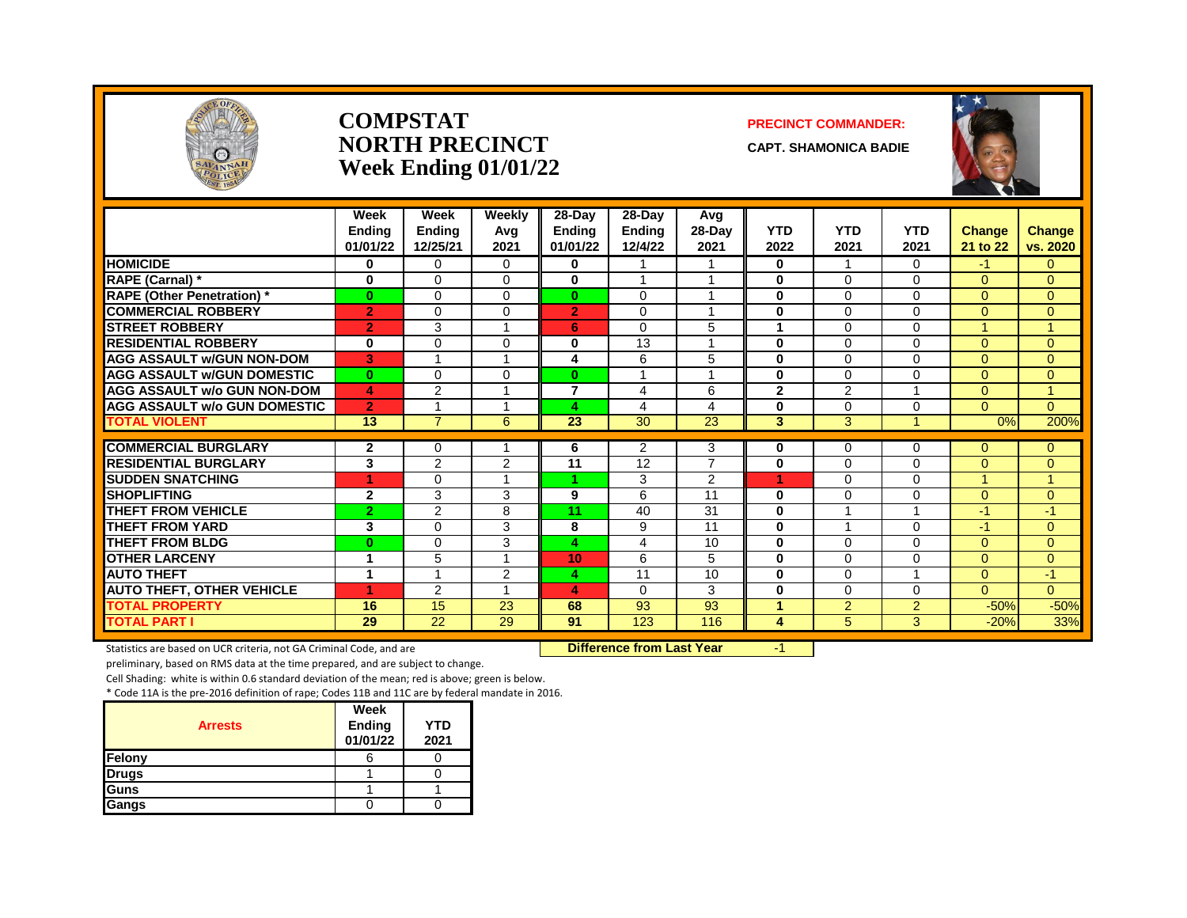# COMPSTAT
# NORTH PRECINCT
# Week Ending 01/01/22

**PRECINCT COMMANDER:**

**CAPT. SHAMONICA BADIE**

| | Week Ending 01/01/22 | Week Ending 12/25/21 | Weekly Avg 2021 | 28-Day Ending 01/01/22 | 28-Day Ending 12/4/22 | Avg 28-Day 2021 | YTD 2022 | YTD 2021 | YTD 2021 | Change 21 to 22 | Change vs. 2020 |
|---|---|---|---|---|---|---|---|---|---|---|---|
| HOMICIDE | 0 | 0 | 0 | 0 | 1 | 1 | 0 | 1 | 0 | -1 | 0 |
| RAPE (Carnal) * | 0 | 0 | 0 | 0 | 1 | 1 | 0 | 0 | 0 | 0 | 0 |
| RAPE (Other Penetration) * | 0 | 0 | 0 | 0 | 0 | 1 | 0 | 0 | 0 | 0 | 0 |
| COMMERCIAL ROBBERY | 2 | 0 | 0 | 2 | 0 | 1 | 0 | 0 | 0 | 0 | 0 |
| STREET ROBBERY | 2 | 3 | 1 | 6 | 0 | 5 | 1 | 0 | 0 | 1 | 1 |
| RESIDENTIAL ROBBERY | 0 | 0 | 0 | 0 | 13 | 1 | 0 | 0 | 0 | 0 | 0 |
| AGG ASSAULT w/GUN NON-DOM | 3 | 1 | 1 | 4 | 6 | 5 | 0 | 0 | 0 | 0 | 0 |
| AGG ASSAULT w/GUN DOMESTIC | 0 | 0 | 0 | 0 | 1 | 1 | 0 | 0 | 0 | 0 | 0 |
| AGG ASSAULT w/o GUN NON-DOM | 4 | 2 | 1 | 7 | 4 | 6 | 2 | 2 | 1 | 0 | 1 |
| AGG ASSAULT w/o GUN DOMESTIC | 2 | 1 | 1 | 4 | 4 | 4 | 0 | 0 | 0 | 0 | 0 |
| TOTAL VIOLENT | 13 | 7 | 6 | 23 | 30 | 23 | 3 | 3 | 1 | 0% | 200% |
| COMMERCIAL BURGLARY | 2 | 0 | 1 | 6 | 2 | 3 | 0 | 0 | 0 | 0 | 0 |
| RESIDENTIAL BURGLARY | 3 | 2 | 2 | 11 | 12 | 7 | 0 | 0 | 0 | 0 | 0 |
| SUDDEN SNATCHING | 1 | 0 | 1 | 1 | 3 | 2 | 1 | 0 | 0 | 1 | 1 |
| SHOPLIFTING | 2 | 3 | 3 | 9 | 6 | 11 | 0 | 0 | 0 | 0 | 0 |
| THEFT FROM VEHICLE | 2 | 2 | 8 | 11 | 40 | 31 | 0 | 1 | 1 | -1 | -1 |
| THEFT FROM YARD | 3 | 0 | 3 | 8 | 9 | 11 | 0 | 1 | 0 | -1 | 0 |
| THEFT FROM BLDG | 0 | 0 | 3 | 4 | 4 | 10 | 0 | 0 | 0 | 0 | 0 |
| OTHER LARCENY | 1 | 5 | 1 | 10 | 6 | 5 | 0 | 0 | 0 | 0 | 0 |
| AUTO THEFT | 1 | 1 | 2 | 4 | 11 | 10 | 0 | 0 | 1 | 0 | -1 |
| AUTO THEFT, OTHER VEHICLE | 1 | 2 | 1 | 4 | 0 | 3 | 0 | 0 | 0 | 0 | 0 |
| TOTAL PROPERTY | 16 | 15 | 23 | 68 | 93 | 93 | 1 | 2 | 2 | -50% | -50% |
| TOTAL PART I | 29 | 22 | 29 | 91 | 123 | 116 | 4 | 5 | 3 | -20% | 33% |

**Difference from Last Year** -1

Statistics are based on UCR criteria, not GA Criminal Code, and are preliminary, based on RMS data at the time prepared, and are subject to change.

Cell Shading: white is within 0.6 standard deviation of the mean; red is above; green is below.

* Code 11A is the pre-2016 definition of rape; Codes 11B and 11C are by federal mandate in 2016.

| Arrests | Week Ending 01/01/22 | YTD 2021 |
|---|---|---|
| Felony | 6 | 0 |
| Drugs | 1 | 0 |
| Guns | 1 | 1 |
| Gangs | 0 | 0 |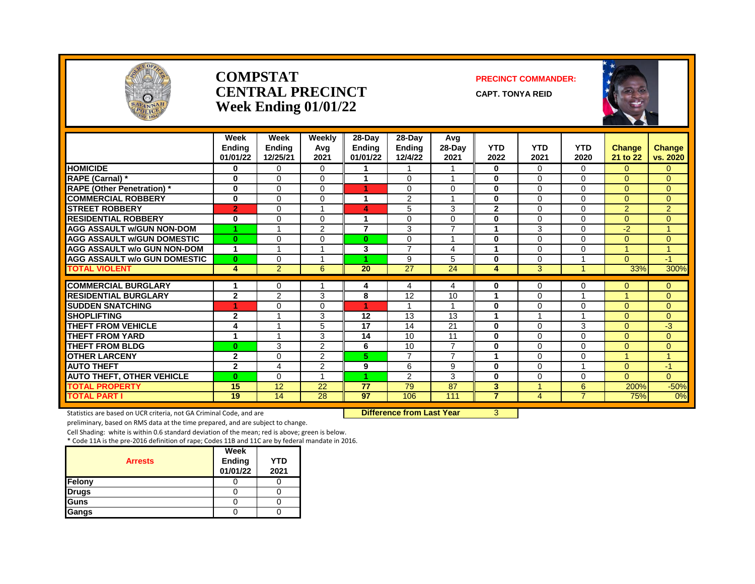# COMPSTAT
# CENTRAL PRECINCT
## Week Ending 01/01/22

**PRECINCT COMMANDER:**

**CAPT. TONYA REID**

| | Week Ending 01/01/22 | Week Ending 12/25/21 | Weekly Avg 2021 | 28-Day Ending 01/01/22 | 28-Day Ending 12/4/22 | Avg 28-Day 2021 | YTD 2022 | YTD 2021 | YTD 2020 | Change 21 to 22 | Change vs. 2020 |
|---|---|---|---|---|---|---|---|---|---|---|---|
| HOMICIDE | 0 | 0 | 0 | 1 | 1 | 1 | 0 | 0 | 0 | 0 | 0 |
| RAPE (Carnal) * | 0 | 0 | 0 | 1 | 0 | 1 | 0 | 0 | 0 | 0 | 0 |
| RAPE (Other Penetration) * | 0 | 0 | 0 | 1 | 0 | 0 | 0 | 0 | 0 | 0 | 0 |
| COMMERCIAL ROBBERY | 0 | 0 | 0 | 1 | 2 | 1 | 0 | 0 | 0 | 0 | 0 |
| STREET ROBBERY | 2 | 0 | 1 | 4 | 5 | 3 | 2 | 0 | 0 | 2 | 2 |
| RESIDENTIAL ROBBERY | 0 | 0 | 0 | 1 | 0 | 0 | 0 | 0 | 0 | 0 | 0 |
| AGG ASSAULT w/GUN NON-DOM | 1 | 1 | 2 | 7 | 3 | 7 | 1 | 3 | 0 | -2 | 1 |
| AGG ASSAULT w/GUN DOMESTIC | 0 | 0 | 0 | 0 | 0 | 1 | 0 | 0 | 0 | 0 | 0 |
| AGG ASSAULT w/o GUN NON-DOM | 1 | 1 | 1 | 3 | 7 | 4 | 1 | 0 | 0 | 1 | 1 |
| AGG ASSAULT w/o GUN DOMESTIC | 0 | 0 | 1 | 1 | 9 | 5 | 0 | 0 | 1 | 0 | -1 |
| TOTAL VIOLENT | 4 | 2 | 6 | 20 | 27 | 24 | 4 | 3 | 1 | 33% | 300% |
| COMMERCIAL BURGLARY | 1 | 0 | 1 | 4 | 4 | 4 | 0 | 0 | 0 | 0 | 0 |
| RESIDENTIAL BURGLARY | 2 | 2 | 3 | 8 | 12 | 10 | 1 | 0 | 1 | 1 | 0 |
| SUDDEN SNATCHING | 1 | 0 | 0 | 1 | 1 | 1 | 0 | 0 | 0 | 0 | 0 |
| SHOPLIFTING | 2 | 1 | 3 | 12 | 13 | 13 | 1 | 1 | 1 | 0 | 0 |
| THEFT FROM VEHICLE | 4 | 1 | 5 | 17 | 14 | 21 | 0 | 0 | 3 | 0 | -3 |
| THEFT FROM YARD | 1 | 1 | 3 | 14 | 10 | 11 | 0 | 0 | 0 | 0 | 0 |
| THEFT FROM BLDG | 0 | 3 | 2 | 6 | 10 | 7 | 0 | 0 | 0 | 0 | 0 |
| OTHER LARCENY | 2 | 0 | 2 | 5 | 7 | 7 | 1 | 0 | 0 | 1 | 1 |
| AUTO THEFT | 2 | 4 | 2 | 9 | 6 | 9 | 0 | 0 | 1 | 0 | -1 |
| AUTO THEFT, OTHER VEHICLE | 0 | 0 | 1 | 1 | 2 | 3 | 0 | 0 | 0 | 0 | 0 |
| TOTAL PROPERTY | 15 | 12 | 22 | 77 | 79 | 87 | 3 | 1 | 6 | 200% | -50% |
| TOTAL PART I | 19 | 14 | 28 | 97 | 106 | 111 | 7 | 4 | 7 | 75% | 0% |

**Difference from Last Year** 3

Statistics are based on UCR criteria, not GA Criminal Code, and are preliminary, based on RMS data at the time prepared, and are subject to change.

Cell Shading: white is within 0.6 standard deviation of the mean; red is above; green is below.

* Code 11A is the pre-2016 definition of rape; Codes 11B and 11C are by federal mandate in 2016.

| Arrests | Week Ending 01/01/22 | YTD 2021 |
|---|---|---|
| Felony | 0 | 0 |
| Drugs | 0 | 0 |
| Guns | 0 | 0 |
| Gangs | 0 | 0 |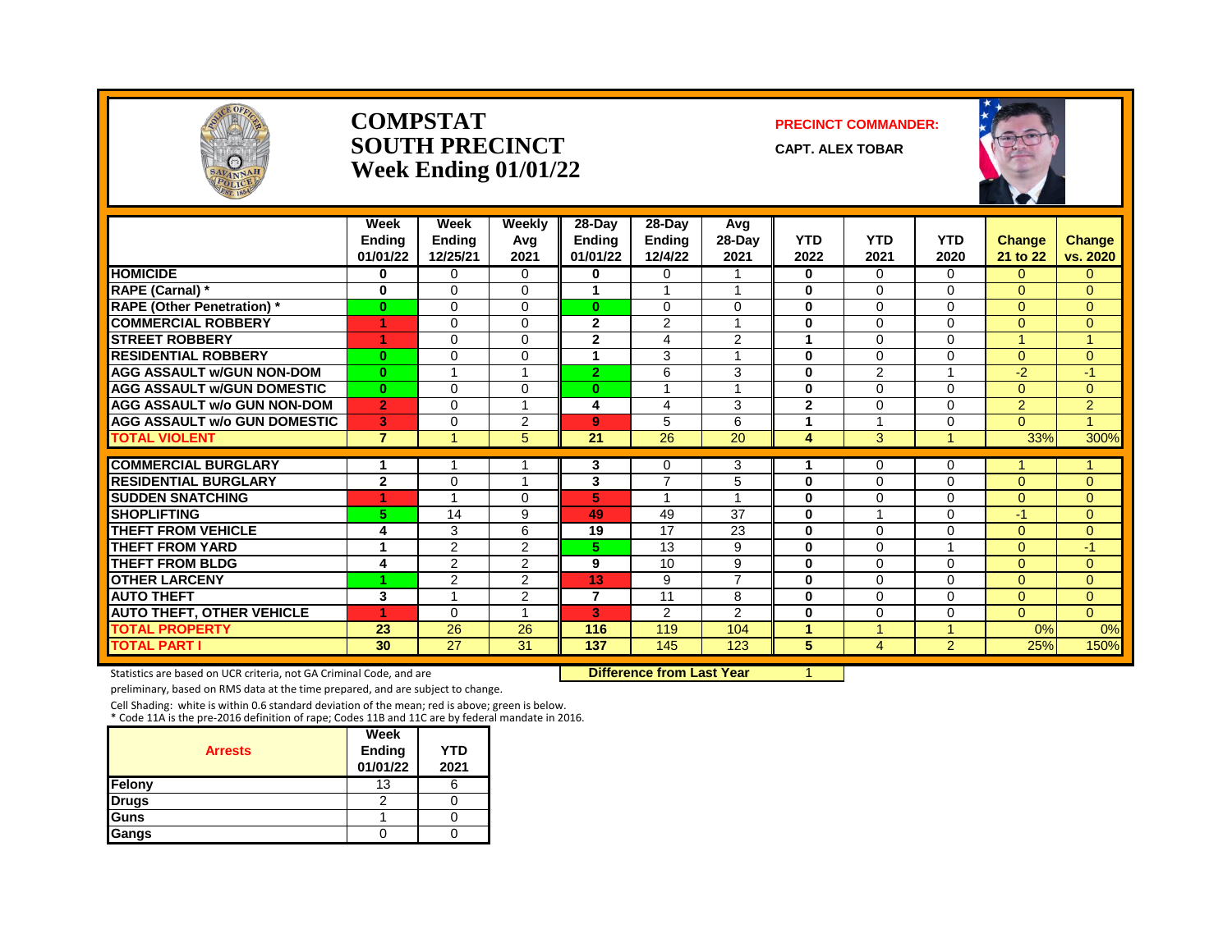# COMPSTAT
# SOUTH PRECINCT
# Week Ending 01/01/22

**PRECINCT COMMANDER:**

**CAPT. ALEX TOBAR**

| | Week Ending 01/01/22 | Week Ending 12/25/21 | Weekly Avg 2021 | 28-Day Ending 01/01/22 | 28-Day Ending 12/4/22 | Avg 28-Day 2021 | YTD 2022 | YTD 2021 | YTD 2020 | Change 21 to 22 | Change vs. 2020 |
|---|---|---|---|---|---|---|---|---|---|---|---|
| HOMICIDE | 0 | 0 | 0 | 0 | 0 | 1 | 0 | 0 | 0 | 0 | 0 |
| RAPE (Carnal) * | 0 | 0 | 0 | 1 | 1 | 1 | 0 | 0 | 0 | 0 | 0 |
| RAPE (Other Penetration) * | 0 | 0 | 0 | 0 | 0 | 0 | 0 | 0 | 0 | 0 | 0 |
| COMMERCIAL ROBBERY | 1 | 0 | 0 | 2 | 2 | 1 | 0 | 0 | 0 | 0 | 0 |
| STREET ROBBERY | 1 | 0 | 0 | 2 | 4 | 2 | 1 | 0 | 0 | 1 | 1 |
| RESIDENTIAL ROBBERY | 0 | 0 | 0 | 1 | 3 | 1 | 0 | 0 | 0 | 0 | 0 |
| AGG ASSAULT w/GUN NON-DOM | 0 | 1 | 1 | 2 | 6 | 3 | 0 | 2 | 1 | -2 | -1 |
| AGG ASSAULT w/GUN DOMESTIC | 0 | 0 | 0 | 0 | 1 | 1 | 0 | 0 | 0 | 0 | 0 |
| AGG ASSAULT w/o GUN NON-DOM | 2 | 0 | 1 | 4 | 4 | 3 | 2 | 0 | 0 | 2 | 2 |
| AGG ASSAULT w/o GUN DOMESTIC | 3 | 0 | 2 | 9 | 5 | 6 | 1 | 1 | 0 | 0 | 1 |
| TOTAL VIOLENT | 7 | 1 | 5 | 21 | 26 | 20 | 4 | 3 | 1 | 33% | 300% |
| COMMERCIAL BURGLARY | 1 | 1 | 1 | 3 | 0 | 3 | 1 | 0 | 0 | 1 | 1 |
| RESIDENTIAL BURGLARY | 2 | 0 | 1 | 3 | 7 | 5 | 0 | 0 | 0 | 0 | 0 |
| SUDDEN SNATCHING | 1 | 1 | 0 | 5 | 1 | 1 | 0 | 0 | 0 | 0 | 0 |
| SHOPLIFTING | 5 | 14 | 9 | 49 | 49 | 37 | 0 | 1 | 0 | -1 | 0 |
| THEFT FROM VEHICLE | 4 | 3 | 6 | 19 | 17 | 23 | 0 | 0 | 0 | 0 | 0 |
| THEFT FROM YARD | 1 | 2 | 2 | 5 | 13 | 9 | 0 | 0 | 1 | 0 | -1 |
| THEFT FROM BLDG | 4 | 2 | 2 | 9 | 10 | 9 | 0 | 0 | 0 | 0 | 0 |
| OTHER LARCENY | 1 | 2 | 2 | 13 | 9 | 7 | 0 | 0 | 0 | 0 | 0 |
| AUTO THEFT | 3 | 1 | 2 | 7 | 11 | 8 | 0 | 0 | 0 | 0 | 0 |
| AUTO THEFT, OTHER VEHICLE | 1 | 0 | 1 | 3 | 2 | 2 | 0 | 0 | 0 | 0 | 0 |
| TOTAL PROPERTY | 23 | 26 | 26 | 116 | 119 | 104 | 1 | 1 | 1 | 0% | 0% |
| TOTAL PART I | 30 | 27 | 31 | 137 | 145 | 123 | 5 | 4 | 2 | 25% | 150% |

Statistics are based on UCR criteria, not GA Criminal Code, and are preliminary, based on RMS data at the time prepared, and are subject to change.

**Difference from Last Year** 1

Cell Shading: white is within 0.6 standard deviation of the mean; red is above; green is below.
* Code 11A is the pre-2016 definition of rape; Codes 11B and 11C are by federal mandate in 2016.

| Arrests | Week Ending 01/01/22 | YTD 2021 |
|---|---|---|
| Felony | 13 | 6 |
| Drugs | 2 | 0 |
| Guns | 1 | 0 |
| Gangs | 0 | 0 |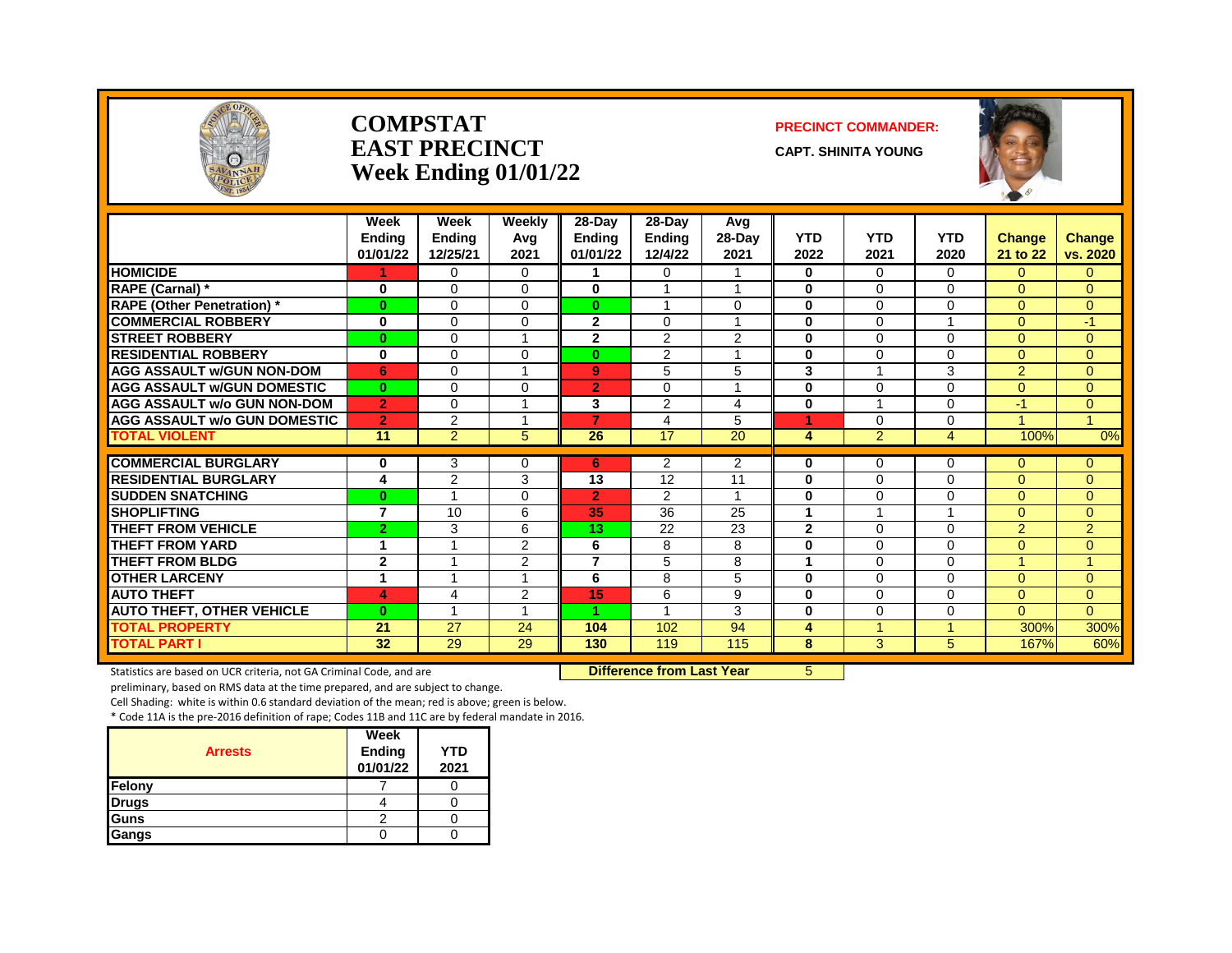# COMPSTAT
# EAST PRECINCT
# Week Ending 01/01/22

**PRECINCT COMMANDER:**

**CAPT. SHINITA YOUNG**

| | Week Ending 01/01/22 | Week Ending 12/25/21 | Weekly Avg 2021 | 28-Day Ending 01/01/22 | 28-Day Ending 12/4/22 | Avg 28-Day 2021 | YTD 2022 | YTD 2021 | YTD 2020 | Change 21 to 22 | Change vs. 2020 |
|---|---|---|---|---|---|---|---|---|---|---|---|
| **HOMICIDE** | 1 | 0 | 0 | 1 | 0 | 1 | 0 | 0 | 0 | 0 | 0 |
| **RAPE (Carnal) *** | 0 | 0 | 0 | 0 | 1 | 1 | 0 | 0 | 0 | 0 | 0 |
| **RAPE (Other Penetration) *** | 0 | 0 | 0 | 0 | 1 | 0 | 0 | 0 | 0 | 0 | 0 |
| **COMMERCIAL ROBBERY** | 0 | 0 | 0 | 2 | 0 | 1 | 0 | 0 | 1 | 0 | -1 |
| **STREET ROBBERY** | 0 | 0 | 1 | 2 | 2 | 2 | 0 | 0 | 0 | 0 | 0 |
| **RESIDENTIAL ROBBERY** | 0 | 0 | 0 | 0 | 2 | 1 | 0 | 0 | 0 | 0 | 0 |
| **AGG ASSAULT w/GUN NON-DOM** | 6 | 0 | 1 | 9 | 5 | 5 | 3 | 1 | 3 | 2 | 0 |
| **AGG ASSAULT w/GUN DOMESTIC** | 0 | 0 | 0 | 2 | 0 | 1 | 0 | 0 | 0 | 0 | 0 |
| **AGG ASSAULT w/o GUN NON-DOM** | 2 | 0 | 1 | 3 | 2 | 4 | 0 | 1 | 0 | -1 | 0 |
| **AGG ASSAULT w/o GUN DOMESTIC** | 2 | 2 | 1 | 7 | 4 | 5 | 1 | 0 | 0 | 1 | 1 |
| **TOTAL VIOLENT** | 11 | 2 | 5 | 26 | 17 | 20 | 4 | 2 | 4 | 100% | 0% |
| **COMMERCIAL BURGLARY** | 0 | 3 | 0 | 6 | 2 | 2 | 0 | 0 | 0 | 0 | 0 |
| **RESIDENTIAL BURGLARY** | 4 | 2 | 3 | 13 | 12 | 11 | 0 | 0 | 0 | 0 | 0 |
| **SUDDEN SNATCHING** | 0 | 1 | 0 | 2 | 2 | 1 | 0 | 0 | 0 | 0 | 0 |
| **SHOPLIFTING** | 7 | 10 | 6 | 35 | 36 | 25 | 1 | 1 | 1 | 0 | 0 |
| **THEFT FROM VEHICLE** | 2 | 3 | 6 | 13 | 22 | 23 | 2 | 0 | 0 | 2 | 2 |
| **THEFT FROM YARD** | 1 | 1 | 2 | 6 | 8 | 8 | 0 | 0 | 0 | 0 | 0 |
| **THEFT FROM BLDG** | 2 | 1 | 2 | 7 | 5 | 8 | 1 | 0 | 0 | 1 | 1 |
| **OTHER LARCENY** | 1 | 1 | 1 | 6 | 8 | 5 | 0 | 0 | 0 | 0 | 0 |
| **AUTO THEFT** | 4 | 4 | 2 | 15 | 6 | 9 | 0 | 0 | 0 | 0 | 0 |
| **AUTO THEFT, OTHER VEHICLE** | 0 | 1 | 1 | 1 | 1 | 3 | 0 | 0 | 0 | 0 | 0 |
| **TOTAL PROPERTY** | 21 | 27 | 24 | 104 | 102 | 94 | 4 | 1 | 1 | 300% | 300% |
| **TOTAL PART I** | 32 | 29 | 29 | 130 | 119 | 115 | 8 | 3 | 5 | 167% | 60% |

**Difference from Last Year** 5

Statistics are based on UCR criteria, not GA Criminal Code, and are preliminary, based on RMS data at the time prepared, and are subject to change.

Cell Shading: white is within 0.6 standard deviation of the mean; red is above; green is below.

* Code 11A is the pre-2016 definition of rape; Codes 11B and 11C are by federal mandate in 2016.

| Arrests | Week Ending 01/01/22 | YTD 2021 |
|---|---|---|
| Felony | 7 | 0 |
| Drugs | 4 | 0 |
| Guns | 2 | 0 |
| Gangs | 0 | 0 |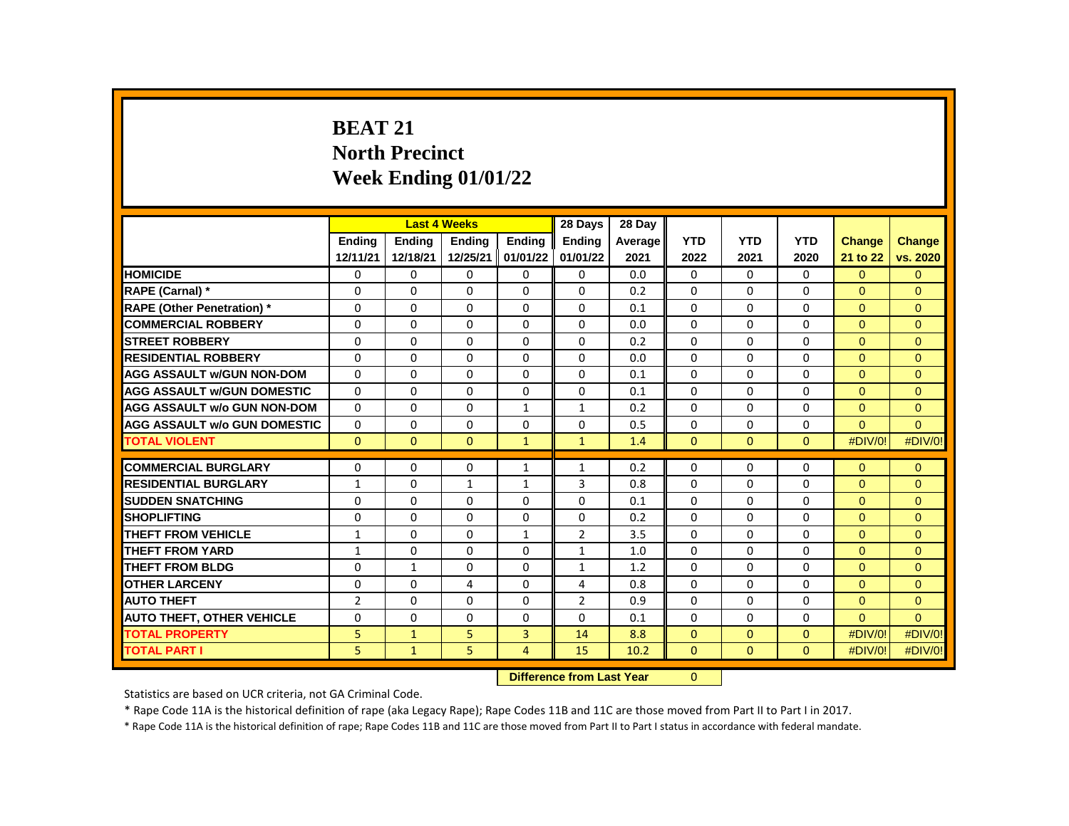# BEAT 21
# North Precinct
# Week Ending 01/01/22

| | Last 4 Weeks | | | | 28 Days | 28 Day | | | | | |
|---|---|---|---|---|---|---|---|---|---|---|---|
| | Ending 12/11/21 | Ending 12/18/21 | Ending 12/25/21 | Ending 01/01/22 | Ending 01/01/22 | Average 2021 | YTD 2022 | YTD 2021 | YTD 2020 | Change 21 to 22 | Change vs. 2020 |
| **HOMICIDE** | 0 | 0 | 0 | 0 | 0 | 0.0 | 0 | 0 | 0 | 0 | 0 |
| **RAPE (Carnal) *** | 0 | 0 | 0 | 0 | 0 | 0.2 | 0 | 0 | 0 | 0 | 0 |
| **RAPE (Other Penetration) *** | 0 | 0 | 0 | 0 | 0 | 0.1 | 0 | 0 | 0 | 0 | 0 |
| **COMMERCIAL ROBBERY** | 0 | 0 | 0 | 0 | 0 | 0.0 | 0 | 0 | 0 | 0 | 0 |
| **STREET ROBBERY** | 0 | 0 | 0 | 0 | 0 | 0.2 | 0 | 0 | 0 | 0 | 0 |
| **RESIDENTIAL ROBBERY** | 0 | 0 | 0 | 0 | 0 | 0.0 | 0 | 0 | 0 | 0 | 0 |
| **AGG ASSAULT w/GUN NON-DOM** | 0 | 0 | 0 | 0 | 0 | 0.1 | 0 | 0 | 0 | 0 | 0 |
| **AGG ASSAULT w/GUN DOMESTIC** | 0 | 0 | 0 | 0 | 0 | 0.1 | 0 | 0 | 0 | 0 | 0 |
| **AGG ASSAULT w/o GUN NON-DOM** | 0 | 0 | 0 | 1 | 1 | 0.2 | 0 | 0 | 0 | 0 | 0 |
| **AGG ASSAULT w/o GUN DOMESTIC** | 0 | 0 | 0 | 0 | 0 | 0.5 | 0 | 0 | 0 | 0 | 0 |
| **TOTAL VIOLENT** | 0 | 0 | 0 | 1 | 1 | 1.4 | 0 | 0 | 0 | #DIV/0! | #DIV/0! |
| **COMMERCIAL BURGLARY** | 0 | 0 | 0 | 1 | 1 | 0.2 | 0 | 0 | 0 | 0 | 0 |
| **RESIDENTIAL BURGLARY** | 1 | 0 | 1 | 1 | 3 | 0.8 | 0 | 0 | 0 | 0 | 0 |
| **SUDDEN SNATCHING** | 0 | 0 | 0 | 0 | 0 | 0.1 | 0 | 0 | 0 | 0 | 0 |
| **SHOPLIFTING** | 0 | 0 | 0 | 0 | 0 | 0.2 | 0 | 0 | 0 | 0 | 0 |
| **THEFT FROM VEHICLE** | 1 | 0 | 0 | 1 | 2 | 3.5 | 0 | 0 | 0 | 0 | 0 |
| **THEFT FROM YARD** | 1 | 0 | 0 | 0 | 1 | 1.0 | 0 | 0 | 0 | 0 | 0 |
| **THEFT FROM BLDG** | 0 | 1 | 0 | 0 | 1 | 1.2 | 0 | 0 | 0 | 0 | 0 |
| **OTHER LARCENY** | 0 | 0 | 4 | 0 | 4 | 0.8 | 0 | 0 | 0 | 0 | 0 |
| **AUTO THEFT** | 2 | 0 | 0 | 0 | 2 | 0.9 | 0 | 0 | 0 | 0 | 0 |
| **AUTO THEFT, OTHER VEHICLE** | 0 | 0 | 0 | 0 | 0 | 0.1 | 0 | 0 | 0 | 0 | 0 |
| **TOTAL PROPERTY** | 5 | 1 | 5 | 3 | 14 | 8.8 | 0 | 0 | 0 | #DIV/0! | #DIV/0! |
| **TOTAL PART I** | 5 | 1 | 5 | 4 | 15 | 10.2 | 0 | 0 | 0 | #DIV/0! | #DIV/0! |

**Difference from Last Year** 0

Statistics are based on UCR criteria, not GA Criminal Code.

* Rape Code 11A is the historical definition of rape (aka Legacy Rape); Rape Codes 11B and 11C are those moved from Part II to Part I in 2017.

* Rape Code 11A is the historical definition of rape; Rape Codes 11B and 11C are those moved from Part II to Part I status in accordance with federal mandate.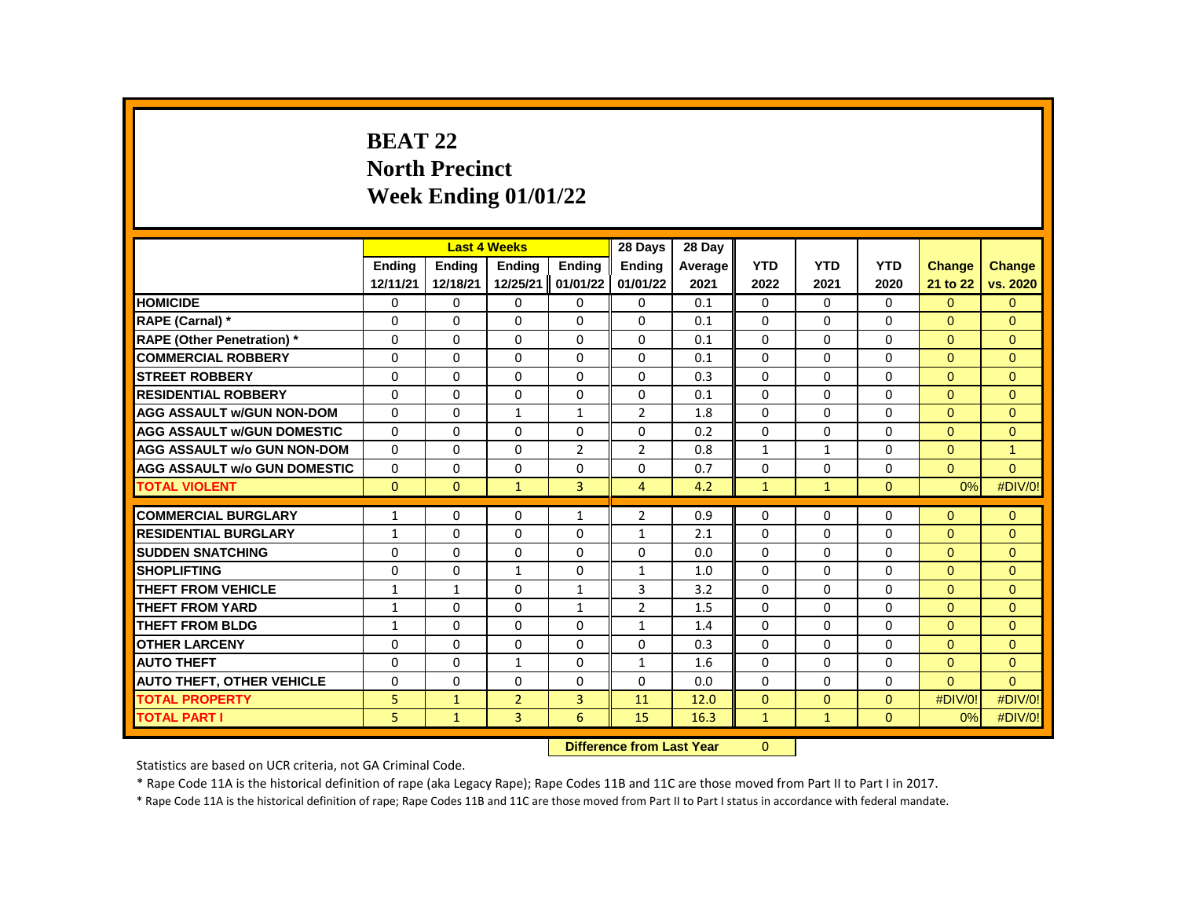# BEAT 22
# North Precinct
# Week Ending 01/01/22

| | Last 4 Weeks | | | | 28 Days | 28 Day | | | | | |
|---|---|---|---|---|---|---|---|---|---|---|---|
| | Ending 12/11/21 | Ending 12/18/21 | Ending 12/25/21 | Ending 01/01/22 | Ending 01/01/22 | Average 2021 | YTD 2022 | YTD 2021 | YTD 2020 | Change 21 to 22 | Change vs. 2020 |
| HOMICIDE | 0 | 0 | 0 | 0 | 0 | 0.1 | 0 | 0 | 0 | 0 | 0 |
| RAPE (Carnal) * | 0 | 0 | 0 | 0 | 0 | 0.1 | 0 | 0 | 0 | 0 | 0 |
| RAPE (Other Penetration) * | 0 | 0 | 0 | 0 | 0 | 0.1 | 0 | 0 | 0 | 0 | 0 |
| COMMERCIAL ROBBERY | 0 | 0 | 0 | 0 | 0 | 0.1 | 0 | 0 | 0 | 0 | 0 |
| STREET ROBBERY | 0 | 0 | 0 | 0 | 0 | 0.3 | 0 | 0 | 0 | 0 | 0 |
| RESIDENTIAL ROBBERY | 0 | 0 | 0 | 0 | 0 | 0.1 | 0 | 0 | 0 | 0 | 0 |
| AGG ASSAULT w/GUN NON-DOM | 0 | 0 | 1 | 1 | 2 | 1.8 | 0 | 0 | 0 | 0 | 0 |
| AGG ASSAULT w/GUN DOMESTIC | 0 | 0 | 0 | 0 | 0 | 0.2 | 0 | 0 | 0 | 0 | 0 |
| AGG ASSAULT w/o GUN NON-DOM | 0 | 0 | 0 | 2 | 2 | 0.8 | 1 | 1 | 0 | 0 | 1 |
| AGG ASSAULT w/o GUN DOMESTIC | 0 | 0 | 0 | 0 | 0 | 0.7 | 0 | 0 | 0 | 0 | 0 |
| TOTAL VIOLENT | 0 | 0 | 1 | 3 | 4 | 4.2 | 1 | 1 | 0 | 0% | #DIV/0! |
| COMMERCIAL BURGLARY | 1 | 0 | 0 | 1 | 2 | 0.9 | 0 | 0 | 0 | 0 | 0 |
| RESIDENTIAL BURGLARY | 1 | 0 | 0 | 0 | 1 | 2.1 | 0 | 0 | 0 | 0 | 0 |
| SUDDEN SNATCHING | 0 | 0 | 0 | 0 | 0 | 0.0 | 0 | 0 | 0 | 0 | 0 |
| SHOPLIFTING | 0 | 0 | 1 | 0 | 1 | 1.0 | 0 | 0 | 0 | 0 | 0 |
| THEFT FROM VEHICLE | 1 | 1 | 0 | 1 | 3 | 3.2 | 0 | 0 | 0 | 0 | 0 |
| THEFT FROM YARD | 1 | 0 | 0 | 1 | 2 | 1.5 | 0 | 0 | 0 | 0 | 0 |
| THEFT FROM BLDG | 1 | 0 | 0 | 0 | 1 | 1.4 | 0 | 0 | 0 | 0 | 0 |
| OTHER LARCENY | 0 | 0 | 0 | 0 | 0 | 0.3 | 0 | 0 | 0 | 0 | 0 |
| AUTO THEFT | 0 | 0 | 1 | 0 | 1 | 1.6 | 0 | 0 | 0 | 0 | 0 |
| AUTO THEFT, OTHER VEHICLE | 0 | 0 | 0 | 0 | 0 | 0.0 | 0 | 0 | 0 | 0 | 0 |
| TOTAL PROPERTY | 5 | 1 | 2 | 3 | 11 | 12.0 | 0 | 0 | 0 | #DIV/0! | #DIV/0! |
| TOTAL PART I | 5 | 1 | 3 | 6 | 15 | 16.3 | 1 | 1 | 0 | 0% | #DIV/0! |

**Difference from Last Year** 0

Statistics are based on UCR criteria, not GA Criminal Code.

* Rape Code 11A is the historical definition of rape (aka Legacy Rape); Rape Codes 11B and 11C are those moved from Part II to Part I in 2017.

* Rape Code 11A is the historical definition of rape; Rape Codes 11B and 11C are those moved from Part II to Part I status in accordance with federal mandate.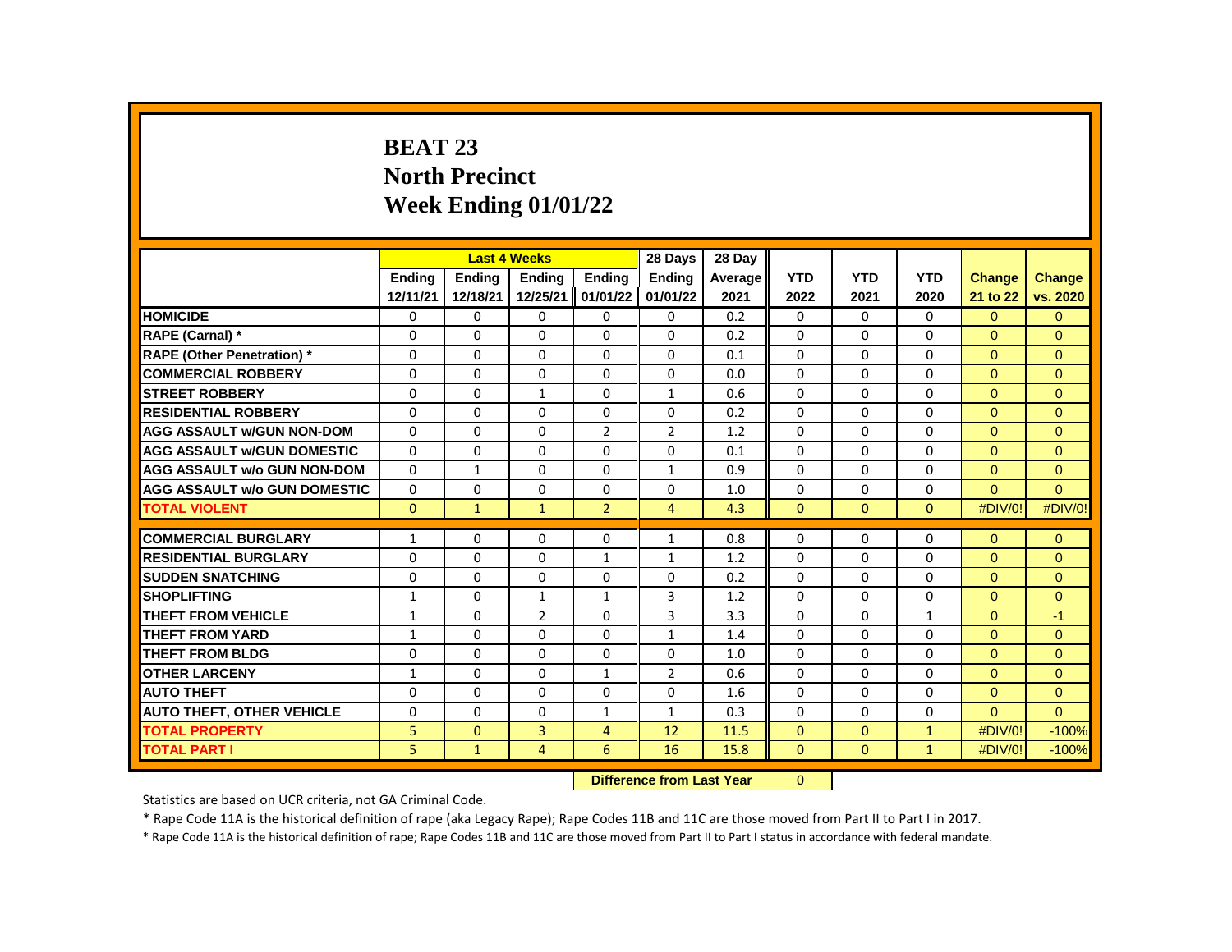# BEAT 23
# North Precinct
# Week Ending 01/01/22

| | Last 4 Weeks | | | | 28 Days | 28 Day | | | | | |
|---|---|---|---|---|---|---|---|---|---|---|---|
| | Ending 12/11/21 | Ending 12/18/21 | Ending 12/25/21 | Ending 01/01/22 | Ending 01/01/22 | Average 2021 | YTD 2022 | YTD 2021 | YTD 2020 | Change 21 to 22 | Change vs. 2020 |
| HOMICIDE | 0 | 0 | 0 | 0 | 0 | 0.2 | 0 | 0 | 0 | 0 | 0 |
| RAPE (Carnal) * | 0 | 0 | 0 | 0 | 0 | 0.2 | 0 | 0 | 0 | 0 | 0 |
| RAPE (Other Penetration) * | 0 | 0 | 0 | 0 | 0 | 0.1 | 0 | 0 | 0 | 0 | 0 |
| COMMERCIAL ROBBERY | 0 | 0 | 0 | 0 | 0 | 0.0 | 0 | 0 | 0 | 0 | 0 |
| STREET ROBBERY | 0 | 0 | 1 | 0 | 1 | 0.6 | 0 | 0 | 0 | 0 | 0 |
| RESIDENTIAL ROBBERY | 0 | 0 | 0 | 0 | 0 | 0.2 | 0 | 0 | 0 | 0 | 0 |
| AGG ASSAULT w/GUN NON-DOM | 0 | 0 | 0 | 2 | 2 | 1.2 | 0 | 0 | 0 | 0 | 0 |
| AGG ASSAULT w/GUN DOMESTIC | 0 | 0 | 0 | 0 | 0 | 0.1 | 0 | 0 | 0 | 0 | 0 |
| AGG ASSAULT w/o GUN NON-DOM | 0 | 1 | 0 | 0 | 1 | 0.9 | 0 | 0 | 0 | 0 | 0 |
| AGG ASSAULT w/o GUN DOMESTIC | 0 | 0 | 0 | 0 | 0 | 1.0 | 0 | 0 | 0 | 0 | 0 |
| TOTAL VIOLENT | 0 | 1 | 1 | 2 | 4 | 4.3 | 0 | 0 | 0 | #DIV/0! | #DIV/0! |
| COMMERCIAL BURGLARY | 1 | 0 | 0 | 0 | 1 | 0.8 | 0 | 0 | 0 | 0 | 0 |
| RESIDENTIAL BURGLARY | 0 | 0 | 0 | 1 | 1 | 1.2 | 0 | 0 | 0 | 0 | 0 |
| SUDDEN SNATCHING | 0 | 0 | 0 | 0 | 0 | 0.2 | 0 | 0 | 0 | 0 | 0 |
| SHOPLIFTING | 1 | 0 | 1 | 1 | 3 | 1.2 | 0 | 0 | 0 | 0 | 0 |
| THEFT FROM VEHICLE | 1 | 0 | 2 | 0 | 3 | 3.3 | 0 | 0 | 1 | 0 | -1 |
| THEFT FROM YARD | 1 | 0 | 0 | 0 | 1 | 1.4 | 0 | 0 | 0 | 0 | 0 |
| THEFT FROM BLDG | 0 | 0 | 0 | 0 | 0 | 1.0 | 0 | 0 | 0 | 0 | 0 |
| OTHER LARCENY | 1 | 0 | 0 | 1 | 2 | 0.6 | 0 | 0 | 0 | 0 | 0 |
| AUTO THEFT | 0 | 0 | 0 | 0 | 0 | 1.6 | 0 | 0 | 0 | 0 | 0 |
| AUTO THEFT, OTHER VEHICLE | 0 | 0 | 0 | 1 | 1 | 0.3 | 0 | 0 | 0 | 0 | 0 |
| TOTAL PROPERTY | 5 | 0 | 3 | 4 | 12 | 11.5 | 0 | 0 | 1 | #DIV/0! | -100% |
| TOTAL PART I | 5 | 1 | 4 | 6 | 16 | 15.8 | 0 | 0 | 1 | #DIV/0! | -100% |

**Difference from Last Year** 0

Statistics are based on UCR criteria, not GA Criminal Code.

* Rape Code 11A is the historical definition of rape (aka Legacy Rape); Rape Codes 11B and 11C are those moved from Part II to Part I in 2017.

* Rape Code 11A is the historical definition of rape; Rape Codes 11B and 11C are those moved from Part II to Part I status in accordance with federal mandate.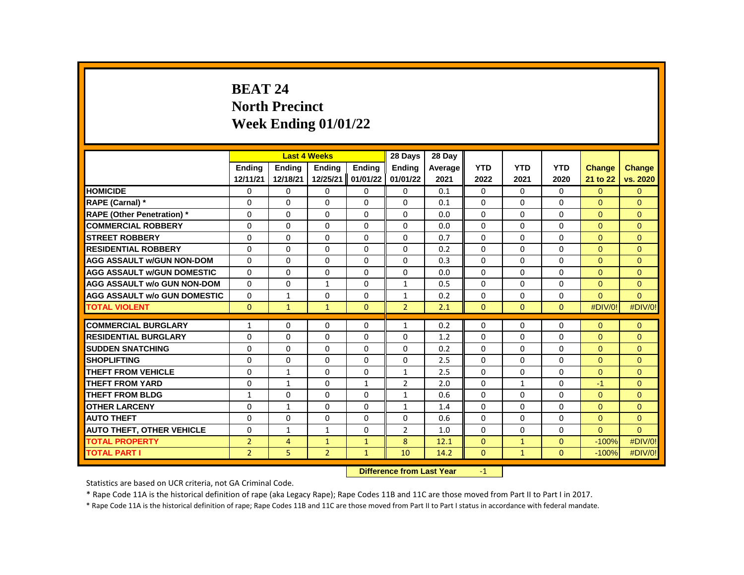# BEAT 24
# North Precinct
# Week Ending 01/01/22

| | Last 4 Weeks | | | | 28 Days | 28 Day | | | | | |
|---|---|---|---|---|---|---|---|---|---|---|---|
| | Ending 12/11/21 | Ending 12/18/21 | Ending 12/25/21 | Ending 01/01/22 | Ending 01/01/22 | Average 2021 | YTD 2022 | YTD 2021 | YTD 2020 | Change 21 to 22 | Change vs. 2020 |
| HOMICIDE | 0 | 0 | 0 | 0 | 0 | 0.1 | 0 | 0 | 0 | 0 | 0 |
| RAPE (Carnal) * | 0 | 0 | 0 | 0 | 0 | 0.1 | 0 | 0 | 0 | 0 | 0 |
| RAPE (Other Penetration) * | 0 | 0 | 0 | 0 | 0 | 0.0 | 0 | 0 | 0 | 0 | 0 |
| COMMERCIAL ROBBERY | 0 | 0 | 0 | 0 | 0 | 0.0 | 0 | 0 | 0 | 0 | 0 |
| STREET ROBBERY | 0 | 0 | 0 | 0 | 0 | 0.7 | 0 | 0 | 0 | 0 | 0 |
| RESIDENTIAL ROBBERY | 0 | 0 | 0 | 0 | 0 | 0.2 | 0 | 0 | 0 | 0 | 0 |
| AGG ASSAULT w/GUN NON-DOM | 0 | 0 | 0 | 0 | 0 | 0.3 | 0 | 0 | 0 | 0 | 0 |
| AGG ASSAULT w/GUN DOMESTIC | 0 | 0 | 0 | 0 | 0 | 0.0 | 0 | 0 | 0 | 0 | 0 |
| AGG ASSAULT w/o GUN NON-DOM | 0 | 0 | 1 | 0 | 1 | 0.5 | 0 | 0 | 0 | 0 | 0 |
| AGG ASSAULT w/o GUN DOMESTIC | 0 | 1 | 0 | 0 | 1 | 0.2 | 0 | 0 | 0 | 0 | 0 |
| TOTAL VIOLENT | 0 | 1 | 1 | 0 | 2 | 2.1 | 0 | 0 | 0 | #DIV/0! | #DIV/0! |
| COMMERCIAL BURGLARY | 1 | 0 | 0 | 0 | 1 | 0.2 | 0 | 0 | 0 | 0 | 0 |
| RESIDENTIAL BURGLARY | 0 | 0 | 0 | 0 | 0 | 1.2 | 0 | 0 | 0 | 0 | 0 |
| SUDDEN SNATCHING | 0 | 0 | 0 | 0 | 0 | 0.2 | 0 | 0 | 0 | 0 | 0 |
| SHOPLIFTING | 0 | 0 | 0 | 0 | 0 | 2.5 | 0 | 0 | 0 | 0 | 0 |
| THEFT FROM VEHICLE | 0 | 1 | 0 | 0 | 1 | 2.5 | 0 | 0 | 0 | 0 | 0 |
| THEFT FROM YARD | 0 | 1 | 0 | 1 | 2 | 2.0 | 0 | 1 | 0 | -1 | 0 |
| THEFT FROM BLDG | 1 | 0 | 0 | 0 | 1 | 0.6 | 0 | 0 | 0 | 0 | 0 |
| OTHER LARCENY | 0 | 1 | 0 | 0 | 1 | 1.4 | 0 | 0 | 0 | 0 | 0 |
| AUTO THEFT | 0 | 0 | 0 | 0 | 0 | 0.6 | 0 | 0 | 0 | 0 | 0 |
| AUTO THEFT, OTHER VEHICLE | 0 | 1 | 1 | 0 | 2 | 1.0 | 0 | 0 | 0 | 0 | 0 |
| TOTAL PROPERTY | 2 | 4 | 1 | 1 | 8 | 12.1 | 0 | 1 | 0 | -100% | #DIV/0! |
| TOTAL PART I | 2 | 5 | 2 | 1 | 10 | 14.2 | 0 | 1 | 0 | -100% | #DIV/0! |

**Difference from Last Year** -1

Statistics are based on UCR criteria, not GA Criminal Code.

* Rape Code 11A is the historical definition of rape (aka Legacy Rape); Rape Codes 11B and 11C are those moved from Part II to Part I in 2017.

* Rape Code 11A is the historical definition of rape; Rape Codes 11B and 11C are those moved from Part II to Part I status in accordance with federal mandate.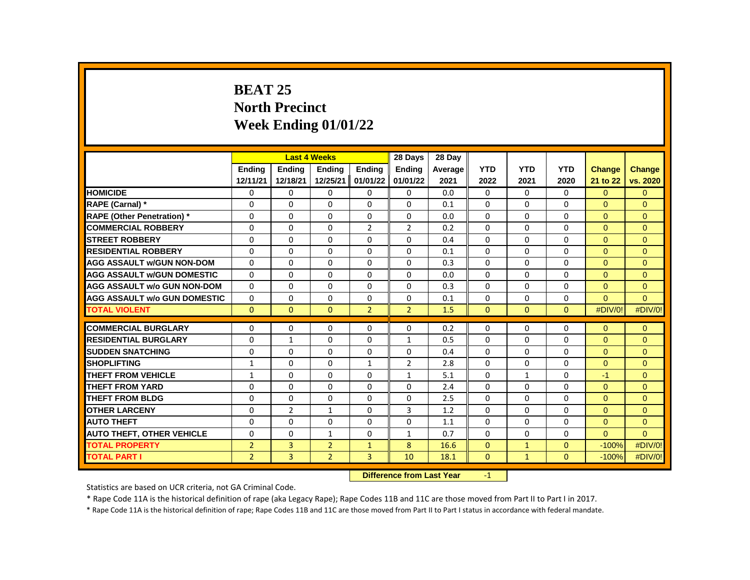# BEAT 25
# North Precinct
# Week Ending 01/01/22

| | Last 4 Weeks | | | | 28 Days | 28 Day | | | | | |
|---|---|---|---|---|---|---|---|---|---|---|---|
| | Ending 12/11/21 | Ending 12/18/21 | Ending 12/25/21 | Ending 01/01/22 | Ending 01/01/22 | Average 2021 | YTD 2022 | YTD 2021 | YTD 2020 | Change 21 to 22 | Change vs. 2020 |
| HOMICIDE | 0 | 0 | 0 | 0 | 0 | 0.0 | 0 | 0 | 0 | 0 | 0 |
| RAPE (Carnal) * | 0 | 0 | 0 | 0 | 0 | 0.1 | 0 | 0 | 0 | 0 | 0 |
| RAPE (Other Penetration) * | 0 | 0 | 0 | 0 | 0 | 0.0 | 0 | 0 | 0 | 0 | 0 |
| COMMERCIAL ROBBERY | 0 | 0 | 0 | 2 | 2 | 0.2 | 0 | 0 | 0 | 0 | 0 |
| STREET ROBBERY | 0 | 0 | 0 | 0 | 0 | 0.4 | 0 | 0 | 0 | 0 | 0 |
| RESIDENTIAL ROBBERY | 0 | 0 | 0 | 0 | 0 | 0.1 | 0 | 0 | 0 | 0 | 0 |
| AGG ASSAULT w/GUN NON-DOM | 0 | 0 | 0 | 0 | 0 | 0.3 | 0 | 0 | 0 | 0 | 0 |
| AGG ASSAULT w/GUN DOMESTIC | 0 | 0 | 0 | 0 | 0 | 0.0 | 0 | 0 | 0 | 0 | 0 |
| AGG ASSAULT w/o GUN NON-DOM | 0 | 0 | 0 | 0 | 0 | 0.3 | 0 | 0 | 0 | 0 | 0 |
| AGG ASSAULT w/o GUN DOMESTIC | 0 | 0 | 0 | 0 | 0 | 0.1 | 0 | 0 | 0 | 0 | 0 |
| TOTAL VIOLENT | 0 | 0 | 0 | 2 | 2 | 1.5 | 0 | 0 | 0 | #DIV/0! | #DIV/0! |
| COMMERCIAL BURGLARY | 0 | 0 | 0 | 0 | 0 | 0.2 | 0 | 0 | 0 | 0 | 0 |
| RESIDENTIAL BURGLARY | 0 | 1 | 0 | 0 | 1 | 0.5 | 0 | 0 | 0 | 0 | 0 |
| SUDDEN SNATCHING | 0 | 0 | 0 | 0 | 0 | 0.4 | 0 | 0 | 0 | 0 | 0 |
| SHOPLIFTING | 1 | 0 | 0 | 1 | 2 | 2.8 | 0 | 0 | 0 | 0 | 0 |
| THEFT FROM VEHICLE | 1 | 0 | 0 | 0 | 1 | 5.1 | 0 | 1 | 0 | -1 | 0 |
| THEFT FROM YARD | 0 | 0 | 0 | 0 | 0 | 2.4 | 0 | 0 | 0 | 0 | 0 |
| THEFT FROM BLDG | 0 | 0 | 0 | 0 | 0 | 2.5 | 0 | 0 | 0 | 0 | 0 |
| OTHER LARCENY | 0 | 2 | 1 | 0 | 3 | 1.2 | 0 | 0 | 0 | 0 | 0 |
| AUTO THEFT | 0 | 0 | 0 | 0 | 0 | 1.1 | 0 | 0 | 0 | 0 | 0 |
| AUTO THEFT, OTHER VEHICLE | 0 | 0 | 1 | 0 | 1 | 0.7 | 0 | 0 | 0 | 0 | 0 |
| TOTAL PROPERTY | 2 | 3 | 2 | 1 | 8 | 16.6 | 0 | 1 | 0 | -100% | #DIV/0! |
| TOTAL PART I | 2 | 3 | 2 | 3 | 10 | 18.1 | 0 | 1 | 0 | -100% | #DIV/0! |

**Difference from Last Year** -1

Statistics are based on UCR criteria, not GA Criminal Code.

* Rape Code 11A is the historical definition of rape (aka Legacy Rape); Rape Codes 11B and 11C are those moved from Part II to Part I in 2017.

* Rape Code 11A is the historical definition of rape; Rape Codes 11B and 11C are those moved from Part II to Part I status in accordance with federal mandate.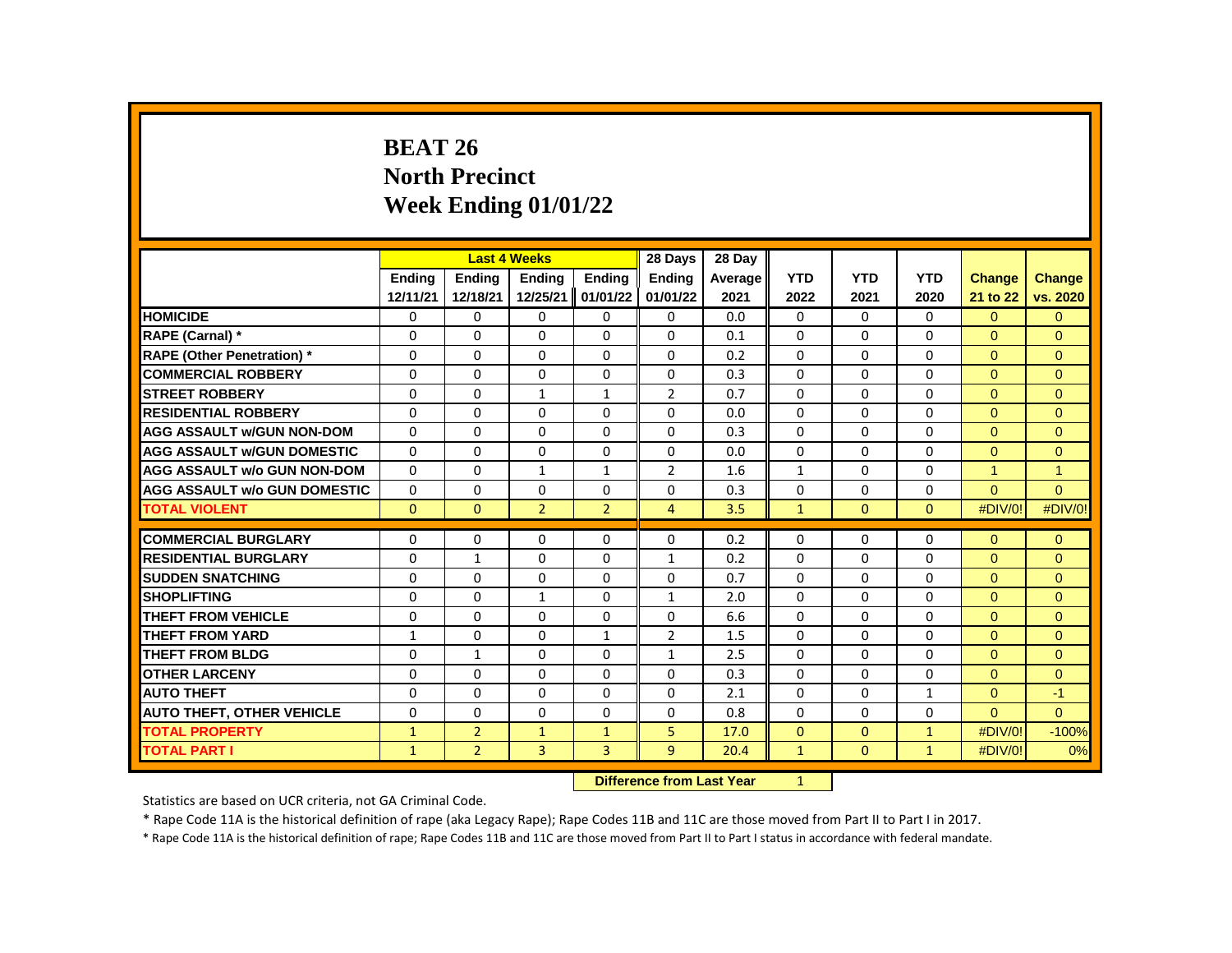# BEAT 26
# North Precinct
# Week Ending 01/01/22

| | Last 4 Weeks | | | | 28 Days | 28 Day | | | | | |
|---|---|---|---|---|---|---|---|---|---|---|---|
| | Ending 12/11/21 | Ending 12/18/21 | Ending 12/25/21 | Ending 01/01/22 | Ending 01/01/22 | Average 2021 | YTD 2022 | YTD 2021 | YTD 2020 | Change 21 to 22 | Change vs. 2020 |
| HOMICIDE | 0 | 0 | 0 | 0 | 0 | 0.0 | 0 | 0 | 0 | 0 | 0 |
| RAPE (Carnal) * | 0 | 0 | 0 | 0 | 0 | 0.1 | 0 | 0 | 0 | 0 | 0 |
| RAPE (Other Penetration) * | 0 | 0 | 0 | 0 | 0 | 0.2 | 0 | 0 | 0 | 0 | 0 |
| COMMERCIAL ROBBERY | 0 | 0 | 0 | 0 | 0 | 0.3 | 0 | 0 | 0 | 0 | 0 |
| STREET ROBBERY | 0 | 0 | 1 | 1 | 2 | 0.7 | 0 | 0 | 0 | 0 | 0 |
| RESIDENTIAL ROBBERY | 0 | 0 | 0 | 0 | 0 | 0.0 | 0 | 0 | 0 | 0 | 0 |
| AGG ASSAULT w/GUN NON-DOM | 0 | 0 | 0 | 0 | 0 | 0.3 | 0 | 0 | 0 | 0 | 0 |
| AGG ASSAULT w/GUN DOMESTIC | 0 | 0 | 0 | 0 | 0 | 0.0 | 0 | 0 | 0 | 0 | 0 |
| AGG ASSAULT w/o GUN NON-DOM | 0 | 0 | 1 | 1 | 2 | 1.6 | 1 | 0 | 0 | 1 | 1 |
| AGG ASSAULT w/o GUN DOMESTIC | 0 | 0 | 0 | 0 | 0 | 0.3 | 0 | 0 | 0 | 0 | 0 |
| TOTAL VIOLENT | 0 | 0 | 2 | 2 | 4 | 3.5 | 1 | 0 | 0 | #DIV/0! | #DIV/0! |
| COMMERCIAL BURGLARY | 0 | 0 | 0 | 0 | 0 | 0.2 | 0 | 0 | 0 | 0 | 0 |
| RESIDENTIAL BURGLARY | 0 | 1 | 0 | 0 | 1 | 0.2 | 0 | 0 | 0 | 0 | 0 |
| SUDDEN SNATCHING | 0 | 0 | 0 | 0 | 0 | 0.7 | 0 | 0 | 0 | 0 | 0 |
| SHOPLIFTING | 0 | 0 | 1 | 0 | 1 | 2.0 | 0 | 0 | 0 | 0 | 0 |
| THEFT FROM VEHICLE | 0 | 0 | 0 | 0 | 0 | 6.6 | 0 | 0 | 0 | 0 | 0 |
| THEFT FROM YARD | 1 | 0 | 0 | 1 | 2 | 1.5 | 0 | 0 | 0 | 0 | 0 |
| THEFT FROM BLDG | 0 | 1 | 0 | 0 | 1 | 2.5 | 0 | 0 | 0 | 0 | 0 |
| OTHER LARCENY | 0 | 0 | 0 | 0 | 0 | 0.3 | 0 | 0 | 0 | 0 | 0 |
| AUTO THEFT | 0 | 0 | 0 | 0 | 0 | 2.1 | 0 | 0 | 1 | 0 | -1 |
| AUTO THEFT, OTHER VEHICLE | 0 | 0 | 0 | 0 | 0 | 0.8 | 0 | 0 | 0 | 0 | 0 |
| TOTAL PROPERTY | 1 | 2 | 1 | 1 | 5 | 17.0 | 0 | 0 | 1 | #DIV/0! | -100% |
| TOTAL PART I | 1 | 2 | 3 | 3 | 9 | 20.4 | 1 | 0 | 1 | #DIV/0! | 0% |

**Difference from Last Year** 1

Statistics are based on UCR criteria, not GA Criminal Code.

* Rape Code 11A is the historical definition of rape (aka Legacy Rape); Rape Codes 11B and 11C are those moved from Part II to Part I in 2017.

* Rape Code 11A is the historical definition of rape; Rape Codes 11B and 11C are those moved from Part II to Part I status in accordance with federal mandate.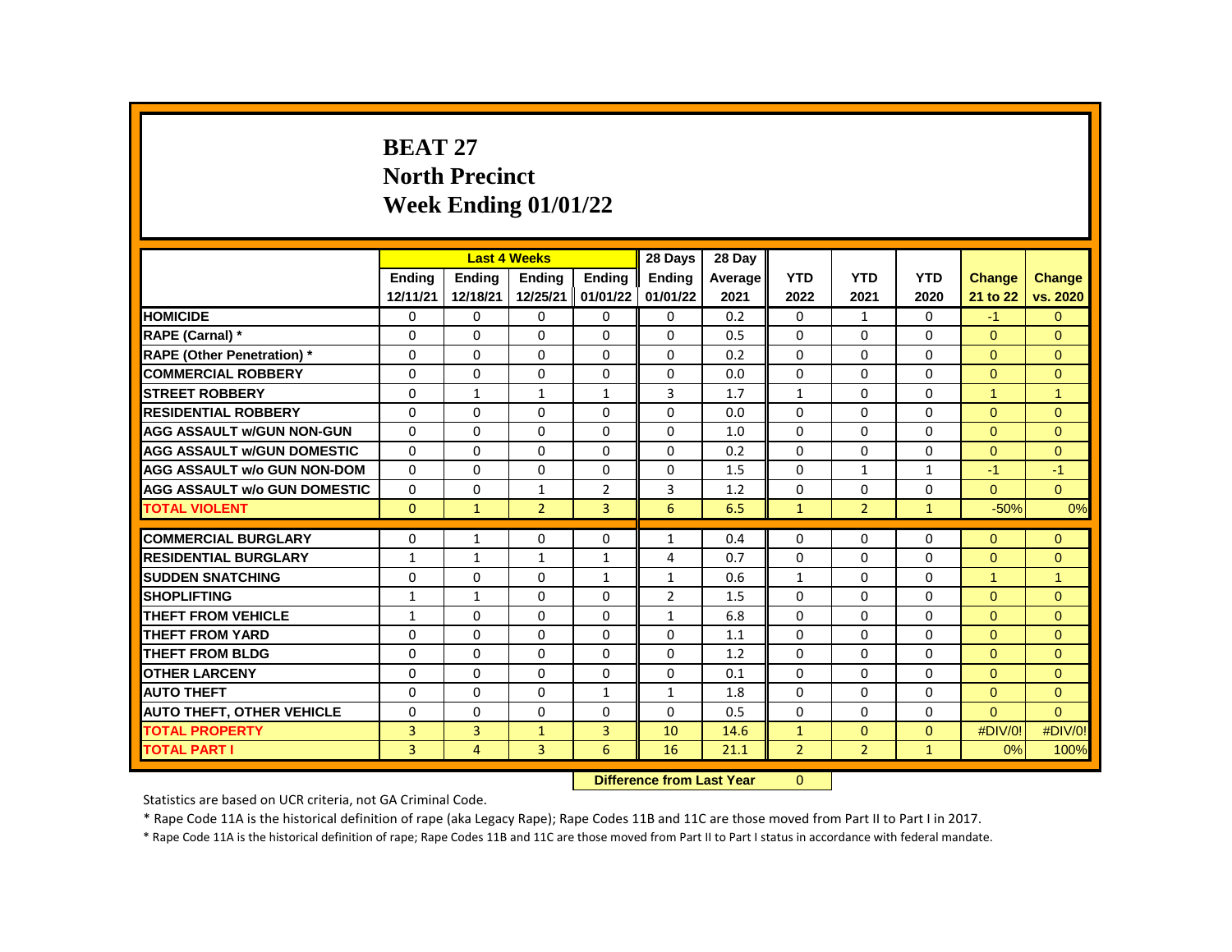# BEAT 27
# North Precinct
# Week Ending 01/01/22

| | Last 4 Weeks | | | | 28 Days | 28 Day | YTD | YTD | YTD | Change | Change |
|---|---|---|---|---|---|---|---|---|---|---|---|
| | Ending 12/11/21 | Ending 12/18/21 | Ending 12/25/21 | Ending 01/01/22 | Ending 01/01/22 | Average 2021 | 2022 | 2021 | 2020 | 21 to 22 | vs. 2020 |
| HOMICIDE | 0 | 0 | 0 | 0 | 0 | 0.2 | 0 | 1 | 0 | -1 | 0 |
| RAPE (Carnal) * | 0 | 0 | 0 | 0 | 0 | 0.5 | 0 | 0 | 0 | 0 | 0 |
| RAPE (Other Penetration) * | 0 | 0 | 0 | 0 | 0 | 0.2 | 0 | 0 | 0 | 0 | 0 |
| COMMERCIAL ROBBERY | 0 | 0 | 0 | 0 | 0 | 0.0 | 0 | 0 | 0 | 0 | 0 |
| STREET ROBBERY | 0 | 1 | 1 | 1 | 3 | 1.7 | 1 | 0 | 0 | 1 | 1 |
| RESIDENTIAL ROBBERY | 0 | 0 | 0 | 0 | 0 | 0.0 | 0 | 0 | 0 | 0 | 0 |
| AGG ASSAULT w/GUN NON-GUN | 0 | 0 | 0 | 0 | 0 | 1.0 | 0 | 0 | 0 | 0 | 0 |
| AGG ASSAULT w/GUN DOMESTIC | 0 | 0 | 0 | 0 | 0 | 0.2 | 0 | 0 | 0 | 0 | 0 |
| AGG ASSAULT w/o GUN NON-DOM | 0 | 0 | 0 | 0 | 0 | 1.5 | 0 | 1 | 1 | -1 | -1 |
| AGG ASSAULT w/o GUN DOMESTIC | 0 | 0 | 1 | 2 | 3 | 1.2 | 0 | 0 | 0 | 0 | 0 |
| TOTAL VIOLENT | 0 | 1 | 2 | 3 | 6 | 6.5 | 1 | 2 | 1 | -50% | 0% |
| COMMERCIAL BURGLARY | 0 | 1 | 0 | 0 | 1 | 0.4 | 0 | 0 | 0 | 0 | 0 |
| RESIDENTIAL BURGLARY | 1 | 1 | 1 | 1 | 4 | 0.7 | 0 | 0 | 0 | 0 | 0 |
| SUDDEN SNATCHING | 0 | 0 | 0 | 1 | 1 | 0.6 | 1 | 0 | 0 | 1 | 1 |
| SHOPLIFTING | 1 | 1 | 0 | 0 | 2 | 1.5 | 0 | 0 | 0 | 0 | 0 |
| THEFT FROM VEHICLE | 1 | 0 | 0 | 0 | 1 | 6.8 | 0 | 0 | 0 | 0 | 0 |
| THEFT FROM YARD | 0 | 0 | 0 | 0 | 0 | 1.1 | 0 | 0 | 0 | 0 | 0 |
| THEFT FROM BLDG | 0 | 0 | 0 | 0 | 0 | 1.2 | 0 | 0 | 0 | 0 | 0 |
| OTHER LARCENY | 0 | 0 | 0 | 0 | 0 | 0.1 | 0 | 0 | 0 | 0 | 0 |
| AUTO THEFT | 0 | 0 | 0 | 1 | 1 | 1.8 | 0 | 0 | 0 | 0 | 0 |
| AUTO THEFT, OTHER VEHICLE | 0 | 0 | 0 | 0 | 0 | 0.5 | 0 | 0 | 0 | 0 | 0 |
| TOTAL PROPERTY | 3 | 3 | 1 | 3 | 10 | 14.6 | 1 | 0 | 0 | #DIV/0! | #DIV/0! |
| TOTAL PART I | 3 | 4 | 3 | 6 | 16 | 21.1 | 2 | 2 | 1 | 0% | 100% |

**Difference from Last Year** 0

Statistics are based on UCR criteria, not GA Criminal Code.

* Rape Code 11A is the historical definition of rape (aka Legacy Rape); Rape Codes 11B and 11C are those moved from Part II to Part I in 2017.

* Rape Code 11A is the historical definition of rape; Rape Codes 11B and 11C are those moved from Part II to Part I status in accordance with federal mandate.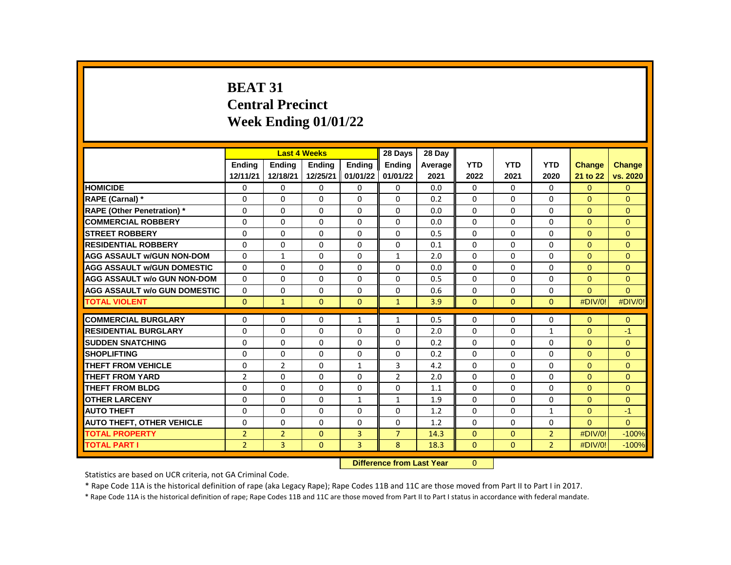# BEAT 31
# Central Precinct
# Week Ending 01/01/22

| | Last 4 Weeks | | | | 28 Days | 28 Day | | | | | |
|---|---|---|---|---|---|---|---|---|---|---|---|
| | Ending 12/11/21 | Ending 12/18/21 | Ending 12/25/21 | Ending 01/01/22 | Ending 01/01/22 | Average 2021 | YTD 2022 | YTD 2021 | YTD 2020 | Change 21 to 22 | Change vs. 2020 |
| HOMICIDE | 0 | 0 | 0 | 0 | 0 | 0.0 | 0 | 0 | 0 | 0 | 0 |
| RAPE (Carnal) * | 0 | 0 | 0 | 0 | 0 | 0.2 | 0 | 0 | 0 | 0 | 0 |
| RAPE (Other Penetration) * | 0 | 0 | 0 | 0 | 0 | 0.0 | 0 | 0 | 0 | 0 | 0 |
| COMMERCIAL ROBBERY | 0 | 0 | 0 | 0 | 0 | 0.0 | 0 | 0 | 0 | 0 | 0 |
| STREET ROBBERY | 0 | 0 | 0 | 0 | 0 | 0.5 | 0 | 0 | 0 | 0 | 0 |
| RESIDENTIAL ROBBERY | 0 | 0 | 0 | 0 | 0 | 0.1 | 0 | 0 | 0 | 0 | 0 |
| AGG ASSAULT w/GUN NON-DOM | 0 | 1 | 0 | 0 | 1 | 2.0 | 0 | 0 | 0 | 0 | 0 |
| AGG ASSAULT w/GUN DOMESTIC | 0 | 0 | 0 | 0 | 0 | 0.0 | 0 | 0 | 0 | 0 | 0 |
| AGG ASSAULT w/o GUN NON-DOM | 0 | 0 | 0 | 0 | 0 | 0.5 | 0 | 0 | 0 | 0 | 0 |
| AGG ASSAULT w/o GUN DOMESTIC | 0 | 0 | 0 | 0 | 0 | 0.6 | 0 | 0 | 0 | 0 | 0 |
| TOTAL VIOLENT | 0 | 1 | 0 | 0 | 1 | 3.9 | 0 | 0 | 0 | #DIV/0! | #DIV/0! |
| COMMERCIAL BURGLARY | 0 | 0 | 0 | 1 | 1 | 0.5 | 0 | 0 | 0 | 0 | 0 |
| RESIDENTIAL BURGLARY | 0 | 0 | 0 | 0 | 0 | 2.0 | 0 | 0 | 1 | 0 | -1 |
| SUDDEN SNATCHING | 0 | 0 | 0 | 0 | 0 | 0.2 | 0 | 0 | 0 | 0 | 0 |
| SHOPLIFTING | 0 | 0 | 0 | 0 | 0 | 0.2 | 0 | 0 | 0 | 0 | 0 |
| THEFT FROM VEHICLE | 0 | 2 | 0 | 1 | 3 | 4.2 | 0 | 0 | 0 | 0 | 0 |
| THEFT FROM YARD | 2 | 0 | 0 | 0 | 2 | 2.0 | 0 | 0 | 0 | 0 | 0 |
| THEFT FROM BLDG | 0 | 0 | 0 | 0 | 0 | 1.1 | 0 | 0 | 0 | 0 | 0 |
| OTHER LARCENY | 0 | 0 | 0 | 1 | 1 | 1.9 | 0 | 0 | 0 | 0 | 0 |
| AUTO THEFT | 0 | 0 | 0 | 0 | 0 | 1.2 | 0 | 0 | 1 | 0 | -1 |
| AUTO THEFT, OTHER VEHICLE | 0 | 0 | 0 | 0 | 0 | 1.2 | 0 | 0 | 0 | 0 | 0 |
| TOTAL PROPERTY | 2 | 2 | 0 | 3 | 7 | 14.3 | 0 | 0 | 2 | #DIV/0! | -100% |
| TOTAL PART I | 2 | 3 | 0 | 3 | 8 | 18.3 | 0 | 0 | 2 | #DIV/0! | -100% |

**Difference from Last Year** 0

Statistics are based on UCR criteria, not GA Criminal Code.

* Rape Code 11A is the historical definition of rape (aka Legacy Rape); Rape Codes 11B and 11C are those moved from Part II to Part I in 2017.

* Rape Code 11A is the historical definition of rape; Rape Codes 11B and 11C are those moved from Part II to Part I status in accordance with federal mandate.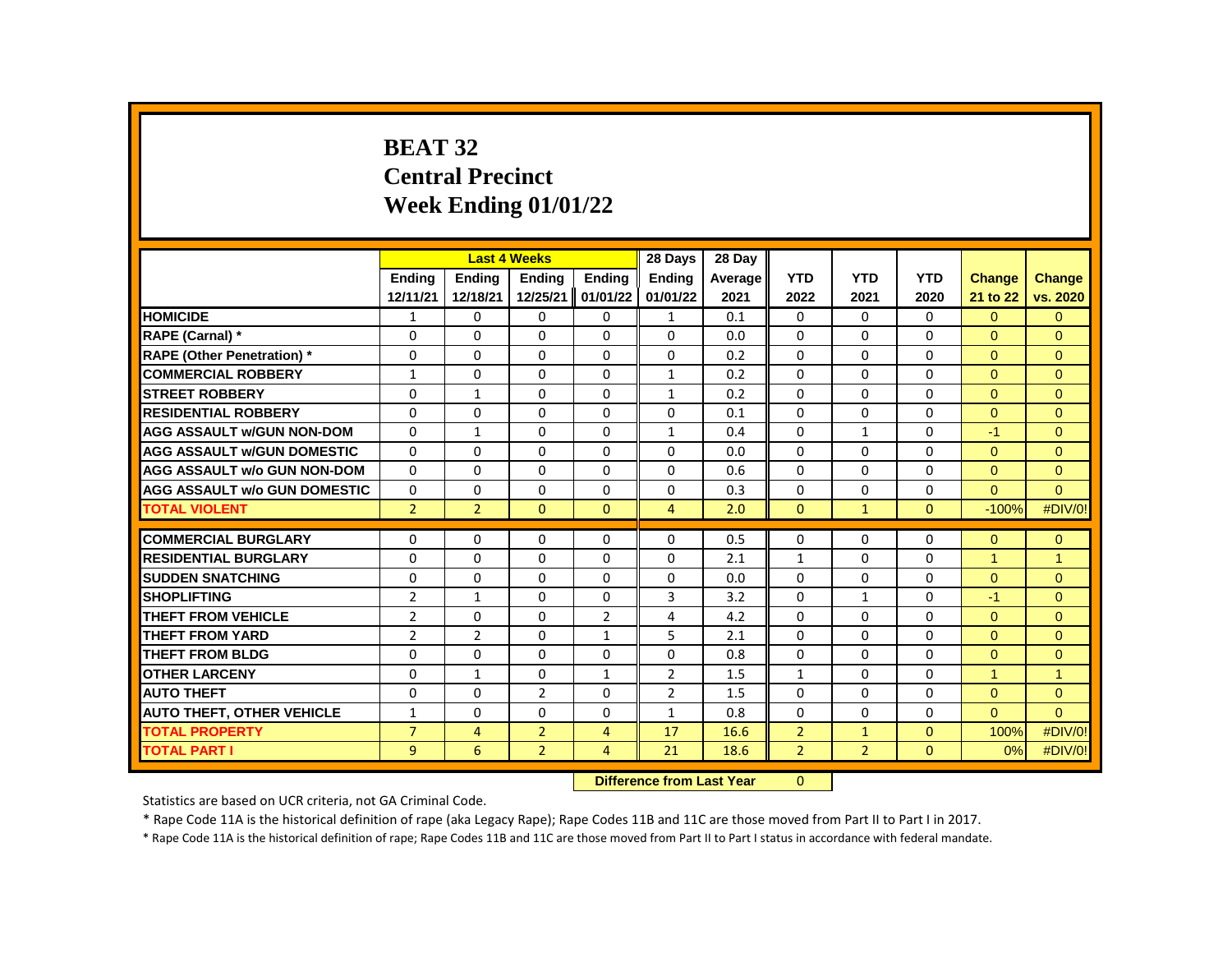# BEAT 32
# Central Precinct
# Week Ending 01/01/22

| | Last 4 Weeks | | | | 28 Days | 28 Day | | | | | |
|---|---|---|---|---|---|---|---|---|---|---|---|
| | Ending 12/11/21 | Ending 12/18/21 | Ending 12/25/21 | Ending 01/01/22 | Ending 01/01/22 | Average 2021 | YTD 2022 | YTD 2021 | YTD 2020 | Change 21 to 22 | Change vs. 2020 |
| HOMICIDE | 1 | 0 | 0 | 0 | 1 | 0.1 | 0 | 0 | 0 | 0 | 0 |
| RAPE (Carnal) * | 0 | 0 | 0 | 0 | 0 | 0.0 | 0 | 0 | 0 | 0 | 0 |
| RAPE (Other Penetration) * | 0 | 0 | 0 | 0 | 0 | 0.2 | 0 | 0 | 0 | 0 | 0 |
| COMMERCIAL ROBBERY | 1 | 0 | 0 | 0 | 1 | 0.2 | 0 | 0 | 0 | 0 | 0 |
| STREET ROBBERY | 0 | 1 | 0 | 0 | 1 | 0.2 | 0 | 0 | 0 | 0 | 0 |
| RESIDENTIAL ROBBERY | 0 | 0 | 0 | 0 | 0 | 0.1 | 0 | 0 | 0 | 0 | 0 |
| AGG ASSAULT w/GUN NON-DOM | 0 | 1 | 0 | 0 | 1 | 0.4 | 0 | 1 | 0 | -1 | 0 |
| AGG ASSAULT w/GUN DOMESTIC | 0 | 0 | 0 | 0 | 0 | 0.0 | 0 | 0 | 0 | 0 | 0 |
| AGG ASSAULT w/o GUN NON-DOM | 0 | 0 | 0 | 0 | 0 | 0.6 | 0 | 0 | 0 | 0 | 0 |
| AGG ASSAULT w/o GUN DOMESTIC | 0 | 0 | 0 | 0 | 0 | 0.3 | 0 | 0 | 0 | 0 | 0 |
| TOTAL VIOLENT | 2 | 2 | 0 | 0 | 4 | 2.0 | 0 | 1 | 0 | -100% | #DIV/0! |
| COMMERCIAL BURGLARY | 0 | 0 | 0 | 0 | 0 | 0.5 | 0 | 0 | 0 | 0 | 0 |
| RESIDENTIAL BURGLARY | 0 | 0 | 0 | 0 | 0 | 2.1 | 1 | 0 | 0 | 1 | 1 |
| SUDDEN SNATCHING | 0 | 0 | 0 | 0 | 0 | 0.0 | 0 | 0 | 0 | 0 | 0 |
| SHOPLIFTING | 2 | 1 | 0 | 0 | 3 | 3.2 | 0 | 1 | 0 | -1 | 0 |
| THEFT FROM VEHICLE | 2 | 0 | 0 | 2 | 4 | 4.2 | 0 | 0 | 0 | 0 | 0 |
| THEFT FROM YARD | 2 | 2 | 0 | 1 | 5 | 2.1 | 0 | 0 | 0 | 0 | 0 |
| THEFT FROM BLDG | 0 | 0 | 0 | 0 | 0 | 0.8 | 0 | 0 | 0 | 0 | 0 |
| OTHER LARCENY | 0 | 1 | 0 | 1 | 2 | 1.5 | 1 | 0 | 0 | 1 | 1 |
| AUTO THEFT | 0 | 0 | 2 | 0 | 2 | 1.5 | 0 | 0 | 0 | 0 | 0 |
| AUTO THEFT, OTHER VEHICLE | 1 | 0 | 0 | 0 | 1 | 0.8 | 0 | 0 | 0 | 0 | 0 |
| TOTAL PROPERTY | 7 | 4 | 2 | 4 | 17 | 16.6 | 2 | 1 | 0 | 100% | #DIV/0! |
| TOTAL PART I | 9 | 6 | 2 | 4 | 21 | 18.6 | 2 | 2 | 0 | 0% | #DIV/0! |

**Difference from Last Year** 0

Statistics are based on UCR criteria, not GA Criminal Code.

* Rape Code 11A is the historical definition of rape (aka Legacy Rape); Rape Codes 11B and 11C are those moved from Part II to Part I in 2017.

* Rape Code 11A is the historical definition of rape; Rape Codes 11B and 11C are those moved from Part II to Part I status in accordance with federal mandate.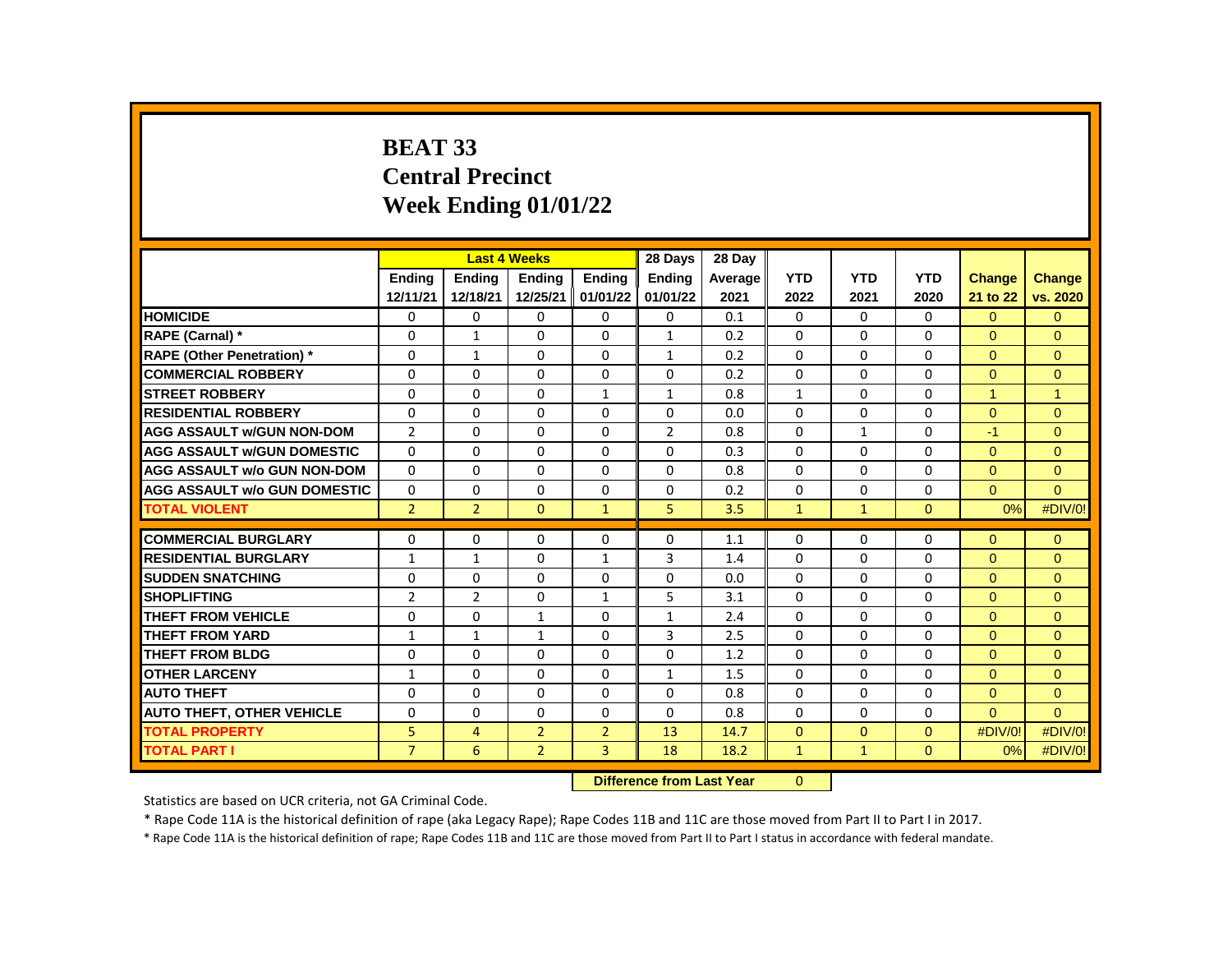# BEAT 33
# Central Precinct
# Week Ending 01/01/22

| | Last 4 Weeks | | | | 28 Days | 28 Day | | | | | |
|---|---|---|---|---|---|---|---|---|---|---|---|
| | Ending 12/11/21 | Ending 12/18/21 | Ending 12/25/21 | Ending 01/01/22 | Ending 01/01/22 | Average 2021 | YTD 2022 | YTD 2021 | YTD 2020 | Change 21 to 22 | Change vs. 2020 |
| **HOMICIDE** | 0 | 0 | 0 | 0 | 0 | 0.1 | 0 | 0 | 0 | 0 | 0 |
| **RAPE (Carnal) *** | 0 | 1 | 0 | 0 | 1 | 0.2 | 0 | 0 | 0 | 0 | 0 |
| **RAPE (Other Penetration) *** | 0 | 1 | 0 | 0 | 1 | 0.2 | 0 | 0 | 0 | 0 | 0 |
| **COMMERCIAL ROBBERY** | 0 | 0 | 0 | 0 | 0 | 0.2 | 0 | 0 | 0 | 0 | 0 |
| **STREET ROBBERY** | 0 | 0 | 0 | 1 | 1 | 0.8 | 1 | 0 | 0 | 1 | 1 |
| **RESIDENTIAL ROBBERY** | 0 | 0 | 0 | 0 | 0 | 0.0 | 0 | 0 | 0 | 0 | 0 |
| **AGG ASSAULT w/GUN NON-DOM** | 2 | 0 | 0 | 0 | 2 | 0.8 | 0 | 1 | 0 | -1 | 0 |
| **AGG ASSAULT w/GUN DOMESTIC** | 0 | 0 | 0 | 0 | 0 | 0.3 | 0 | 0 | 0 | 0 | 0 |
| **AGG ASSAULT w/o GUN NON-DOM** | 0 | 0 | 0 | 0 | 0 | 0.8 | 0 | 0 | 0 | 0 | 0 |
| **AGG ASSAULT w/o GUN DOMESTIC** | 0 | 0 | 0 | 0 | 0 | 0.2 | 0 | 0 | 0 | 0 | 0 |
| **TOTAL VIOLENT** | 2 | 2 | 0 | 1 | 5 | 3.5 | 1 | 1 | 0 | 0% | #DIV/0! |
| **COMMERCIAL BURGLARY** | 0 | 0 | 0 | 0 | 0 | 1.1 | 0 | 0 | 0 | 0 | 0 |
| **RESIDENTIAL BURGLARY** | 1 | 1 | 0 | 1 | 3 | 1.4 | 0 | 0 | 0 | 0 | 0 |
| **SUDDEN SNATCHING** | 0 | 0 | 0 | 0 | 0 | 0.0 | 0 | 0 | 0 | 0 | 0 |
| **SHOPLIFTING** | 2 | 2 | 0 | 1 | 5 | 3.1 | 0 | 0 | 0 | 0 | 0 |
| **THEFT FROM VEHICLE** | 0 | 0 | 1 | 0 | 1 | 2.4 | 0 | 0 | 0 | 0 | 0 |
| **THEFT FROM YARD** | 1 | 1 | 1 | 0 | 3 | 2.5 | 0 | 0 | 0 | 0 | 0 |
| **THEFT FROM BLDG** | 0 | 0 | 0 | 0 | 0 | 1.2 | 0 | 0 | 0 | 0 | 0 |
| **OTHER LARCENY** | 1 | 0 | 0 | 0 | 1 | 1.5 | 0 | 0 | 0 | 0 | 0 |
| **AUTO THEFT** | 0 | 0 | 0 | 0 | 0 | 0.8 | 0 | 0 | 0 | 0 | 0 |
| **AUTO THEFT, OTHER VEHICLE** | 0 | 0 | 0 | 0 | 0 | 0.8 | 0 | 0 | 0 | 0 | 0 |
| **TOTAL PROPERTY** | 5 | 4 | 2 | 2 | 13 | 14.7 | 0 | 0 | 0 | #DIV/0! | #DIV/0! |
| **TOTAL PART I** | 7 | 6 | 2 | 3 | 18 | 18.2 | 1 | 1 | 0 | 0% | #DIV/0! |

**Difference from Last Year** 0

Statistics are based on UCR criteria, not GA Criminal Code.

* Rape Code 11A is the historical definition of rape (aka Legacy Rape); Rape Codes 11B and 11C are those moved from Part II to Part I in 2017.

* Rape Code 11A is the historical definition of rape; Rape Codes 11B and 11C are those moved from Part II to Part I status in accordance with federal mandate.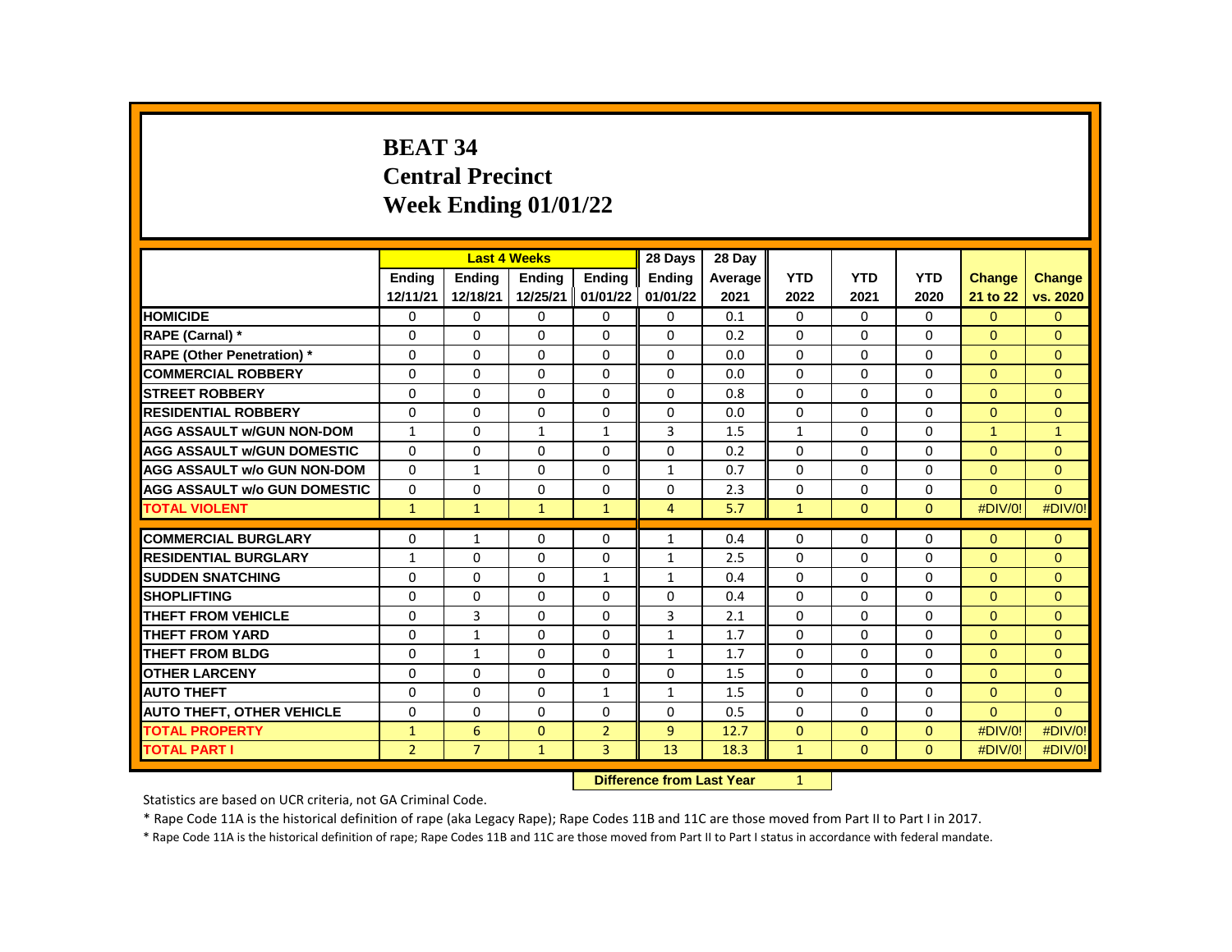# BEAT 34
## Central Precinct
## Week Ending 01/01/22

| | Last 4 Weeks | | | | 28 Days | 28 Day | | | | | |
|---|---|---|---|---|---|---|---|---|---|---|---|
| | Ending 12/11/21 | Ending 12/18/21 | Ending 12/25/21 | Ending 01/01/22 | Ending 01/01/22 | Average 2021 | YTD 2022 | YTD 2021 | YTD 2020 | Change 21 to 22 | Change vs. 2020 |
| HOMICIDE | 0 | 0 | 0 | 0 | 0 | 0.1 | 0 | 0 | 0 | 0 | 0 |
| RAPE (Carnal) * | 0 | 0 | 0 | 0 | 0 | 0.2 | 0 | 0 | 0 | 0 | 0 |
| RAPE (Other Penetration) * | 0 | 0 | 0 | 0 | 0 | 0.0 | 0 | 0 | 0 | 0 | 0 |
| COMMERCIAL ROBBERY | 0 | 0 | 0 | 0 | 0 | 0.0 | 0 | 0 | 0 | 0 | 0 |
| STREET ROBBERY | 0 | 0 | 0 | 0 | 0 | 0.8 | 0 | 0 | 0 | 0 | 0 |
| RESIDENTIAL ROBBERY | 0 | 0 | 0 | 0 | 0 | 0.0 | 0 | 0 | 0 | 0 | 0 |
| AGG ASSAULT w/GUN NON-DOM | 1 | 0 | 1 | 1 | 3 | 1.5 | 1 | 0 | 0 | 1 | 1 |
| AGG ASSAULT w/GUN DOMESTIC | 0 | 0 | 0 | 0 | 0 | 0.2 | 0 | 0 | 0 | 0 | 0 |
| AGG ASSAULT w/o GUN NON-DOM | 0 | 1 | 0 | 0 | 1 | 0.7 | 0 | 0 | 0 | 0 | 0 |
| AGG ASSAULT w/o GUN DOMESTIC | 0 | 0 | 0 | 0 | 0 | 2.3 | 0 | 0 | 0 | 0 | 0 |
| TOTAL VIOLENT | 1 | 1 | 1 | 1 | 4 | 5.7 | 1 | 0 | 0 | #DIV/0! | #DIV/0! |
| COMMERCIAL BURGLARY | 0 | 1 | 0 | 0 | 1 | 0.4 | 0 | 0 | 0 | 0 | 0 |
| RESIDENTIAL BURGLARY | 1 | 0 | 0 | 0 | 1 | 2.5 | 0 | 0 | 0 | 0 | 0 |
| SUDDEN SNATCHING | 0 | 0 | 0 | 1 | 1 | 0.4 | 0 | 0 | 0 | 0 | 0 |
| SHOPLIFTING | 0 | 0 | 0 | 0 | 0 | 0.4 | 0 | 0 | 0 | 0 | 0 |
| THEFT FROM VEHICLE | 0 | 3 | 0 | 0 | 3 | 2.1 | 0 | 0 | 0 | 0 | 0 |
| THEFT FROM YARD | 0 | 1 | 0 | 0 | 1 | 1.7 | 0 | 0 | 0 | 0 | 0 |
| THEFT FROM BLDG | 0 | 1 | 0 | 0 | 1 | 1.7 | 0 | 0 | 0 | 0 | 0 |
| OTHER LARCENY | 0 | 0 | 0 | 0 | 0 | 1.5 | 0 | 0 | 0 | 0 | 0 |
| AUTO THEFT | 0 | 0 | 0 | 1 | 1 | 1.5 | 0 | 0 | 0 | 0 | 0 |
| AUTO THEFT, OTHER VEHICLE | 0 | 0 | 0 | 0 | 0 | 0.5 | 0 | 0 | 0 | 0 | 0 |
| TOTAL PROPERTY | 1 | 6 | 0 | 2 | 9 | 12.7 | 0 | 0 | 0 | #DIV/0! | #DIV/0! |
| TOTAL PART I | 2 | 7 | 1 | 3 | 13 | 18.3 | 1 | 0 | 0 | #DIV/0! | #DIV/0! |

**Difference from Last Year** 1

Statistics are based on UCR criteria, not GA Criminal Code.

* Rape Code 11A is the historical definition of rape (aka Legacy Rape); Rape Codes 11B and 11C are those moved from Part II to Part I in 2017.

* Rape Code 11A is the historical definition of rape; Rape Codes 11B and 11C are those moved from Part II to Part I status in accordance with federal mandate.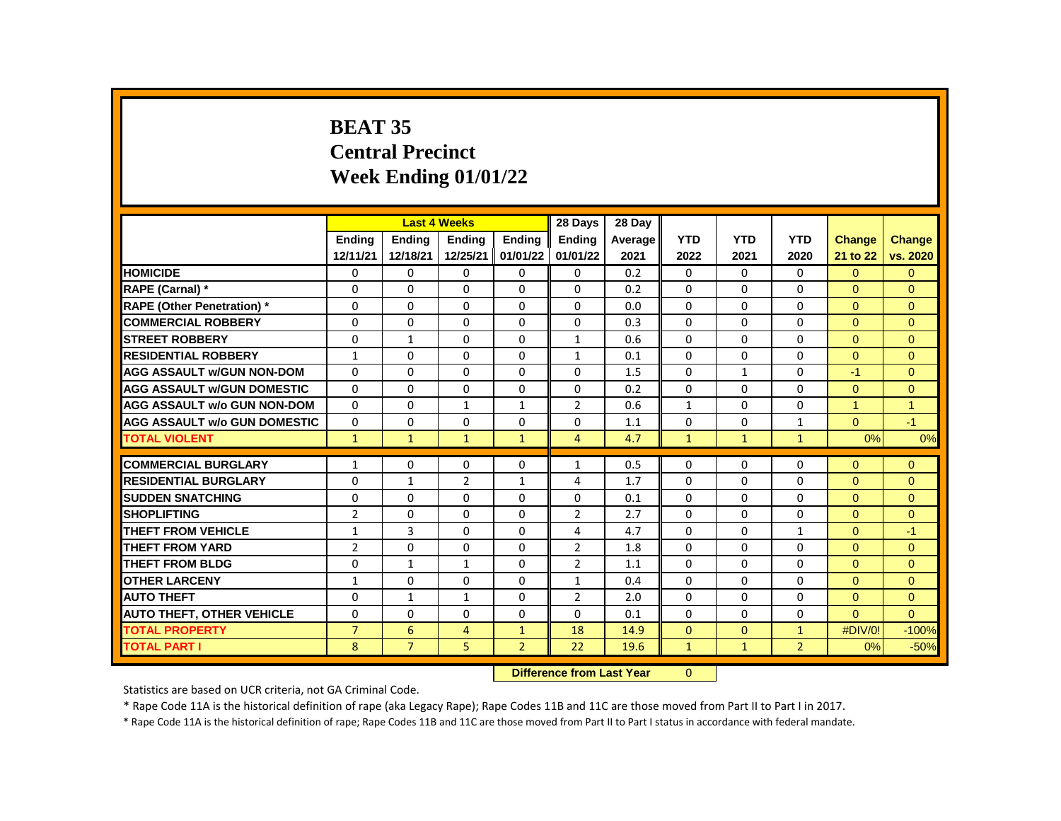# BEAT 35
# Central Precinct
# Week Ending 01/01/22

| | Last 4 Weeks | | | | 28 Days | 28 Day | | | | | |
|---|---|---|---|---|---|---|---|---|---|---|---|
| | Ending 12/11/21 | Ending 12/18/21 | Ending 12/25/21 | Ending 01/01/22 | Ending 01/01/22 | Average 2021 | YTD 2022 | YTD 2021 | YTD 2020 | Change 21 to 22 | Change vs. 2020 |
| **HOMICIDE** | 0 | 0 | 0 | 0 | 0 | 0.2 | 0 | 0 | 0 | 0 | 0 |
| **RAPE (Carnal) *** | 0 | 0 | 0 | 0 | 0 | 0.2 | 0 | 0 | 0 | 0 | 0 |
| **RAPE (Other Penetration) *** | 0 | 0 | 0 | 0 | 0 | 0.0 | 0 | 0 | 0 | 0 | 0 |
| **COMMERCIAL ROBBERY** | 0 | 0 | 0 | 0 | 0 | 0.3 | 0 | 0 | 0 | 0 | 0 |
| **STREET ROBBERY** | 0 | 1 | 0 | 0 | 1 | 0.6 | 0 | 0 | 0 | 0 | 0 |
| **RESIDENTIAL ROBBERY** | 1 | 0 | 0 | 0 | 1 | 0.1 | 0 | 0 | 0 | 0 | 0 |
| **AGG ASSAULT w/GUN NON-DOM** | 0 | 0 | 0 | 0 | 0 | 1.5 | 0 | 1 | 0 | -1 | 0 |
| **AGG ASSAULT w/GUN DOMESTIC** | 0 | 0 | 0 | 0 | 0 | 0.2 | 0 | 0 | 0 | 0 | 0 |
| **AGG ASSAULT w/o GUN NON-DOM** | 0 | 0 | 1 | 1 | 2 | 0.6 | 1 | 0 | 0 | 1 | 1 |
| **AGG ASSAULT w/o GUN DOMESTIC** | 0 | 0 | 0 | 0 | 0 | 1.1 | 0 | 0 | 1 | 0 | -1 |
| **TOTAL VIOLENT** | 1 | 1 | 1 | 1 | 4 | 4.7 | 1 | 1 | 1 | 0% | 0% |
| **COMMERCIAL BURGLARY** | 1 | 0 | 0 | 0 | 1 | 0.5 | 0 | 0 | 0 | 0 | 0 |
| **RESIDENTIAL BURGLARY** | 0 | 1 | 2 | 1 | 4 | 1.7 | 0 | 0 | 0 | 0 | 0 |
| **SUDDEN SNATCHING** | 0 | 0 | 0 | 0 | 0 | 0.1 | 0 | 0 | 0 | 0 | 0 |
| **SHOPLIFTING** | 2 | 0 | 0 | 0 | 2 | 2.7 | 0 | 0 | 0 | 0 | 0 |
| **THEFT FROM VEHICLE** | 1 | 3 | 0 | 0 | 4 | 4.7 | 0 | 0 | 1 | 0 | -1 |
| **THEFT FROM YARD** | 2 | 0 | 0 | 0 | 2 | 1.8 | 0 | 0 | 0 | 0 | 0 |
| **THEFT FROM BLDG** | 0 | 1 | 1 | 0 | 2 | 1.1 | 0 | 0 | 0 | 0 | 0 |
| **OTHER LARCENY** | 1 | 0 | 0 | 0 | 1 | 0.4 | 0 | 0 | 0 | 0 | 0 |
| **AUTO THEFT** | 0 | 1 | 1 | 0 | 2 | 2.0 | 0 | 0 | 0 | 0 | 0 |
| **AUTO THEFT, OTHER VEHICLE** | 0 | 0 | 0 | 0 | 0 | 0.1 | 0 | 0 | 0 | 0 | 0 |
| **TOTAL PROPERTY** | 7 | 6 | 4 | 1 | 18 | 14.9 | 0 | 0 | 1 | #DIV/0! | -100% |
| **TOTAL PART I** | 8 | 7 | 5 | 2 | 22 | 19.6 | 1 | 1 | 2 | 0% | -50% |

**Difference from Last Year** 0

Statistics are based on UCR criteria, not GA Criminal Code.

* Rape Code 11A is the historical definition of rape (aka Legacy Rape); Rape Codes 11B and 11C are those moved from Part II to Part I in 2017.

* Rape Code 11A is the historical definition of rape; Rape Codes 11B and 11C are those moved from Part II to Part I status in accordance with federal mandate.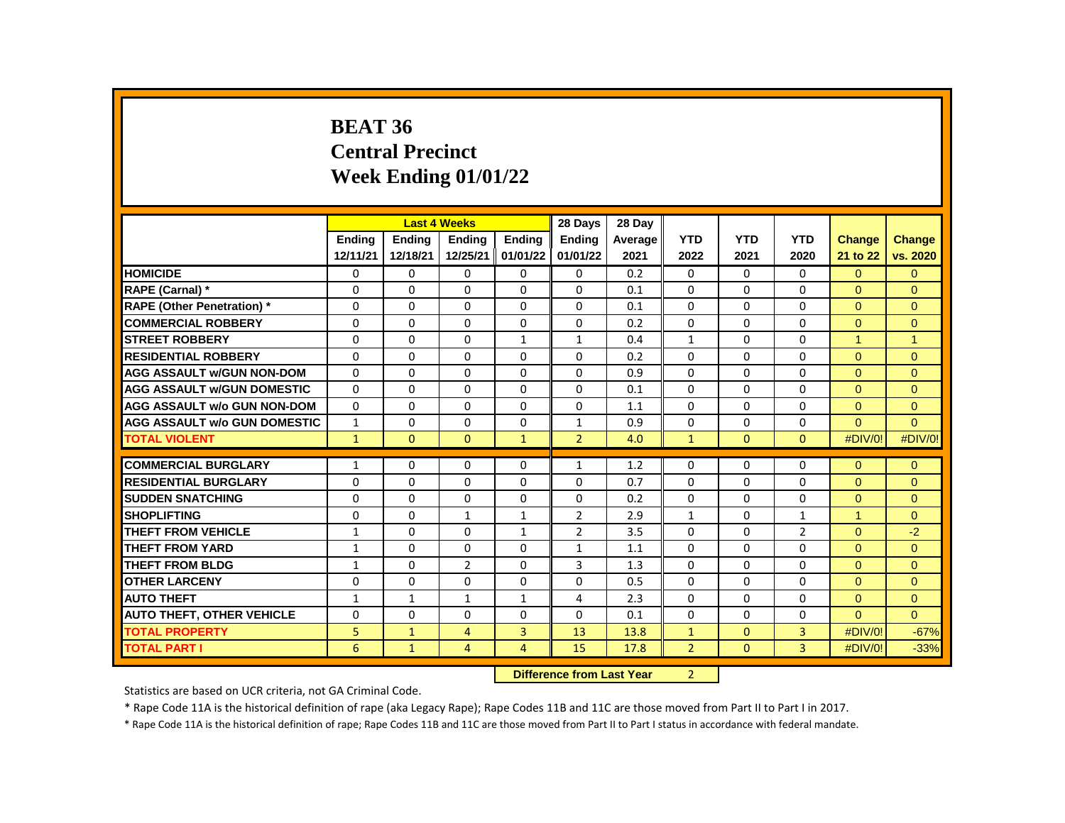# BEAT 36
# Central Precinct
# Week Ending 01/01/22

| | Last 4 Weeks | | | | 28 Days | 28 Day | | | | | |
|---|---|---|---|---|---|---|---|---|---|---|---|
| | Ending 12/11/21 | Ending 12/18/21 | Ending 12/25/21 | Ending 01/01/22 | Ending 01/01/22 | Average 2021 | YTD 2022 | YTD 2021 | YTD 2020 | Change 21 to 22 | Change vs. 2020 |
| HOMICIDE | 0 | 0 | 0 | 0 | 0 | 0.2 | 0 | 0 | 0 | 0 | 0 |
| RAPE (Carnal) * | 0 | 0 | 0 | 0 | 0 | 0.1 | 0 | 0 | 0 | 0 | 0 |
| RAPE (Other Penetration) * | 0 | 0 | 0 | 0 | 0 | 0.1 | 0 | 0 | 0 | 0 | 0 |
| COMMERCIAL ROBBERY | 0 | 0 | 0 | 0 | 0 | 0.2 | 0 | 0 | 0 | 0 | 0 |
| STREET ROBBERY | 0 | 0 | 0 | 1 | 1 | 0.4 | 1 | 0 | 0 | 1 | 1 |
| RESIDENTIAL ROBBERY | 0 | 0 | 0 | 0 | 0 | 0.2 | 0 | 0 | 0 | 0 | 0 |
| AGG ASSAULT w/GUN NON-DOM | 0 | 0 | 0 | 0 | 0 | 0.9 | 0 | 0 | 0 | 0 | 0 |
| AGG ASSAULT w/GUN DOMESTIC | 0 | 0 | 0 | 0 | 0 | 0.1 | 0 | 0 | 0 | 0 | 0 |
| AGG ASSAULT w/o GUN NON-DOM | 0 | 0 | 0 | 0 | 0 | 1.1 | 0 | 0 | 0 | 0 | 0 |
| AGG ASSAULT w/o GUN DOMESTIC | 1 | 0 | 0 | 0 | 1 | 0.9 | 0 | 0 | 0 | 0 | 0 |
| TOTAL VIOLENT | 1 | 0 | 0 | 1 | 2 | 4.0 | 1 | 0 | 0 | #DIV/0! | #DIV/0! |
| COMMERCIAL BURGLARY | 1 | 0 | 0 | 0 | 1 | 1.2 | 0 | 0 | 0 | 0 | 0 |
| RESIDENTIAL BURGLARY | 0 | 0 | 0 | 0 | 0 | 0.7 | 0 | 0 | 0 | 0 | 0 |
| SUDDEN SNATCHING | 0 | 0 | 0 | 0 | 0 | 0.2 | 0 | 0 | 0 | 0 | 0 |
| SHOPLIFTING | 0 | 0 | 1 | 1 | 2 | 2.9 | 1 | 0 | 1 | 1 | 0 |
| THEFT FROM VEHICLE | 1 | 0 | 0 | 1 | 2 | 3.5 | 0 | 0 | 2 | 0 | -2 |
| THEFT FROM YARD | 1 | 0 | 0 | 0 | 1 | 1.1 | 0 | 0 | 0 | 0 | 0 |
| THEFT FROM BLDG | 1 | 0 | 2 | 0 | 3 | 1.3 | 0 | 0 | 0 | 0 | 0 |
| OTHER LARCENY | 0 | 0 | 0 | 0 | 0 | 0.5 | 0 | 0 | 0 | 0 | 0 |
| AUTO THEFT | 1 | 1 | 1 | 1 | 4 | 2.3 | 0 | 0 | 0 | 0 | 0 |
| AUTO THEFT, OTHER VEHICLE | 0 | 0 | 0 | 0 | 0 | 0.1 | 0 | 0 | 0 | 0 | 0 |
| TOTAL PROPERTY | 5 | 1 | 4 | 3 | 13 | 13.8 | 1 | 0 | 3 | #DIV/0! | -67% |
| TOTAL PART I | 6 | 1 | 4 | 4 | 15 | 17.8 | 2 | 0 | 3 | #DIV/0! | -33% |

**Difference from Last Year** 2

Statistics are based on UCR criteria, not GA Criminal Code.

* Rape Code 11A is the historical definition of rape (aka Legacy Rape); Rape Codes 11B and 11C are those moved from Part II to Part I in 2017.

* Rape Code 11A is the historical definition of rape; Rape Codes 11B and 11C are those moved from Part II to Part I status in accordance with federal mandate.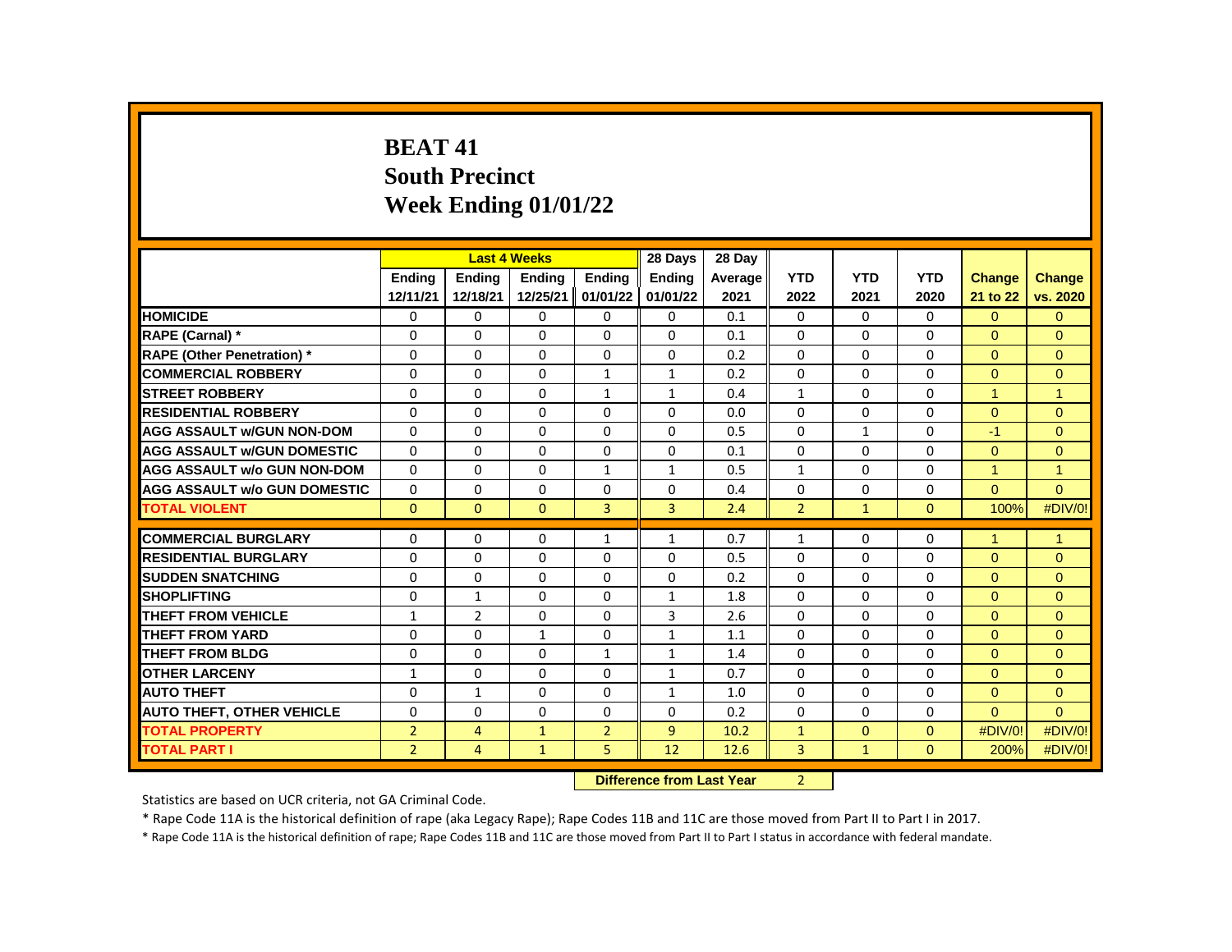# BEAT 41
## South Precinct
## Week Ending 01/01/22

| | Last 4 Weeks | | | | 28 Days | 28 Day | | | | | |
|---|---|---|---|---|---|---|---|---|---|---|---|
| | Ending 12/11/21 | Ending 12/18/21 | Ending 12/25/21 | Ending 01/01/22 | Ending 01/01/22 | Average 2021 | YTD 2022 | YTD 2021 | YTD 2020 | Change 21 to 22 | Change vs. 2020 |
| **HOMICIDE** | 0 | 0 | 0 | 0 | 0 | 0.1 | 0 | 0 | 0 | 0 | 0 |
| **RAPE (Carnal) *** | 0 | 0 | 0 | 0 | 0 | 0.1 | 0 | 0 | 0 | 0 | 0 |
| **RAPE (Other Penetration) *** | 0 | 0 | 0 | 0 | 0 | 0.2 | 0 | 0 | 0 | 0 | 0 |
| **COMMERCIAL ROBBERY** | 0 | 0 | 0 | 1 | 1 | 0.2 | 0 | 0 | 0 | 0 | 0 |
| **STREET ROBBERY** | 0 | 0 | 0 | 1 | 1 | 0.4 | 1 | 0 | 0 | 1 | 1 |
| **RESIDENTIAL ROBBERY** | 0 | 0 | 0 | 0 | 0 | 0.0 | 0 | 0 | 0 | 0 | 0 |
| **AGG ASSAULT w/GUN NON-DOM** | 0 | 0 | 0 | 0 | 0 | 0.5 | 0 | 1 | 0 | -1 | 0 |
| **AGG ASSAULT w/GUN DOMESTIC** | 0 | 0 | 0 | 0 | 0 | 0.1 | 0 | 0 | 0 | 0 | 0 |
| **AGG ASSAULT w/o GUN NON-DOM** | 0 | 0 | 0 | 1 | 1 | 0.5 | 1 | 0 | 0 | 1 | 1 |
| **AGG ASSAULT w/o GUN DOMESTIC** | 0 | 0 | 0 | 0 | 0 | 0.4 | 0 | 0 | 0 | 0 | 0 |
| **TOTAL VIOLENT** | 0 | 0 | 0 | 3 | 3 | 2.4 | 2 | 1 | 0 | 100% | #DIV/0! |
| **COMMERCIAL BURGLARY** | 0 | 0 | 0 | 1 | 1 | 0.7 | 1 | 0 | 0 | 1 | 1 |
| **RESIDENTIAL BURGLARY** | 0 | 0 | 0 | 0 | 0 | 0.5 | 0 | 0 | 0 | 0 | 0 |
| **SUDDEN SNATCHING** | 0 | 0 | 0 | 0 | 0 | 0.2 | 0 | 0 | 0 | 0 | 0 |
| **SHOPLIFTING** | 0 | 1 | 0 | 0 | 1 | 1.8 | 0 | 0 | 0 | 0 | 0 |
| **THEFT FROM VEHICLE** | 1 | 2 | 0 | 0 | 3 | 2.6 | 0 | 0 | 0 | 0 | 0 |
| **THEFT FROM YARD** | 0 | 0 | 1 | 0 | 1 | 1.1 | 0 | 0 | 0 | 0 | 0 |
| **THEFT FROM BLDG** | 0 | 0 | 0 | 1 | 1 | 1.4 | 0 | 0 | 0 | 0 | 0 |
| **OTHER LARCENY** | 1 | 0 | 0 | 0 | 1 | 0.7 | 0 | 0 | 0 | 0 | 0 |
| **AUTO THEFT** | 0 | 1 | 0 | 0 | 1 | 1.0 | 0 | 0 | 0 | 0 | 0 |
| **AUTO THEFT, OTHER VEHICLE** | 0 | 0 | 0 | 0 | 0 | 0.2 | 0 | 0 | 0 | 0 | 0 |
| **TOTAL PROPERTY** | 2 | 4 | 1 | 2 | 9 | 10.2 | 1 | 0 | 0 | #DIV/0! | #DIV/0! |
| **TOTAL PART I** | 2 | 4 | 1 | 5 | 12 | 12.6 | 3 | 1 | 0 | 200% | #DIV/0! |

**Difference from Last Year** 2

Statistics are based on UCR criteria, not GA Criminal Code.

* Rape Code 11A is the historical definition of rape (aka Legacy Rape); Rape Codes 11B and 11C are those moved from Part II to Part I in 2017.

* Rape Code 11A is the historical definition of rape; Rape Codes 11B and 11C are those moved from Part II to Part I status in accordance with federal mandate.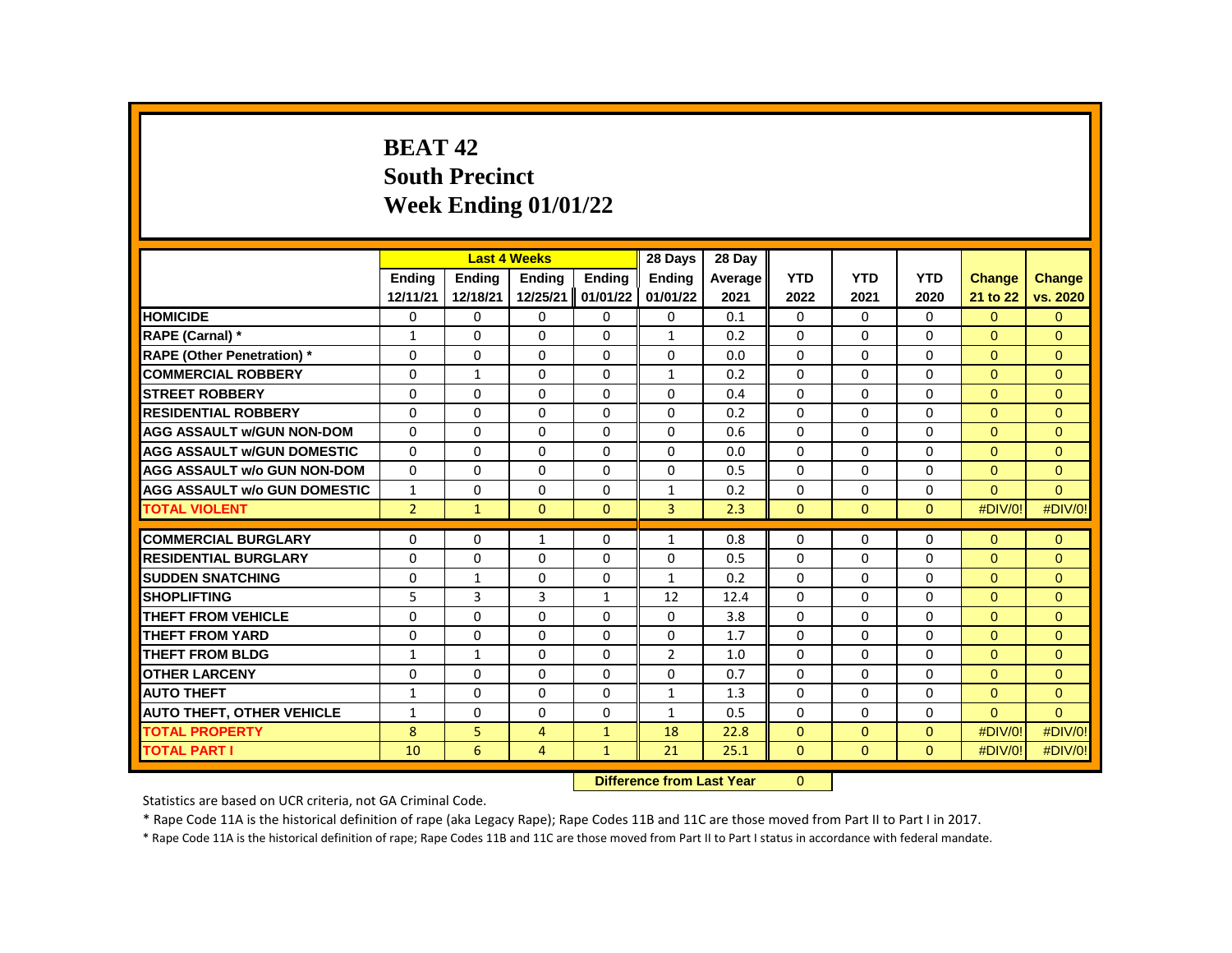# BEAT 42
# South Precinct
# Week Ending 01/01/22

| | Last 4 Weeks | | | | 28 Days | 28 Day | | | | | |
|---|---|---|---|---|---|---|---|---|---|---|---|
| | Ending 12/11/21 | Ending 12/18/21 | Ending 12/25/21 | Ending 01/01/22 | Ending 01/01/22 | Average 2021 | YTD 2022 | YTD 2021 | YTD 2020 | Change 21 to 22 | Change vs. 2020 |
| HOMICIDE | 0 | 0 | 0 | 0 | 0 | 0.1 | 0 | 0 | 0 | 0 | 0 |
| RAPE (Carnal) * | 1 | 0 | 0 | 0 | 1 | 0.2 | 0 | 0 | 0 | 0 | 0 |
| RAPE (Other Penetration) * | 0 | 0 | 0 | 0 | 0 | 0.0 | 0 | 0 | 0 | 0 | 0 |
| COMMERCIAL ROBBERY | 0 | 1 | 0 | 0 | 1 | 0.2 | 0 | 0 | 0 | 0 | 0 |
| STREET ROBBERY | 0 | 0 | 0 | 0 | 0 | 0.4 | 0 | 0 | 0 | 0 | 0 |
| RESIDENTIAL ROBBERY | 0 | 0 | 0 | 0 | 0 | 0.2 | 0 | 0 | 0 | 0 | 0 |
| AGG ASSAULT w/GUN NON-DOM | 0 | 0 | 0 | 0 | 0 | 0.6 | 0 | 0 | 0 | 0 | 0 |
| AGG ASSAULT w/GUN DOMESTIC | 0 | 0 | 0 | 0 | 0 | 0.0 | 0 | 0 | 0 | 0 | 0 |
| AGG ASSAULT w/o GUN NON-DOM | 0 | 0 | 0 | 0 | 0 | 0.5 | 0 | 0 | 0 | 0 | 0 |
| AGG ASSAULT w/o GUN DOMESTIC | 1 | 0 | 0 | 0 | 1 | 0.2 | 0 | 0 | 0 | 0 | 0 |
| TOTAL VIOLENT | 2 | 1 | 0 | 0 | 3 | 2.3 | 0 | 0 | 0 | #DIV/0! | #DIV/0! |
| COMMERCIAL BURGLARY | 0 | 0 | 1 | 0 | 1 | 0.8 | 0 | 0 | 0 | 0 | 0 |
| RESIDENTIAL BURGLARY | 0 | 0 | 0 | 0 | 0 | 0.5 | 0 | 0 | 0 | 0 | 0 |
| SUDDEN SNATCHING | 0 | 1 | 0 | 0 | 1 | 0.2 | 0 | 0 | 0 | 0 | 0 |
| SHOPLIFTING | 5 | 3 | 3 | 1 | 12 | 12.4 | 0 | 0 | 0 | 0 | 0 |
| THEFT FROM VEHICLE | 0 | 0 | 0 | 0 | 0 | 3.8 | 0 | 0 | 0 | 0 | 0 |
| THEFT FROM YARD | 0 | 0 | 0 | 0 | 0 | 1.7 | 0 | 0 | 0 | 0 | 0 |
| THEFT FROM BLDG | 1 | 1 | 0 | 0 | 2 | 1.0 | 0 | 0 | 0 | 0 | 0 |
| OTHER LARCENY | 0 | 0 | 0 | 0 | 0 | 0.7 | 0 | 0 | 0 | 0 | 0 |
| AUTO THEFT | 1 | 0 | 0 | 0 | 1 | 1.3 | 0 | 0 | 0 | 0 | 0 |
| AUTO THEFT, OTHER VEHICLE | 1 | 0 | 0 | 0 | 1 | 0.5 | 0 | 0 | 0 | 0 | 0 |
| TOTAL PROPERTY | 8 | 5 | 4 | 1 | 18 | 22.8 | 0 | 0 | 0 | #DIV/0! | #DIV/0! |
| TOTAL PART I | 10 | 6 | 4 | 1 | 21 | 25.1 | 0 | 0 | 0 | #DIV/0! | #DIV/0! |

**Difference from Last Year** 0

Statistics are based on UCR criteria, not GA Criminal Code.

* Rape Code 11A is the historical definition of rape (aka Legacy Rape); Rape Codes 11B and 11C are those moved from Part II to Part I in 2017.

* Rape Code 11A is the historical definition of rape; Rape Codes 11B and 11C are those moved from Part II to Part I status in accordance with federal mandate.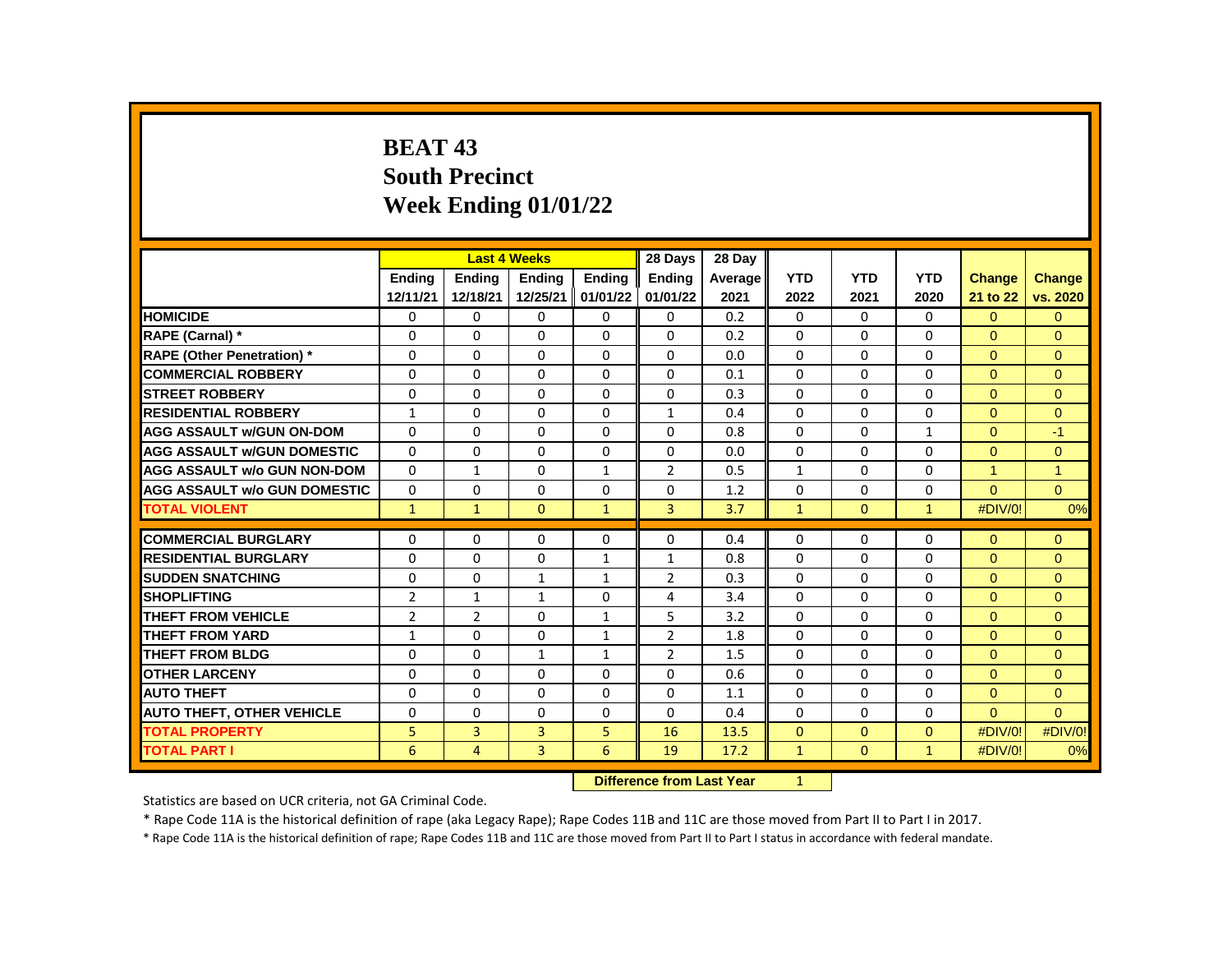# BEAT 43
# South Precinct
# Week Ending 01/01/22

| | Last 4 Weeks | | | | 28 Days | 28 Day | | | | | |
|---|---|---|---|---|---|---|---|---|---|---|---|
| | Ending 12/11/21 | Ending 12/18/21 | Ending 12/25/21 | Ending 01/01/22 | Ending 01/01/22 | Average 2021 | YTD 2022 | YTD 2021 | YTD 2020 | Change 21 to 22 | Change vs. 2020 |
| HOMICIDE | 0 | 0 | 0 | 0 | 0 | 0.2 | 0 | 0 | 0 | 0 | 0 |
| RAPE (Carnal) * | 0 | 0 | 0 | 0 | 0 | 0.2 | 0 | 0 | 0 | 0 | 0 |
| RAPE (Other Penetration) * | 0 | 0 | 0 | 0 | 0 | 0.0 | 0 | 0 | 0 | 0 | 0 |
| COMMERCIAL ROBBERY | 0 | 0 | 0 | 0 | 0 | 0.1 | 0 | 0 | 0 | 0 | 0 |
| STREET ROBBERY | 0 | 0 | 0 | 0 | 0 | 0.3 | 0 | 0 | 0 | 0 | 0 |
| RESIDENTIAL ROBBERY | 1 | 0 | 0 | 0 | 1 | 0.4 | 0 | 0 | 0 | 0 | 0 |
| AGG ASSAULT w/GUN ON-DOM | 0 | 0 | 0 | 0 | 0 | 0.8 | 0 | 0 | 1 | 0 | -1 |
| AGG ASSAULT w/GUN DOMESTIC | 0 | 0 | 0 | 0 | 0 | 0.0 | 0 | 0 | 0 | 0 | 0 |
| AGG ASSAULT w/o GUN NON-DOM | 0 | 1 | 0 | 1 | 2 | 0.5 | 1 | 0 | 0 | 1 | 1 |
| AGG ASSAULT w/o GUN DOMESTIC | 0 | 0 | 0 | 0 | 0 | 1.2 | 0 | 0 | 0 | 0 | 0 |
| TOTAL VIOLENT | 1 | 1 | 0 | 1 | 3 | 3.7 | 1 | 0 | 1 | #DIV/0! | 0% |
| COMMERCIAL BURGLARY | 0 | 0 | 0 | 0 | 0 | 0.4 | 0 | 0 | 0 | 0 | 0 |
| RESIDENTIAL BURGLARY | 0 | 0 | 0 | 1 | 1 | 0.8 | 0 | 0 | 0 | 0 | 0 |
| SUDDEN SNATCHING | 0 | 0 | 1 | 1 | 2 | 0.3 | 0 | 0 | 0 | 0 | 0 |
| SHOPLIFTING | 2 | 1 | 1 | 0 | 4 | 3.4 | 0 | 0 | 0 | 0 | 0 |
| THEFT FROM VEHICLE | 2 | 2 | 0 | 1 | 5 | 3.2 | 0 | 0 | 0 | 0 | 0 |
| THEFT FROM YARD | 1 | 0 | 0 | 1 | 2 | 1.8 | 0 | 0 | 0 | 0 | 0 |
| THEFT FROM BLDG | 0 | 0 | 1 | 1 | 2 | 1.5 | 0 | 0 | 0 | 0 | 0 |
| OTHER LARCENY | 0 | 0 | 0 | 0 | 0 | 0.6 | 0 | 0 | 0 | 0 | 0 |
| AUTO THEFT | 0 | 0 | 0 | 0 | 0 | 1.1 | 0 | 0 | 0 | 0 | 0 |
| AUTO THEFT, OTHER VEHICLE | 0 | 0 | 0 | 0 | 0 | 0.4 | 0 | 0 | 0 | 0 | 0 |
| TOTAL PROPERTY | 5 | 3 | 3 | 5 | 16 | 13.5 | 0 | 0 | 0 | #DIV/0! | #DIV/0! |
| TOTAL PART I | 6 | 4 | 3 | 6 | 19 | 17.2 | 1 | 0 | 1 | #DIV/0! | 0% |

**Difference from Last Year** 1

Statistics are based on UCR criteria, not GA Criminal Code.

* Rape Code 11A is the historical definition of rape (aka Legacy Rape); Rape Codes 11B and 11C are those moved from Part II to Part I in 2017.

* Rape Code 11A is the historical definition of rape; Rape Codes 11B and 11C are those moved from Part II to Part I status in accordance with federal mandate.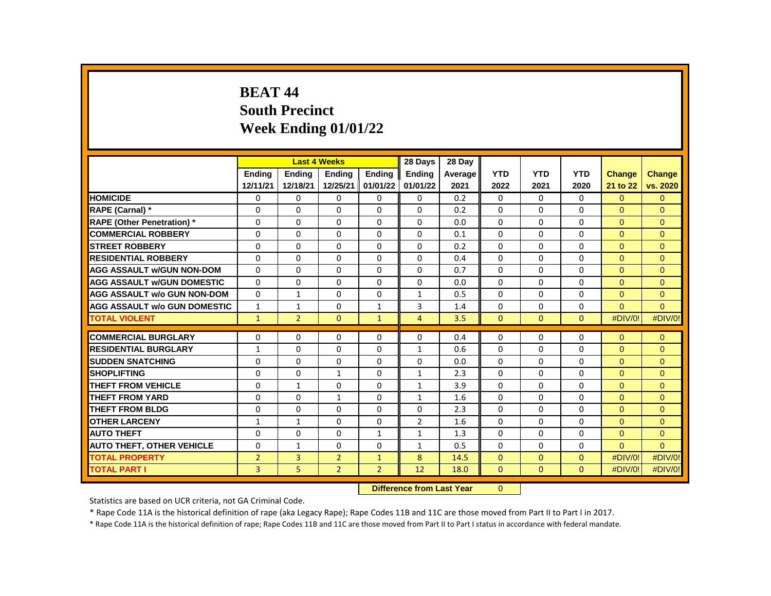# BEAT 44
# South Precinct
# Week Ending 01/01/22

| | Last 4 Weeks | | | | 28 Days | 28 Day | | | | | |
|---|---|---|---|---|---|---|---|---|---|---|---|
| | Ending 12/11/21 | Ending 12/18/21 | Ending 12/25/21 | Ending 01/01/22 | Ending 01/01/22 | Average 2021 | YTD 2022 | YTD 2021 | YTD 2020 | Change 21 to 22 | Change vs. 2020 |
| HOMICIDE | 0 | 0 | 0 | 0 | 0 | 0.2 | 0 | 0 | 0 | 0 | 0 |
| RAPE (Carnal) * | 0 | 0 | 0 | 0 | 0 | 0.2 | 0 | 0 | 0 | 0 | 0 |
| RAPE (Other Penetration) * | 0 | 0 | 0 | 0 | 0 | 0.0 | 0 | 0 | 0 | 0 | 0 |
| COMMERCIAL ROBBERY | 0 | 0 | 0 | 0 | 0 | 0.1 | 0 | 0 | 0 | 0 | 0 |
| STREET ROBBERY | 0 | 0 | 0 | 0 | 0 | 0.2 | 0 | 0 | 0 | 0 | 0 |
| RESIDENTIAL ROBBERY | 0 | 0 | 0 | 0 | 0 | 0.4 | 0 | 0 | 0 | 0 | 0 |
| AGG ASSAULT w/GUN NON-DOM | 0 | 0 | 0 | 0 | 0 | 0.7 | 0 | 0 | 0 | 0 | 0 |
| AGG ASSAULT w/GUN DOMESTIC | 0 | 0 | 0 | 0 | 0 | 0.0 | 0 | 0 | 0 | 0 | 0 |
| AGG ASSAULT w/o GUN NON-DOM | 0 | 1 | 0 | 0 | 1 | 0.5 | 0 | 0 | 0 | 0 | 0 |
| AGG ASSAULT w/o GUN DOMESTIC | 1 | 1 | 0 | 1 | 3 | 1.4 | 0 | 0 | 0 | 0 | 0 |
| TOTAL VIOLENT | 1 | 2 | 0 | 1 | 4 | 3.5 | 0 | 0 | 0 | #DIV/0! | #DIV/0! |
| COMMERCIAL BURGLARY | 0 | 0 | 0 | 0 | 0 | 0.4 | 0 | 0 | 0 | 0 | 0 |
| RESIDENTIAL BURGLARY | 1 | 0 | 0 | 0 | 1 | 0.6 | 0 | 0 | 0 | 0 | 0 |
| SUDDEN SNATCHING | 0 | 0 | 0 | 0 | 0 | 0.0 | 0 | 0 | 0 | 0 | 0 |
| SHOPLIFTING | 0 | 0 | 1 | 0 | 1 | 2.3 | 0 | 0 | 0 | 0 | 0 |
| THEFT FROM VEHICLE | 0 | 1 | 0 | 0 | 1 | 3.9 | 0 | 0 | 0 | 0 | 0 |
| THEFT FROM YARD | 0 | 0 | 1 | 0 | 1 | 1.6 | 0 | 0 | 0 | 0 | 0 |
| THEFT FROM BLDG | 0 | 0 | 0 | 0 | 0 | 2.3 | 0 | 0 | 0 | 0 | 0 |
| OTHER LARCENY | 1 | 1 | 0 | 0 | 2 | 1.6 | 0 | 0 | 0 | 0 | 0 |
| AUTO THEFT | 0 | 0 | 0 | 1 | 1 | 1.3 | 0 | 0 | 0 | 0 | 0 |
| AUTO THEFT, OTHER VEHICLE | 0 | 1 | 0 | 0 | 1 | 0.5 | 0 | 0 | 0 | 0 | 0 |
| TOTAL PROPERTY | 2 | 3 | 2 | 1 | 8 | 14.5 | 0 | 0 | 0 | #DIV/0! | #DIV/0! |
| TOTAL PART I | 3 | 5 | 2 | 2 | 12 | 18.0 | 0 | 0 | 0 | #DIV/0! | #DIV/0! |

**Difference from Last Year** 0

Statistics are based on UCR criteria, not GA Criminal Code.

* Rape Code 11A is the historical definition of rape (aka Legacy Rape); Rape Codes 11B and 11C are those moved from Part II to Part I in 2017.

* Rape Code 11A is the historical definition of rape; Rape Codes 11B and 11C are those moved from Part II to Part I status in accordance with federal mandate.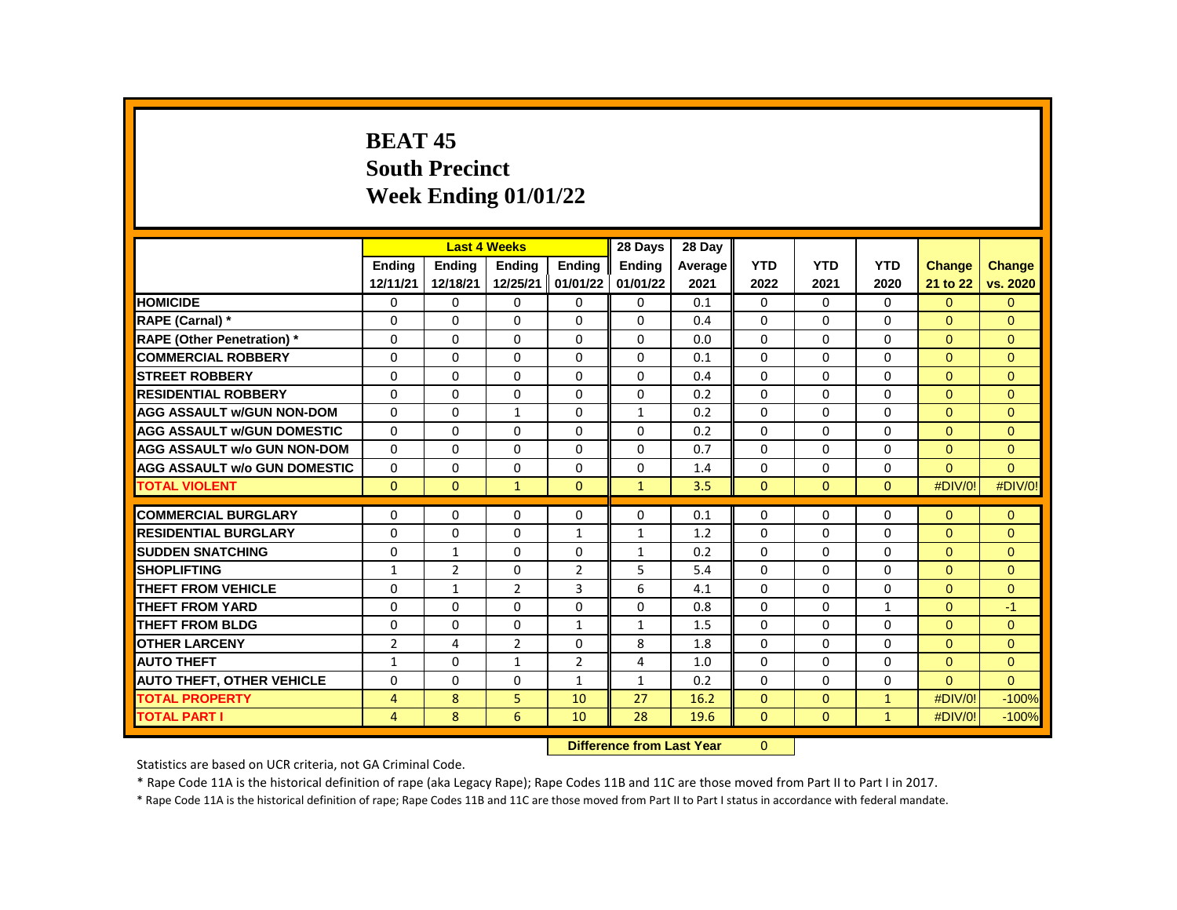# BEAT 45
# South Precinct
# Week Ending 01/01/22

| | Last 4 Weeks | | | | 28 Days | 28 Day | | | | | |
|---|---|---|---|---|---|---|---|---|---|---|---|
| | Ending 12/11/21 | Ending 12/18/21 | Ending 12/25/21 | Ending 01/01/22 | Ending 01/01/22 | Average 2021 | YTD 2022 | YTD 2021 | YTD 2020 | Change 21 to 22 | Change vs. 2020 |
| **HOMICIDE** | 0 | 0 | 0 | 0 | 0 | 0.1 | 0 | 0 | 0 | 0 | 0 |
| **RAPE (Carnal) *** | 0 | 0 | 0 | 0 | 0 | 0.4 | 0 | 0 | 0 | 0 | 0 |
| **RAPE (Other Penetration) *** | 0 | 0 | 0 | 0 | 0 | 0.0 | 0 | 0 | 0 | 0 | 0 |
| **COMMERCIAL ROBBERY** | 0 | 0 | 0 | 0 | 0 | 0.1 | 0 | 0 | 0 | 0 | 0 |
| **STREET ROBBERY** | 0 | 0 | 0 | 0 | 0 | 0.4 | 0 | 0 | 0 | 0 | 0 |
| **RESIDENTIAL ROBBERY** | 0 | 0 | 0 | 0 | 0 | 0.2 | 0 | 0 | 0 | 0 | 0 |
| **AGG ASSAULT w/GUN NON-DOM** | 0 | 0 | 1 | 0 | 1 | 0.2 | 0 | 0 | 0 | 0 | 0 |
| **AGG ASSAULT w/GUN DOMESTIC** | 0 | 0 | 0 | 0 | 0 | 0.2 | 0 | 0 | 0 | 0 | 0 |
| **AGG ASSAULT w/o GUN NON-DOM** | 0 | 0 | 0 | 0 | 0 | 0.7 | 0 | 0 | 0 | 0 | 0 |
| **AGG ASSAULT w/o GUN DOMESTIC** | 0 | 0 | 0 | 0 | 0 | 1.4 | 0 | 0 | 0 | 0 | 0 |
| **TOTAL VIOLENT** | 0 | 0 | 1 | 0 | 1 | 3.5 | 0 | 0 | 0 | #DIV/0! | #DIV/0! |
| **COMMERCIAL BURGLARY** | 0 | 0 | 0 | 0 | 0 | 0.1 | 0 | 0 | 0 | 0 | 0 |
| **RESIDENTIAL BURGLARY** | 0 | 0 | 0 | 1 | 1 | 1.2 | 0 | 0 | 0 | 0 | 0 |
| **SUDDEN SNATCHING** | 0 | 1 | 0 | 0 | 1 | 0.2 | 0 | 0 | 0 | 0 | 0 |
| **SHOPLIFTING** | 1 | 2 | 0 | 2 | 5 | 5.4 | 0 | 0 | 0 | 0 | 0 |
| **THEFT FROM VEHICLE** | 0 | 1 | 2 | 3 | 6 | 4.1 | 0 | 0 | 0 | 0 | 0 |
| **THEFT FROM YARD** | 0 | 0 | 0 | 0 | 0 | 0.8 | 0 | 0 | 1 | 0 | -1 |
| **THEFT FROM BLDG** | 0 | 0 | 0 | 1 | 1 | 1.5 | 0 | 0 | 0 | 0 | 0 |
| **OTHER LARCENY** | 2 | 4 | 2 | 0 | 8 | 1.8 | 0 | 0 | 0 | 0 | 0 |
| **AUTO THEFT** | 1 | 0 | 1 | 2 | 4 | 1.0 | 0 | 0 | 0 | 0 | 0 |
| **AUTO THEFT, OTHER VEHICLE** | 0 | 0 | 0 | 1 | 1 | 0.2 | 0 | 0 | 0 | 0 | 0 |
| **TOTAL PROPERTY** | 4 | 8 | 5 | 10 | 27 | 16.2 | 0 | 0 | 1 | #DIV/0! | -100% |
| **TOTAL PART I** | 4 | 8 | 6 | 10 | 28 | 19.6 | 0 | 0 | 1 | #DIV/0! | -100% |

**Difference from Last Year** 0

Statistics are based on UCR criteria, not GA Criminal Code.

* Rape Code 11A is the historical definition of rape (aka Legacy Rape); Rape Codes 11B and 11C are those moved from Part II to Part I in 2017.

* Rape Code 11A is the historical definition of rape; Rape Codes 11B and 11C are those moved from Part II to Part I status in accordance with federal mandate.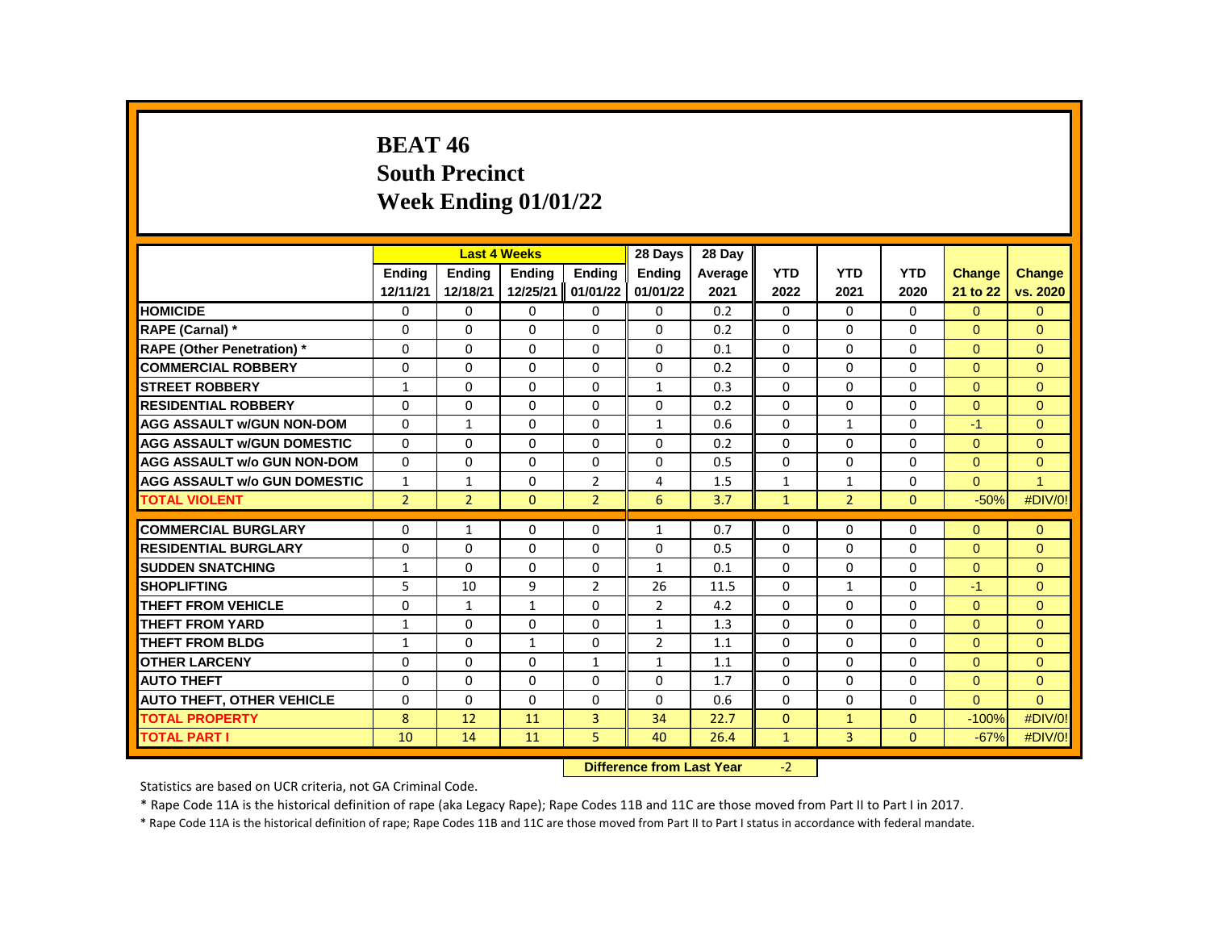# BEAT 46
# South Precinct
# Week Ending 01/01/22

| | Last 4 Weeks | | | | 28 Days | 28 Day | | | | | |
|---|---|---|---|---|---|---|---|---|---|---|---|
| | Ending 12/11/21 | Ending 12/18/21 | Ending 12/25/21 | Ending 01/01/22 | Ending 01/01/22 | Average 2021 | YTD 2022 | YTD 2021 | YTD 2020 | Change 21 to 22 | Change vs. 2020 |
| HOMICIDE | 0 | 0 | 0 | 0 | 0 | 0.2 | 0 | 0 | 0 | 0 | 0 |
| RAPE (Carnal) * | 0 | 0 | 0 | 0 | 0 | 0.2 | 0 | 0 | 0 | 0 | 0 |
| RAPE (Other Penetration) * | 0 | 0 | 0 | 0 | 0 | 0.1 | 0 | 0 | 0 | 0 | 0 |
| COMMERCIAL ROBBERY | 0 | 0 | 0 | 0 | 0 | 0.2 | 0 | 0 | 0 | 0 | 0 |
| STREET ROBBERY | 1 | 0 | 0 | 0 | 1 | 0.3 | 0 | 0 | 0 | 0 | 0 |
| RESIDENTIAL ROBBERY | 0 | 0 | 0 | 0 | 0 | 0.2 | 0 | 0 | 0 | 0 | 0 |
| AGG ASSAULT w/GUN NON-DOM | 0 | 1 | 0 | 0 | 1 | 0.6 | 0 | 1 | 0 | -1 | 0 |
| AGG ASSAULT w/GUN DOMESTIC | 0 | 0 | 0 | 0 | 0 | 0.2 | 0 | 0 | 0 | 0 | 0 |
| AGG ASSAULT w/o GUN NON-DOM | 0 | 0 | 0 | 0 | 0 | 0.5 | 0 | 0 | 0 | 0 | 0 |
| AGG ASSAULT w/o GUN DOMESTIC | 1 | 1 | 0 | 2 | 4 | 1.5 | 1 | 1 | 0 | 0 | 1 |
| TOTAL VIOLENT | 2 | 2 | 0 | 2 | 6 | 3.7 | 1 | 2 | 0 | -50% | #DIV/0! |
| COMMERCIAL BURGLARY | 0 | 1 | 0 | 0 | 1 | 0.7 | 0 | 0 | 0 | 0 | 0 |
| RESIDENTIAL BURGLARY | 0 | 0 | 0 | 0 | 0 | 0.5 | 0 | 0 | 0 | 0 | 0 |
| SUDDEN SNATCHING | 1 | 0 | 0 | 0 | 1 | 0.1 | 0 | 0 | 0 | 0 | 0 |
| SHOPLIFTING | 5 | 10 | 9 | 2 | 26 | 11.5 | 0 | 1 | 0 | -1 | 0 |
| THEFT FROM VEHICLE | 0 | 1 | 1 | 0 | 2 | 4.2 | 0 | 0 | 0 | 0 | 0 |
| THEFT FROM YARD | 1 | 0 | 0 | 0 | 1 | 1.3 | 0 | 0 | 0 | 0 | 0 |
| THEFT FROM BLDG | 1 | 0 | 1 | 0 | 2 | 1.1 | 0 | 0 | 0 | 0 | 0 |
| OTHER LARCENY | 0 | 0 | 0 | 1 | 1 | 1.1 | 0 | 0 | 0 | 0 | 0 |
| AUTO THEFT | 0 | 0 | 0 | 0 | 0 | 1.7 | 0 | 0 | 0 | 0 | 0 |
| AUTO THEFT, OTHER VEHICLE | 0 | 0 | 0 | 0 | 0 | 0.6 | 0 | 0 | 0 | 0 | 0 |
| TOTAL PROPERTY | 8 | 12 | 11 | 3 | 34 | 22.7 | 0 | 1 | 0 | -100% | #DIV/0! |
| TOTAL PART I | 10 | 14 | 11 | 5 | 40 | 26.4 | 1 | 3 | 0 | -67% | #DIV/0! |

**Difference from Last Year** -2

Statistics are based on UCR criteria, not GA Criminal Code.

* Rape Code 11A is the historical definition of rape (aka Legacy Rape); Rape Codes 11B and 11C are those moved from Part II to Part I in 2017.

* Rape Code 11A is the historical definition of rape; Rape Codes 11B and 11C are those moved from Part II to Part I status in accordance with federal mandate.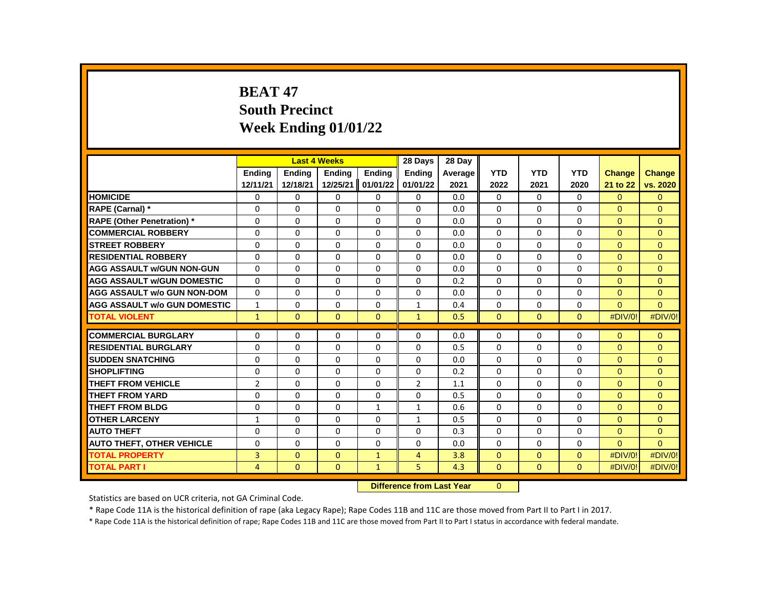# BEAT 47
# South Precinct
# Week Ending 01/01/22

| | Last 4 Weeks | | | | 28 Days | 28 Day | | | | | |
|---|---|---|---|---|---|---|---|---|---|---|---|
| | Ending 12/11/21 | Ending 12/18/21 | Ending 12/25/21 | Ending 01/01/22 | Ending 01/01/22 | Average 2021 | YTD 2022 | YTD 2021 | YTD 2020 | Change 21 to 22 | Change vs. 2020 |
| **HOMICIDE** | 0 | 0 | 0 | 0 | 0 | 0.0 | 0 | 0 | 0 | 0 | 0 |
| **RAPE (Carnal) *** | 0 | 0 | 0 | 0 | 0 | 0.0 | 0 | 0 | 0 | 0 | 0 |
| **RAPE (Other Penetration) *** | 0 | 0 | 0 | 0 | 0 | 0.0 | 0 | 0 | 0 | 0 | 0 |
| **COMMERCIAL ROBBERY** | 0 | 0 | 0 | 0 | 0 | 0.0 | 0 | 0 | 0 | 0 | 0 |
| **STREET ROBBERY** | 0 | 0 | 0 | 0 | 0 | 0.0 | 0 | 0 | 0 | 0 | 0 |
| **RESIDENTIAL ROBBERY** | 0 | 0 | 0 | 0 | 0 | 0.0 | 0 | 0 | 0 | 0 | 0 |
| **AGG ASSAULT w/GUN NON-GUN** | 0 | 0 | 0 | 0 | 0 | 0.0 | 0 | 0 | 0 | 0 | 0 |
| **AGG ASSAULT w/GUN DOMESTIC** | 0 | 0 | 0 | 0 | 0 | 0.2 | 0 | 0 | 0 | 0 | 0 |
| **AGG ASSAULT w/o GUN NON-DOM** | 0 | 0 | 0 | 0 | 0 | 0.0 | 0 | 0 | 0 | 0 | 0 |
| **AGG ASSAULT w/o GUN DOMESTIC** | 1 | 0 | 0 | 0 | 1 | 0.4 | 0 | 0 | 0 | 0 | 0 |
| **TOTAL VIOLENT** | 1 | 0 | 0 | 0 | 1 | 0.5 | 0 | 0 | 0 | #DIV/0! | #DIV/0! |
| **COMMERCIAL BURGLARY** | 0 | 0 | 0 | 0 | 0 | 0.0 | 0 | 0 | 0 | 0 | 0 |
| **RESIDENTIAL BURGLARY** | 0 | 0 | 0 | 0 | 0 | 0.5 | 0 | 0 | 0 | 0 | 0 |
| **SUDDEN SNATCHING** | 0 | 0 | 0 | 0 | 0 | 0.0 | 0 | 0 | 0 | 0 | 0 |
| **SHOPLIFTING** | 0 | 0 | 0 | 0 | 0 | 0.2 | 0 | 0 | 0 | 0 | 0 |
| **THEFT FROM VEHICLE** | 2 | 0 | 0 | 0 | 2 | 1.1 | 0 | 0 | 0 | 0 | 0 |
| **THEFT FROM YARD** | 0 | 0 | 0 | 0 | 0 | 0.5 | 0 | 0 | 0 | 0 | 0 |
| **THEFT FROM BLDG** | 0 | 0 | 0 | 1 | 1 | 0.6 | 0 | 0 | 0 | 0 | 0 |
| **OTHER LARCENY** | 1 | 0 | 0 | 0 | 1 | 0.5 | 0 | 0 | 0 | 0 | 0 |
| **AUTO THEFT** | 0 | 0 | 0 | 0 | 0 | 0.3 | 0 | 0 | 0 | 0 | 0 |
| **AUTO THEFT, OTHER VEHICLE** | 0 | 0 | 0 | 0 | 0 | 0.0 | 0 | 0 | 0 | 0 | 0 |
| **TOTAL PROPERTY** | 3 | 0 | 0 | 1 | 4 | 3.8 | 0 | 0 | 0 | #DIV/0! | #DIV/0! |
| **TOTAL PART I** | 4 | 0 | 0 | 1 | 5 | 4.3 | 0 | 0 | 0 | #DIV/0! | #DIV/0! |

**Difference from Last Year** 0

Statistics are based on UCR criteria, not GA Criminal Code.

* Rape Code 11A is the historical definition of rape (aka Legacy Rape); Rape Codes 11B and 11C are those moved from Part II to Part I in 2017.

* Rape Code 11A is the historical definition of rape; Rape Codes 11B and 11C are those moved from Part II to Part I status in accordance with federal mandate.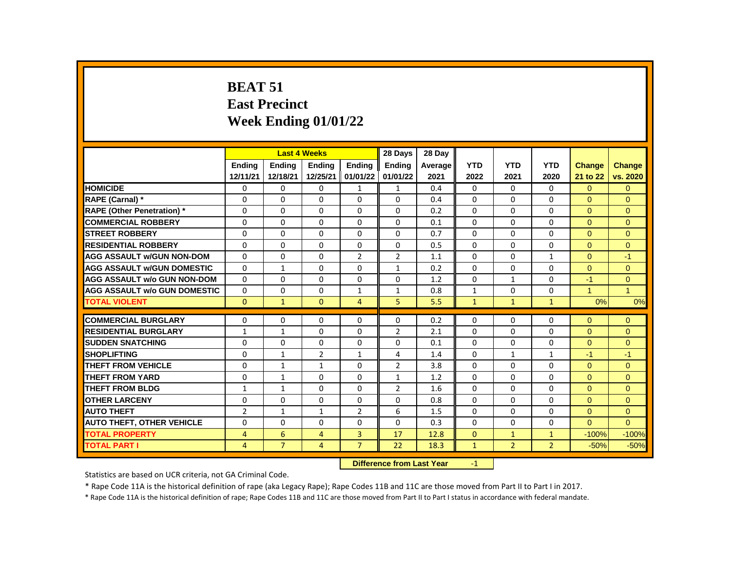# BEAT 51
# East Precinct
# Week Ending 01/01/22

| | Last 4 Weeks | | | | 28 Days | 28 Day | | | | | |
|---|---|---|---|---|---|---|---|---|---|---|---|
| | Ending 12/11/21 | Ending 12/18/21 | Ending 12/25/21 | Ending 01/01/22 | Ending 01/01/22 | Average 2021 | YTD 2022 | YTD 2021 | YTD 2020 | Change 21 to 22 | Change vs. 2020 |
| HOMICIDE | 0 | 0 | 0 | 1 | 1 | 0.4 | 0 | 0 | 0 | 0 | 0 |
| RAPE (Carnal) * | 0 | 0 | 0 | 0 | 0 | 0.4 | 0 | 0 | 0 | 0 | 0 |
| RAPE (Other Penetration) * | 0 | 0 | 0 | 0 | 0 | 0.2 | 0 | 0 | 0 | 0 | 0 |
| COMMERCIAL ROBBERY | 0 | 0 | 0 | 0 | 0 | 0.1 | 0 | 0 | 0 | 0 | 0 |
| STREET ROBBERY | 0 | 0 | 0 | 0 | 0 | 0.7 | 0 | 0 | 0 | 0 | 0 |
| RESIDENTIAL ROBBERY | 0 | 0 | 0 | 0 | 0 | 0.5 | 0 | 0 | 0 | 0 | 0 |
| AGG ASSAULT w/GUN NON-DOM | 0 | 0 | 0 | 2 | 2 | 1.1 | 0 | 0 | 1 | 0 | -1 |
| AGG ASSAULT w/GUN DOMESTIC | 0 | 1 | 0 | 0 | 1 | 0.2 | 0 | 0 | 0 | 0 | 0 |
| AGG ASSAULT w/o GUN NON-DOM | 0 | 0 | 0 | 0 | 0 | 1.2 | 0 | 1 | 0 | -1 | 0 |
| AGG ASSAULT w/o GUN DOMESTIC | 0 | 0 | 0 | 1 | 1 | 0.8 | 1 | 0 | 0 | 1 | 1 |
| TOTAL VIOLENT | 0 | 1 | 0 | 4 | 5 | 5.5 | 1 | 1 | 1 | 0% | 0% |
| COMMERCIAL BURGLARY | 0 | 0 | 0 | 0 | 0 | 0.2 | 0 | 0 | 0 | 0 | 0 |
| RESIDENTIAL BURGLARY | 1 | 1 | 0 | 0 | 2 | 2.1 | 0 | 0 | 0 | 0 | 0 |
| SUDDEN SNATCHING | 0 | 0 | 0 | 0 | 0 | 0.1 | 0 | 0 | 0 | 0 | 0 |
| SHOPLIFTING | 0 | 1 | 2 | 1 | 4 | 1.4 | 0 | 1 | 1 | -1 | -1 |
| THEFT FROM VEHICLE | 0 | 1 | 1 | 0 | 2 | 3.8 | 0 | 0 | 0 | 0 | 0 |
| THEFT FROM YARD | 0 | 1 | 0 | 0 | 1 | 1.2 | 0 | 0 | 0 | 0 | 0 |
| THEFT FROM BLDG | 1 | 1 | 0 | 0 | 2 | 1.6 | 0 | 0 | 0 | 0 | 0 |
| OTHER LARCENY | 0 | 0 | 0 | 0 | 0 | 0.8 | 0 | 0 | 0 | 0 | 0 |
| AUTO THEFT | 2 | 1 | 1 | 2 | 6 | 1.5 | 0 | 0 | 0 | 0 | 0 |
| AUTO THEFT, OTHER VEHICLE | 0 | 0 | 0 | 0 | 0 | 0.3 | 0 | 0 | 0 | 0 | 0 |
| TOTAL PROPERTY | 4 | 6 | 4 | 3 | 17 | 12.8 | 0 | 1 | 1 | -100% | -100% |
| TOTAL PART I | 4 | 7 | 4 | 7 | 22 | 18.3 | 1 | 2 | 2 | -50% | -50% |

**Difference from Last Year** -1

Statistics are based on UCR criteria, not GA Criminal Code.

* Rape Code 11A is the historical definition of rape (aka Legacy Rape); Rape Codes 11B and 11C are those moved from Part II to Part I in 2017.

* Rape Code 11A is the historical definition of rape; Rape Codes 11B and 11C are those moved from Part II to Part I status in accordance with federal mandate.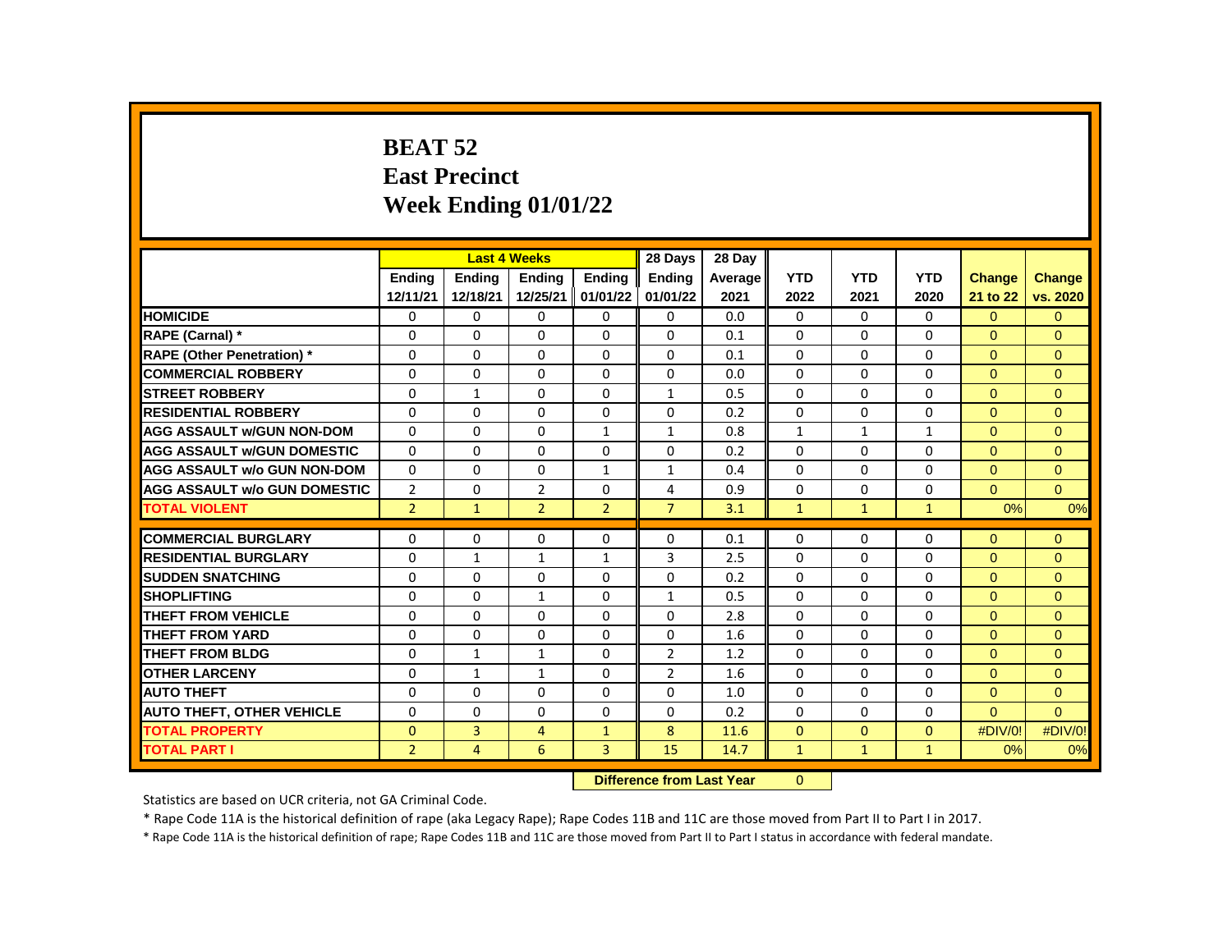# BEAT 52
# East Precinct
# Week Ending 01/01/22

| | Last 4 Weeks | | | | 28 Days | 28 Day | | | | | |
|---|---|---|---|---|---|---|---|---|---|---|---|
| | Ending 12/11/21 | Ending 12/18/21 | Ending 12/25/21 | Ending 01/01/22 | Ending 01/01/22 | Average 2021 | YTD 2022 | YTD 2021 | YTD 2020 | Change 21 to 22 | Change vs. 2020 |
| HOMICIDE | 0 | 0 | 0 | 0 | 0 | 0.0 | 0 | 0 | 0 | 0 | 0 |
| RAPE (Carnal) * | 0 | 0 | 0 | 0 | 0 | 0.1 | 0 | 0 | 0 | 0 | 0 |
| RAPE (Other Penetration) * | 0 | 0 | 0 | 0 | 0 | 0.1 | 0 | 0 | 0 | 0 | 0 |
| COMMERCIAL ROBBERY | 0 | 0 | 0 | 0 | 0 | 0.0 | 0 | 0 | 0 | 0 | 0 |
| STREET ROBBERY | 0 | 1 | 0 | 0 | 1 | 0.5 | 0 | 0 | 0 | 0 | 0 |
| RESIDENTIAL ROBBERY | 0 | 0 | 0 | 0 | 0 | 0.2 | 0 | 0 | 0 | 0 | 0 |
| AGG ASSAULT w/GUN NON-DOM | 0 | 0 | 0 | 1 | 1 | 0.8 | 1 | 1 | 1 | 0 | 0 |
| AGG ASSAULT w/GUN DOMESTIC | 0 | 0 | 0 | 0 | 0 | 0.2 | 0 | 0 | 0 | 0 | 0 |
| AGG ASSAULT w/o GUN NON-DOM | 0 | 0 | 0 | 1 | 1 | 0.4 | 0 | 0 | 0 | 0 | 0 |
| AGG ASSAULT w/o GUN DOMESTIC | 2 | 0 | 2 | 0 | 4 | 0.9 | 0 | 0 | 0 | 0 | 0 |
| TOTAL VIOLENT | 2 | 1 | 2 | 2 | 7 | 3.1 | 1 | 1 | 1 | 0% | 0% |
| COMMERCIAL BURGLARY | 0 | 0 | 0 | 0 | 0 | 0.1 | 0 | 0 | 0 | 0 | 0 |
| RESIDENTIAL BURGLARY | 0 | 1 | 1 | 1 | 3 | 2.5 | 0 | 0 | 0 | 0 | 0 |
| SUDDEN SNATCHING | 0 | 0 | 0 | 0 | 0 | 0.2 | 0 | 0 | 0 | 0 | 0 |
| SHOPLIFTING | 0 | 0 | 1 | 0 | 1 | 0.5 | 0 | 0 | 0 | 0 | 0 |
| THEFT FROM VEHICLE | 0 | 0 | 0 | 0 | 0 | 2.8 | 0 | 0 | 0 | 0 | 0 |
| THEFT FROM YARD | 0 | 0 | 0 | 0 | 0 | 1.6 | 0 | 0 | 0 | 0 | 0 |
| THEFT FROM BLDG | 0 | 1 | 1 | 0 | 2 | 1.2 | 0 | 0 | 0 | 0 | 0 |
| OTHER LARCENY | 0 | 1 | 1 | 0 | 2 | 1.6 | 0 | 0 | 0 | 0 | 0 |
| AUTO THEFT | 0 | 0 | 0 | 0 | 0 | 1.0 | 0 | 0 | 0 | 0 | 0 |
| AUTO THEFT, OTHER VEHICLE | 0 | 0 | 0 | 0 | 0 | 0.2 | 0 | 0 | 0 | 0 | 0 |
| TOTAL PROPERTY | 0 | 3 | 4 | 1 | 8 | 11.6 | 0 | 0 | 0 | #DIV/0! | #DIV/0! |
| TOTAL PART I | 2 | 4 | 6 | 3 | 15 | 14.7 | 1 | 1 | 1 | 0% | 0% |

**Difference from Last Year** 0

Statistics are based on UCR criteria, not GA Criminal Code.

* Rape Code 11A is the historical definition of rape (aka Legacy Rape); Rape Codes 11B and 11C are those moved from Part II to Part I in 2017.

* Rape Code 11A is the historical definition of rape; Rape Codes 11B and 11C are those moved from Part II to Part I status in accordance with federal mandate.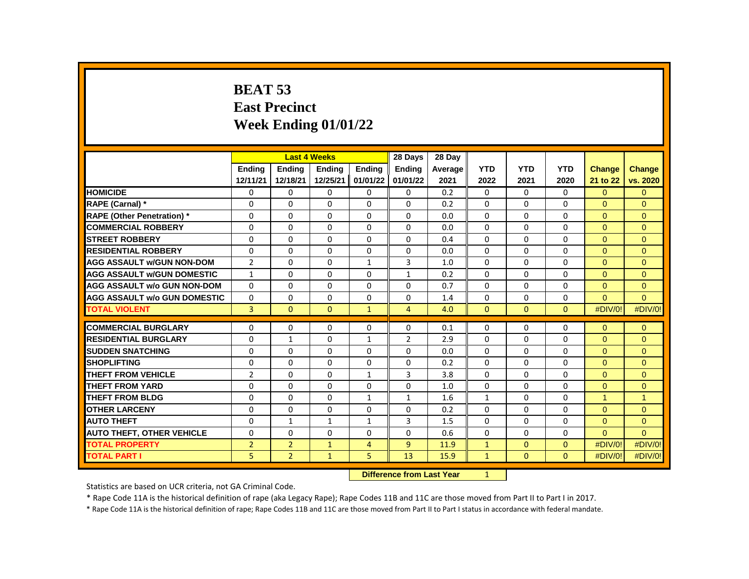# BEAT 53
# East Precinct
# Week Ending 01/01/22

| | Last 4 Weeks | | | | 28 Days | 28 Day | | | | | |
|---|---|---|---|---|---|---|---|---|---|---|---|
| | Ending 12/11/21 | Ending 12/18/21 | Ending 12/25/21 | Ending 01/01/22 | Ending 01/01/22 | Average 2021 | YTD 2022 | YTD 2021 | YTD 2020 | Change 21 to 22 | Change vs. 2020 |
| HOMICIDE | 0 | 0 | 0 | 0 | 0 | 0.2 | 0 | 0 | 0 | 0 | 0 |
| RAPE (Carnal) * | 0 | 0 | 0 | 0 | 0 | 0.2 | 0 | 0 | 0 | 0 | 0 |
| RAPE (Other Penetration) * | 0 | 0 | 0 | 0 | 0 | 0.0 | 0 | 0 | 0 | 0 | 0 |
| COMMERCIAL ROBBERY | 0 | 0 | 0 | 0 | 0 | 0.0 | 0 | 0 | 0 | 0 | 0 |
| STREET ROBBERY | 0 | 0 | 0 | 0 | 0 | 0.4 | 0 | 0 | 0 | 0 | 0 |
| RESIDENTIAL ROBBERY | 0 | 0 | 0 | 0 | 0 | 0.0 | 0 | 0 | 0 | 0 | 0 |
| AGG ASSAULT w/GUN NON-DOM | 2 | 0 | 0 | 1 | 3 | 1.0 | 0 | 0 | 0 | 0 | 0 |
| AGG ASSAULT w/GUN DOMESTIC | 1 | 0 | 0 | 0 | 1 | 0.2 | 0 | 0 | 0 | 0 | 0 |
| AGG ASSAULT w/o GUN NON-DOM | 0 | 0 | 0 | 0 | 0 | 0.7 | 0 | 0 | 0 | 0 | 0 |
| AGG ASSAULT w/o GUN DOMESTIC | 0 | 0 | 0 | 0 | 0 | 1.4 | 0 | 0 | 0 | 0 | 0 |
| TOTAL VIOLENT | 3 | 0 | 0 | 1 | 4 | 4.0 | 0 | 0 | 0 | #DIV/0! | #DIV/0! |
| COMMERCIAL BURGLARY | 0 | 0 | 0 | 0 | 0 | 0.1 | 0 | 0 | 0 | 0 | 0 |
| RESIDENTIAL BURGLARY | 0 | 1 | 0 | 1 | 2 | 2.9 | 0 | 0 | 0 | 0 | 0 |
| SUDDEN SNATCHING | 0 | 0 | 0 | 0 | 0 | 0.0 | 0 | 0 | 0 | 0 | 0 |
| SHOPLIFTING | 0 | 0 | 0 | 0 | 0 | 0.2 | 0 | 0 | 0 | 0 | 0 |
| THEFT FROM VEHICLE | 2 | 0 | 0 | 1 | 3 | 3.8 | 0 | 0 | 0 | 0 | 0 |
| THEFT FROM YARD | 0 | 0 | 0 | 0 | 0 | 1.0 | 0 | 0 | 0 | 0 | 0 |
| THEFT FROM BLDG | 0 | 0 | 0 | 1 | 1 | 1.6 | 1 | 0 | 0 | 1 | 1 |
| OTHER LARCENY | 0 | 0 | 0 | 0 | 0 | 0.2 | 0 | 0 | 0 | 0 | 0 |
| AUTO THEFT | 0 | 1 | 1 | 1 | 3 | 1.5 | 0 | 0 | 0 | 0 | 0 |
| AUTO THEFT, OTHER VEHICLE | 0 | 0 | 0 | 0 | 0 | 0.6 | 0 | 0 | 0 | 0 | 0 |
| TOTAL PROPERTY | 2 | 2 | 1 | 4 | 9 | 11.9 | 1 | 0 | 0 | #DIV/0! | #DIV/0! |
| TOTAL PART I | 5 | 2 | 1 | 5 | 13 | 15.9 | 1 | 0 | 0 | #DIV/0! | #DIV/0! |

**Difference from Last Year** 1

Statistics are based on UCR criteria, not GA Criminal Code.

* Rape Code 11A is the historical definition of rape (aka Legacy Rape); Rape Codes 11B and 11C are those moved from Part II to Part I in 2017.

* Rape Code 11A is the historical definition of rape; Rape Codes 11B and 11C are those moved from Part II to Part I status in accordance with federal mandate.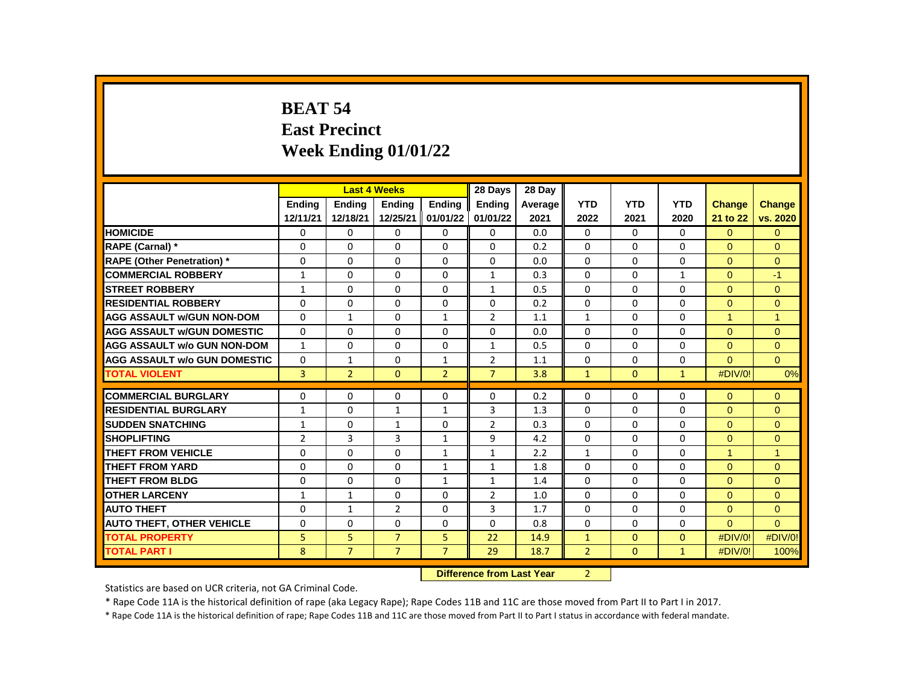# BEAT 54
# East Precinct
# Week Ending 01/01/22

| | Last 4 Weeks | | | | 28 Days | 28 Day | | | | | |
|---|---|---|---|---|---|---|---|---|---|---|---|
| | Ending 12/11/21 | Ending 12/18/21 | Ending 12/25/21 | Ending 01/01/22 | Ending 01/01/22 | Average 2021 | YTD 2022 | YTD 2021 | YTD 2020 | Change 21 to 22 | Change vs. 2020 |
| HOMICIDE | 0 | 0 | 0 | 0 | 0 | 0.0 | 0 | 0 | 0 | 0 | 0 |
| RAPE (Carnal) * | 0 | 0 | 0 | 0 | 0 | 0.2 | 0 | 0 | 0 | 0 | 0 |
| RAPE (Other Penetration) * | 0 | 0 | 0 | 0 | 0 | 0.0 | 0 | 0 | 0 | 0 | 0 |
| COMMERCIAL ROBBERY | 1 | 0 | 0 | 0 | 1 | 0.3 | 0 | 0 | 1 | 0 | -1 |
| STREET ROBBERY | 1 | 0 | 0 | 0 | 1 | 0.5 | 0 | 0 | 0 | 0 | 0 |
| RESIDENTIAL ROBBERY | 0 | 0 | 0 | 0 | 0 | 0.2 | 0 | 0 | 0 | 0 | 0 |
| AGG ASSAULT w/GUN NON-DOM | 0 | 1 | 0 | 1 | 2 | 1.1 | 1 | 0 | 0 | 1 | 1 |
| AGG ASSAULT w/GUN DOMESTIC | 0 | 0 | 0 | 0 | 0 | 0.0 | 0 | 0 | 0 | 0 | 0 |
| AGG ASSAULT w/o GUN NON-DOM | 1 | 0 | 0 | 0 | 1 | 0.5 | 0 | 0 | 0 | 0 | 0 |
| AGG ASSAULT w/o GUN DOMESTIC | 0 | 1 | 0 | 1 | 2 | 1.1 | 0 | 0 | 0 | 0 | 0 |
| TOTAL VIOLENT | 3 | 2 | 0 | 2 | 7 | 3.8 | 1 | 0 | 1 | #DIV/0! | 0% |
| COMMERCIAL BURGLARY | 0 | 0 | 0 | 0 | 0 | 0.2 | 0 | 0 | 0 | 0 | 0 |
| RESIDENTIAL BURGLARY | 1 | 0 | 1 | 1 | 3 | 1.3 | 0 | 0 | 0 | 0 | 0 |
| SUDDEN SNATCHING | 1 | 0 | 1 | 0 | 2 | 0.3 | 0 | 0 | 0 | 0 | 0 |
| SHOPLIFTING | 2 | 3 | 3 | 1 | 9 | 4.2 | 0 | 0 | 0 | 0 | 0 |
| THEFT FROM VEHICLE | 0 | 0 | 0 | 1 | 1 | 2.2 | 1 | 0 | 0 | 1 | 1 |
| THEFT FROM YARD | 0 | 0 | 0 | 1 | 1 | 1.8 | 0 | 0 | 0 | 0 | 0 |
| THEFT FROM BLDG | 0 | 0 | 0 | 1 | 1 | 1.4 | 0 | 0 | 0 | 0 | 0 |
| OTHER LARCENY | 1 | 1 | 0 | 0 | 2 | 1.0 | 0 | 0 | 0 | 0 | 0 |
| AUTO THEFT | 0 | 1 | 2 | 0 | 3 | 1.7 | 0 | 0 | 0 | 0 | 0 |
| AUTO THEFT, OTHER VEHICLE | 0 | 0 | 0 | 0 | 0 | 0.8 | 0 | 0 | 0 | 0 | 0 |
| TOTAL PROPERTY | 5 | 5 | 7 | 5 | 22 | 14.9 | 1 | 0 | 0 | #DIV/0! | #DIV/0! |
| TOTAL PART I | 8 | 7 | 7 | 7 | 29 | 18.7 | 2 | 0 | 1 | #DIV/0! | 100% |

**Difference from Last Year** 2

Statistics are based on UCR criteria, not GA Criminal Code.

* Rape Code 11A is the historical definition of rape (aka Legacy Rape); Rape Codes 11B and 11C are those moved from Part II to Part I in 2017.

* Rape Code 11A is the historical definition of rape; Rape Codes 11B and 11C are those moved from Part II to Part I status in accordance with federal mandate.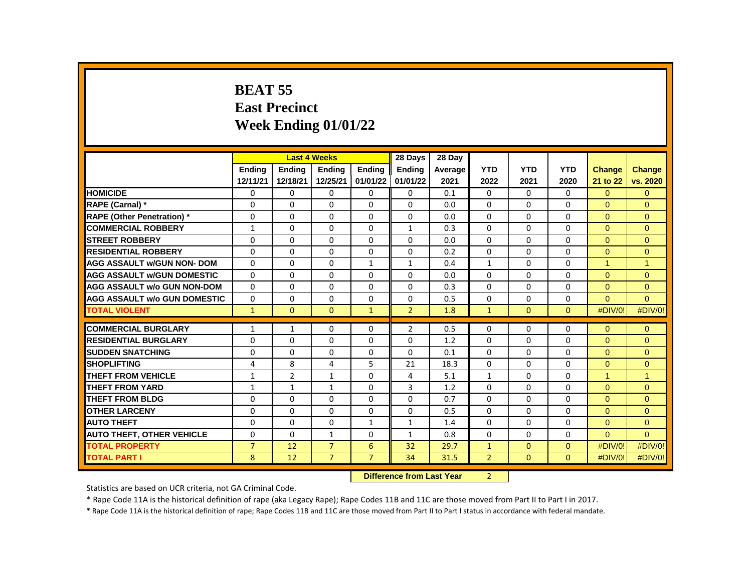# BEAT 55
# East Precinct
# Week Ending 01/01/22

| | Last 4 Weeks | | | | 28 Days | 28 Day | | | | | |
|---|---|---|---|---|---|---|---|---|---|---|---|
| | Ending 12/11/21 | Ending 12/18/21 | Ending 12/25/21 | Ending 01/01/22 | Ending 01/01/22 | Average 2021 | YTD 2022 | YTD 2021 | YTD 2020 | Change 21 to 22 | Change vs. 2020 |
| **HOMICIDE** | 0 | 0 | 0 | 0 | 0 | 0.1 | 0 | 0 | 0 | 0 | 0 |
| **RAPE (Carnal) *** | 0 | 0 | 0 | 0 | 0 | 0.0 | 0 | 0 | 0 | 0 | 0 |
| **RAPE (Other Penetration) *** | 0 | 0 | 0 | 0 | 0 | 0.0 | 0 | 0 | 0 | 0 | 0 |
| **COMMERCIAL ROBBERY** | 1 | 0 | 0 | 0 | 1 | 0.3 | 0 | 0 | 0 | 0 | 0 |
| **STREET ROBBERY** | 0 | 0 | 0 | 0 | 0 | 0.0 | 0 | 0 | 0 | 0 | 0 |
| **RESIDENTIAL ROBBERY** | 0 | 0 | 0 | 0 | 0 | 0.2 | 0 | 0 | 0 | 0 | 0 |
| **AGG ASSAULT w/GUN NON- DOM** | 0 | 0 | 0 | 1 | 1 | 0.4 | 1 | 0 | 0 | 1 | 1 |
| **AGG ASSAULT w/GUN DOMESTIC** | 0 | 0 | 0 | 0 | 0 | 0.0 | 0 | 0 | 0 | 0 | 0 |
| **AGG ASSAULT w/o GUN NON-DOM** | 0 | 0 | 0 | 0 | 0 | 0.3 | 0 | 0 | 0 | 0 | 0 |
| **AGG ASSAULT w/o GUN DOMESTIC** | 0 | 0 | 0 | 0 | 0 | 0.5 | 0 | 0 | 0 | 0 | 0 |
| **TOTAL VIOLENT** | 1 | 0 | 0 | 1 | 2 | 1.8 | 1 | 0 | 0 | #DIV/0! | #DIV/0! |
| **COMMERCIAL BURGLARY** | 1 | 1 | 0 | 0 | 2 | 0.5 | 0 | 0 | 0 | 0 | 0 |
| **RESIDENTIAL BURGLARY** | 0 | 0 | 0 | 0 | 0 | 1.2 | 0 | 0 | 0 | 0 | 0 |
| **SUDDEN SNATCHING** | 0 | 0 | 0 | 0 | 0 | 0.1 | 0 | 0 | 0 | 0 | 0 |
| **SHOPLIFTING** | 4 | 8 | 4 | 5 | 21 | 18.3 | 0 | 0 | 0 | 0 | 0 |
| **THEFT FROM VEHICLE** | 1 | 2 | 1 | 0 | 4 | 5.1 | 1 | 0 | 0 | 1 | 1 |
| **THEFT FROM YARD** | 1 | 1 | 1 | 0 | 3 | 1.2 | 0 | 0 | 0 | 0 | 0 |
| **THEFT FROM BLDG** | 0 | 0 | 0 | 0 | 0 | 0.7 | 0 | 0 | 0 | 0 | 0 |
| **OTHER LARCENY** | 0 | 0 | 0 | 0 | 0 | 0.5 | 0 | 0 | 0 | 0 | 0 |
| **AUTO THEFT** | 0 | 0 | 0 | 1 | 1 | 1.4 | 0 | 0 | 0 | 0 | 0 |
| **AUTO THEFT, OTHER VEHICLE** | 0 | 0 | 1 | 0 | 1 | 0.8 | 0 | 0 | 0 | 0 | 0 |
| **TOTAL PROPERTY** | 7 | 12 | 7 | 6 | 32 | 29.7 | 1 | 0 | 0 | #DIV/0! | #DIV/0! |
| **TOTAL PART I** | 8 | 12 | 7 | 7 | 34 | 31.5 | 2 | 0 | 0 | #DIV/0! | #DIV/0! |

**Difference from Last Year** 2

Statistics are based on UCR criteria, not GA Criminal Code.

* Rape Code 11A is the historical definition of rape (aka Legacy Rape); Rape Codes 11B and 11C are those moved from Part II to Part I in 2017.

* Rape Code 11A is the historical definition of rape; Rape Codes 11B and 11C are those moved from Part II to Part I status in accordance with federal mandate.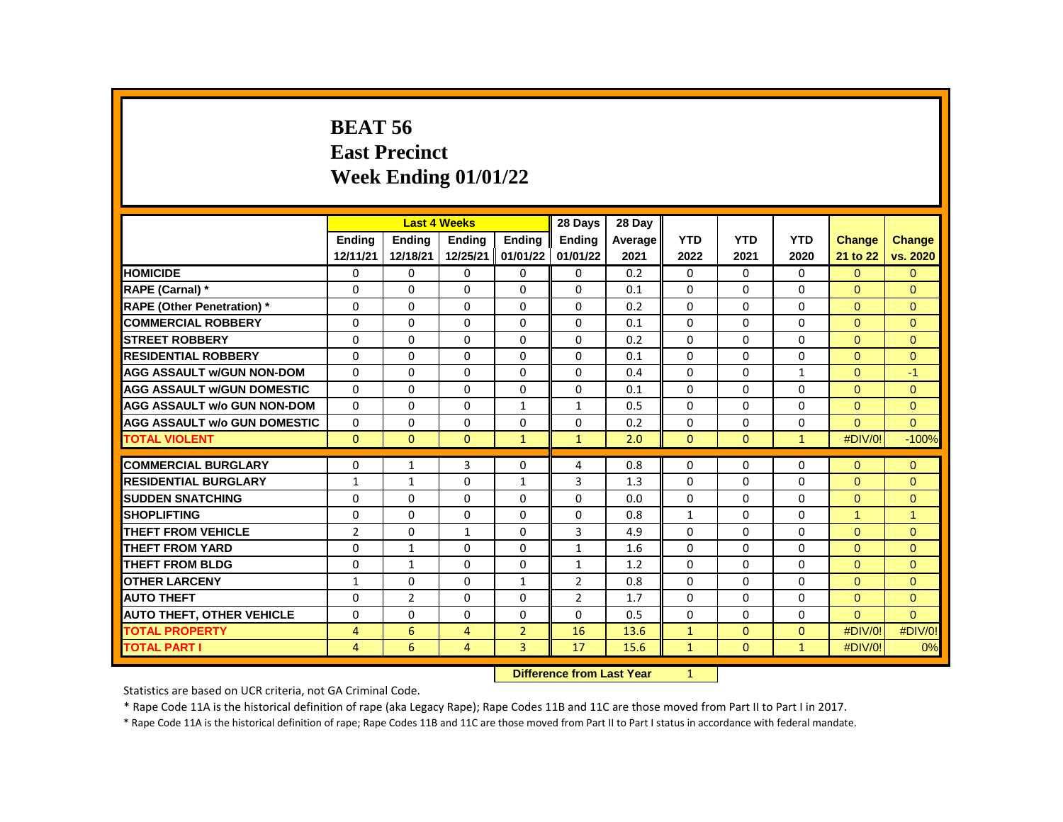# BEAT 56
# East Precinct
# Week Ending 01/01/22

| | Last 4 Weeks | | | | 28 Days | 28 Day | | | | | |
|---|---|---|---|---|---|---|---|---|---|---|---|
| | Ending 12/11/21 | Ending 12/18/21 | Ending 12/25/21 | Ending 01/01/22 | Ending 01/01/22 | Average 2021 | YTD 2022 | YTD 2021 | YTD 2020 | Change 21 to 22 | Change vs. 2020 |
| HOMICIDE | 0 | 0 | 0 | 0 | 0 | 0.2 | 0 | 0 | 0 | 0 | 0 |
| RAPE (Carnal) * | 0 | 0 | 0 | 0 | 0 | 0.1 | 0 | 0 | 0 | 0 | 0 |
| RAPE (Other Penetration) * | 0 | 0 | 0 | 0 | 0 | 0.2 | 0 | 0 | 0 | 0 | 0 |
| COMMERCIAL ROBBERY | 0 | 0 | 0 | 0 | 0 | 0.1 | 0 | 0 | 0 | 0 | 0 |
| STREET ROBBERY | 0 | 0 | 0 | 0 | 0 | 0.2 | 0 | 0 | 0 | 0 | 0 |
| RESIDENTIAL ROBBERY | 0 | 0 | 0 | 0 | 0 | 0.1 | 0 | 0 | 0 | 0 | 0 |
| AGG ASSAULT w/GUN NON-DOM | 0 | 0 | 0 | 0 | 0 | 0.4 | 0 | 0 | 1 | 0 | -1 |
| AGG ASSAULT w/GUN DOMESTIC | 0 | 0 | 0 | 0 | 0 | 0.1 | 0 | 0 | 0 | 0 | 0 |
| AGG ASSAULT w/o GUN NON-DOM | 0 | 0 | 0 | 1 | 1 | 0.5 | 0 | 0 | 0 | 0 | 0 |
| AGG ASSAULT w/o GUN DOMESTIC | 0 | 0 | 0 | 0 | 0 | 0.2 | 0 | 0 | 0 | 0 | 0 |
| TOTAL VIOLENT | 0 | 0 | 0 | 1 | 1 | 2.0 | 0 | 0 | 1 | #DIV/0! | -100% |
| COMMERCIAL BURGLARY | 0 | 1 | 3 | 0 | 4 | 0.8 | 0 | 0 | 0 | 0 | 0 |
| RESIDENTIAL BURGLARY | 1 | 1 | 0 | 1 | 3 | 1.3 | 0 | 0 | 0 | 0 | 0 |
| SUDDEN SNATCHING | 0 | 0 | 0 | 0 | 0 | 0.0 | 0 | 0 | 0 | 0 | 0 |
| SHOPLIFTING | 0 | 0 | 0 | 0 | 0 | 0.8 | 1 | 0 | 0 | 1 | 1 |
| THEFT FROM VEHICLE | 2 | 0 | 1 | 0 | 3 | 4.9 | 0 | 0 | 0 | 0 | 0 |
| THEFT FROM YARD | 0 | 1 | 0 | 0 | 1 | 1.6 | 0 | 0 | 0 | 0 | 0 |
| THEFT FROM BLDG | 0 | 1 | 0 | 0 | 1 | 1.2 | 0 | 0 | 0 | 0 | 0 |
| OTHER LARCENY | 1 | 0 | 0 | 1 | 2 | 0.8 | 0 | 0 | 0 | 0 | 0 |
| AUTO THEFT | 0 | 2 | 0 | 0 | 2 | 1.7 | 0 | 0 | 0 | 0 | 0 |
| AUTO THEFT, OTHER VEHICLE | 0 | 0 | 0 | 0 | 0 | 0.5 | 0 | 0 | 0 | 0 | 0 |
| TOTAL PROPERTY | 4 | 6 | 4 | 2 | 16 | 13.6 | 1 | 0 | 0 | #DIV/0! | #DIV/0! |
| TOTAL PART I | 4 | 6 | 4 | 3 | 17 | 15.6 | 1 | 0 | 1 | #DIV/0! | 0% |

**Difference from Last Year** 1

Statistics are based on UCR criteria, not GA Criminal Code.

* Rape Code 11A is the historical definition of rape (aka Legacy Rape); Rape Codes 11B and 11C are those moved from Part II to Part I in 2017.

* Rape Code 11A is the historical definition of rape; Rape Codes 11B and 11C are those moved from Part II to Part I status in accordance with federal mandate.